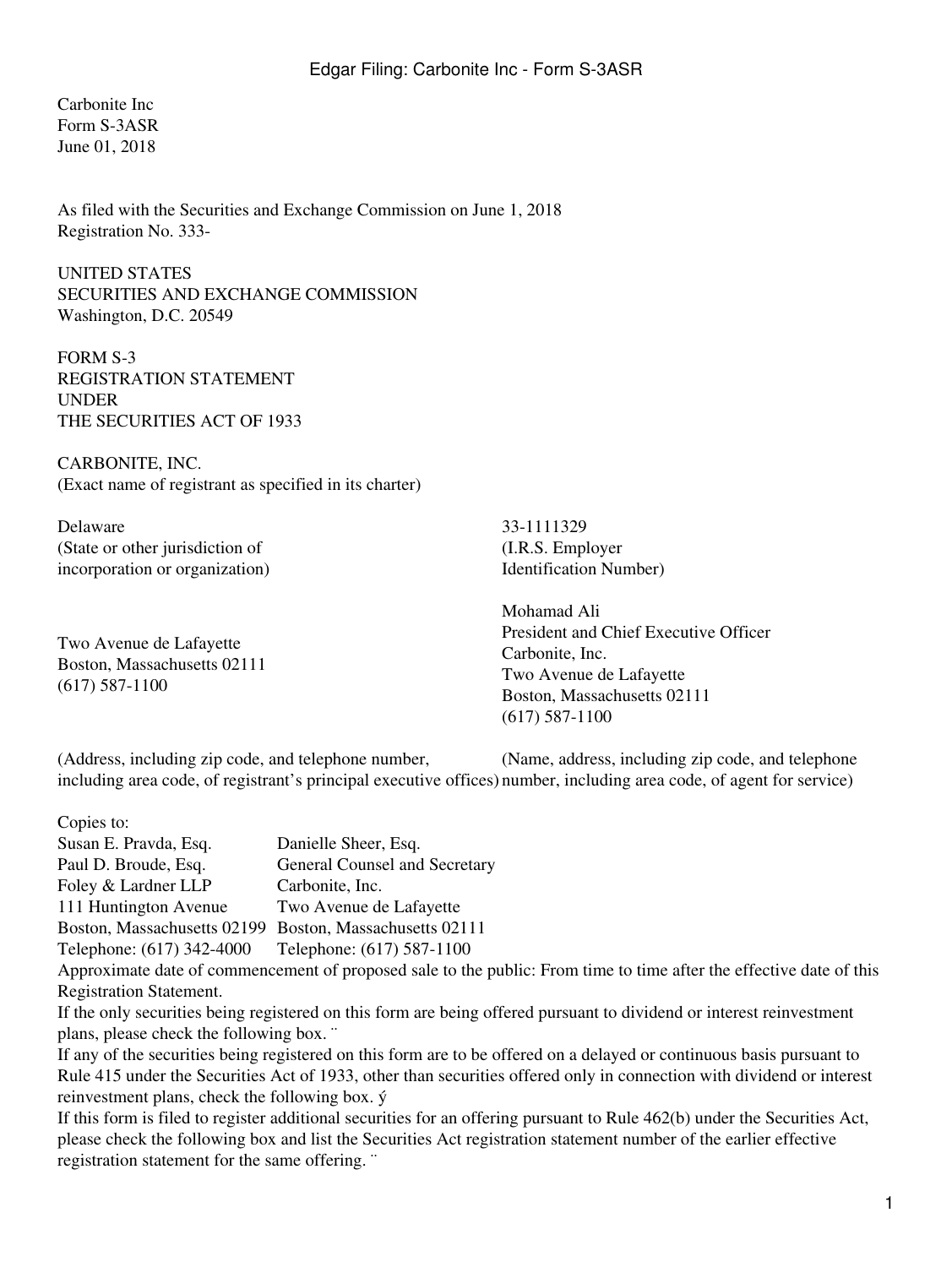Carbonite Inc
Form S-3ASR
June 01, 2018

As filed with the Securities and Exchange Commission on June 1, 2018
Registration No. 333-

UNITED STATES
SECURITIES AND EXCHANGE COMMISSION
Washington, D.C. 20549

FORM S-3
REGISTRATION STATEMENT
UNDER
THE SECURITIES ACT OF 1933

CARBONITE, INC.
(Exact name of registrant as specified in its charter)

| | |
|---|---|
| Delaware<br>(State or other jurisdiction of incorporation or organization) | 33-1111329<br>(I.R.S. Employer Identification Number) |
| Two Avenue de Lafayette<br>Boston, Massachusetts 02111<br>(617) 587-1100 | Mohamad Ali<br>President and Chief Executive Officer<br>Carbonite, Inc.<br>Two Avenue de Lafayette<br>Boston, Massachusetts 02111<br>(617) 587-1100 |
| (Address, including zip code, and telephone number, including area code, of registrant's principal executive offices) | (Name, address, including zip code, and telephone number, including area code, of agent for service) |

Copies to:

| | |
|---|---|
| Susan E. Pravda, Esq. | Danielle Sheer, Esq. |
| Paul D. Broude, Esq. | General Counsel and Secretary |
| Foley & Lardner LLP | Carbonite, Inc. |
| 111 Huntington Avenue | Two Avenue de Lafayette |
| Boston, Massachusetts 02199 | Boston, Massachusetts 02111 |
| Telephone: (617) 342-4000 | Telephone: (617) 587-1100 |

Approximate date of commencement of proposed sale to the public: From time to time after the effective date of this Registration Statement.

If the only securities being registered on this form are being offered pursuant to dividend or interest reinvestment plans, please check the following box. ¨

If any of the securities being registered on this form are to be offered on a delayed or continuous basis pursuant to Rule 415 under the Securities Act of 1933, other than securities offered only in connection with dividend or interest reinvestment plans, check the following box. ý

If this form is filed to register additional securities for an offering pursuant to Rule 462(b) under the Securities Act, please check the following box and list the Securities Act registration statement number of the earlier effective registration statement for the same offering. ¨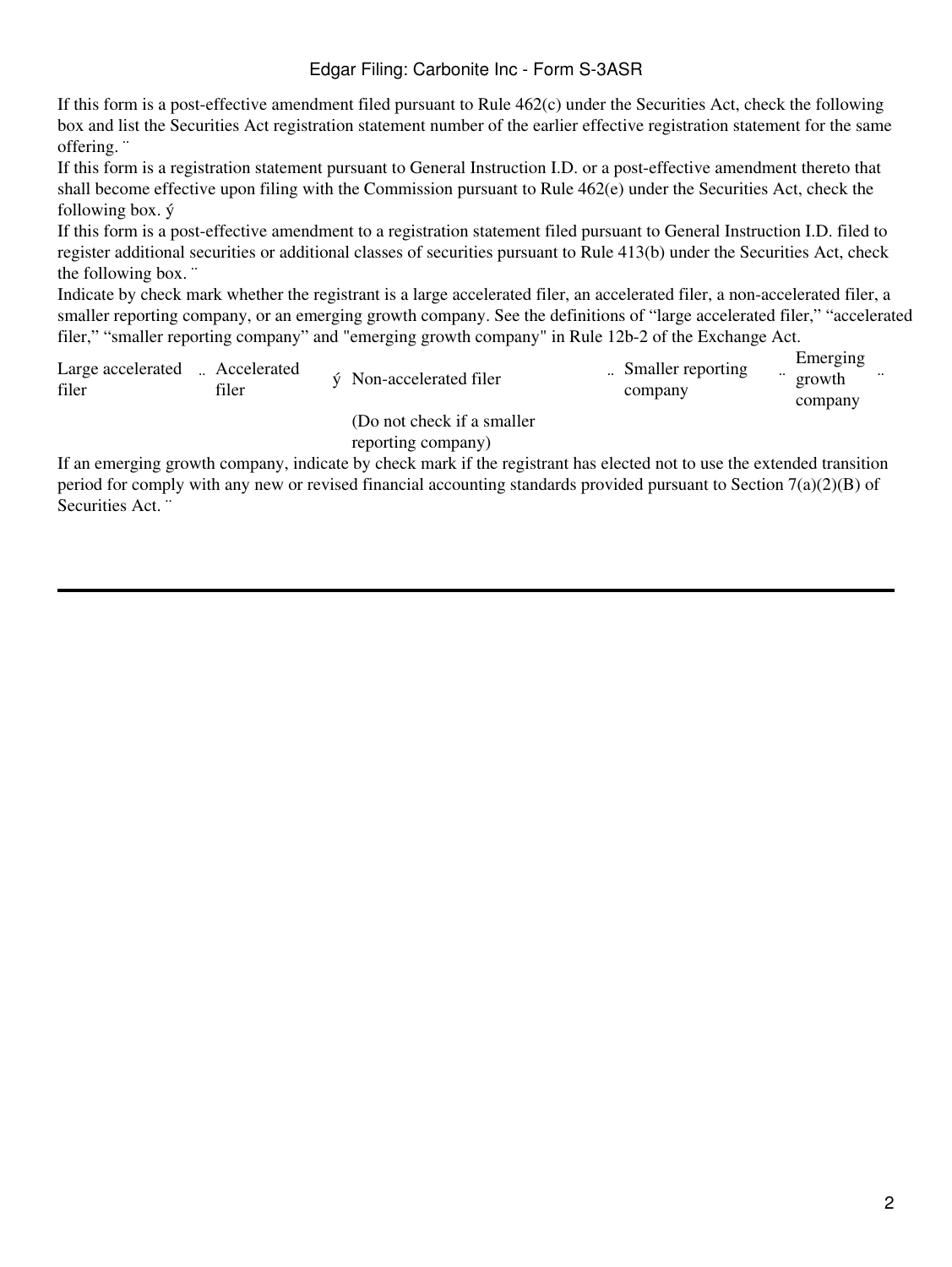If this form is a post-effective amendment filed pursuant to Rule 462(c) under the Securities Act, check the following box and list the Securities Act registration statement number of the earlier effective registration statement for the same offering. ¨

If this form is a registration statement pursuant to General Instruction I.D. or a post-effective amendment thereto that shall become effective upon filing with the Commission pursuant to Rule 462(e) under the Securities Act, check the following box. ý

If this form is a post-effective amendment to a registration statement filed pursuant to General Instruction I.D. filed to register additional securities or additional classes of securities pursuant to Rule 413(b) under the Securities Act, check the following box. ¨

Indicate by check mark whether the registrant is a large accelerated filer, an accelerated filer, a non-accelerated filer, a smaller reporting company, or an emerging growth company. See the definitions of "large accelerated filer," "accelerated filer," "smaller reporting company" and "emerging growth company" in Rule 12b-2 of the Exchange Act.

| Large accelerated filer | ¨ | Accelerated filer | ý | Non-accelerated filer | ¨ | Smaller reporting company | ¨ | Emerging growth company | ¨ |
|---|---|---|---|---|---|---|---|---|---|
| | | | | (Do not check if a smaller reporting company) | | | | | |

If an emerging growth company, indicate by check mark if the registrant has elected not to use the extended transition period for comply with any new or revised financial accounting standards provided pursuant to Section 7(a)(2)(B) of Securities Act. ¨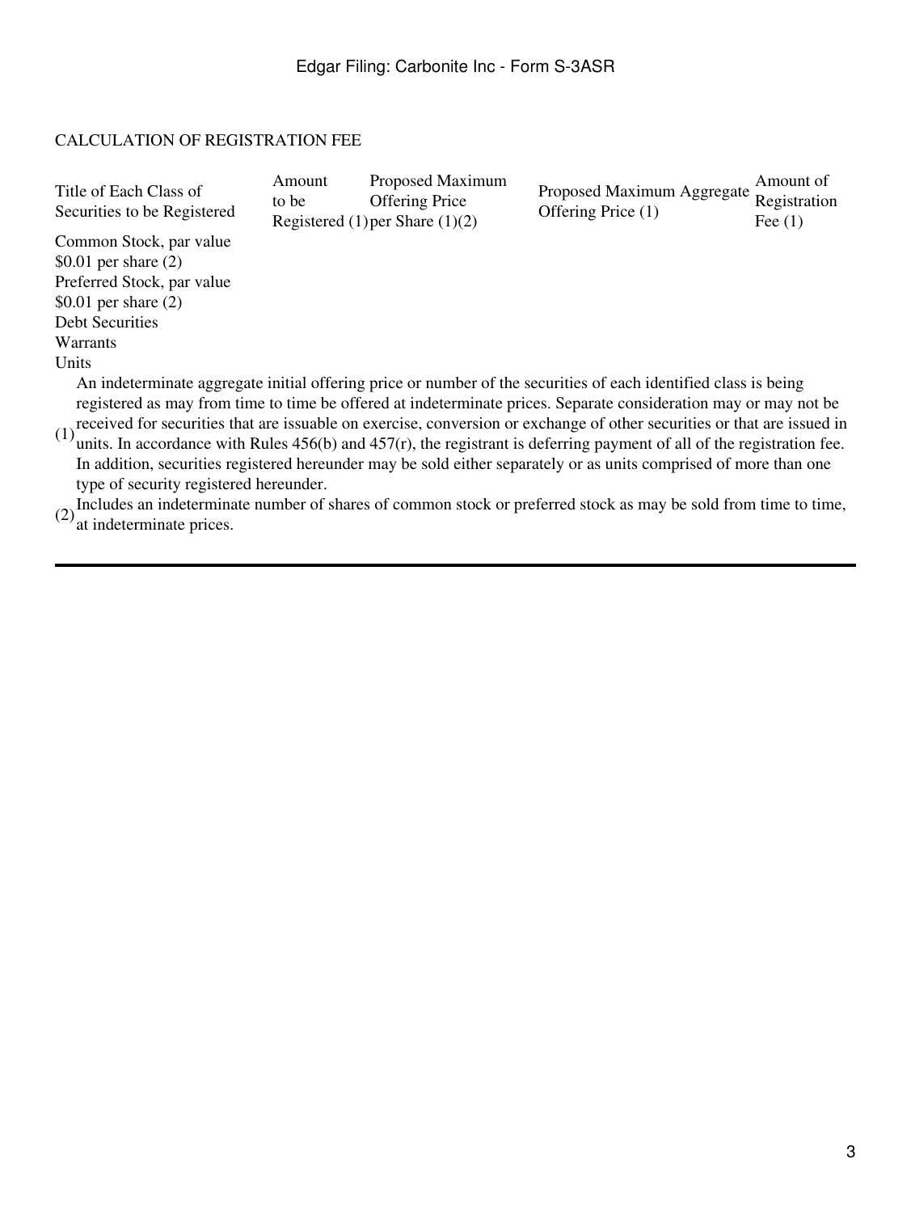CALCULATION OF REGISTRATION FEE

| Title of Each Class of Securities to be Registered | Amount to be Registered (1) | Proposed Maximum Offering Price per Share (1)(2) | Proposed Maximum Aggregate Offering Price (1) | Amount of Registration Fee (1) |
| --- | --- | --- | --- | --- |
| Common Stock, par value $0.01 per share (2) | | | | |
| Preferred Stock, par value $0.01 per share (2) | | | | |
| Debt Securities | | | | |
| Warrants | | | | |
| Units | | | | |

(1) An indeterminate aggregate initial offering price or number of the securities of each identified class is being registered as may from time to time be offered at indeterminate prices. Separate consideration may or may not be received for securities that are issuable on exercise, conversion or exchange of other securities or that are issued in units. In accordance with Rules 456(b) and 457(r), the registrant is deferring payment of all of the registration fee. In addition, securities registered hereunder may be sold either separately or as units comprised of more than one type of security registered hereunder.

(2) Includes an indeterminate number of shares of common stock or preferred stock as may be sold from time to time, at indeterminate prices.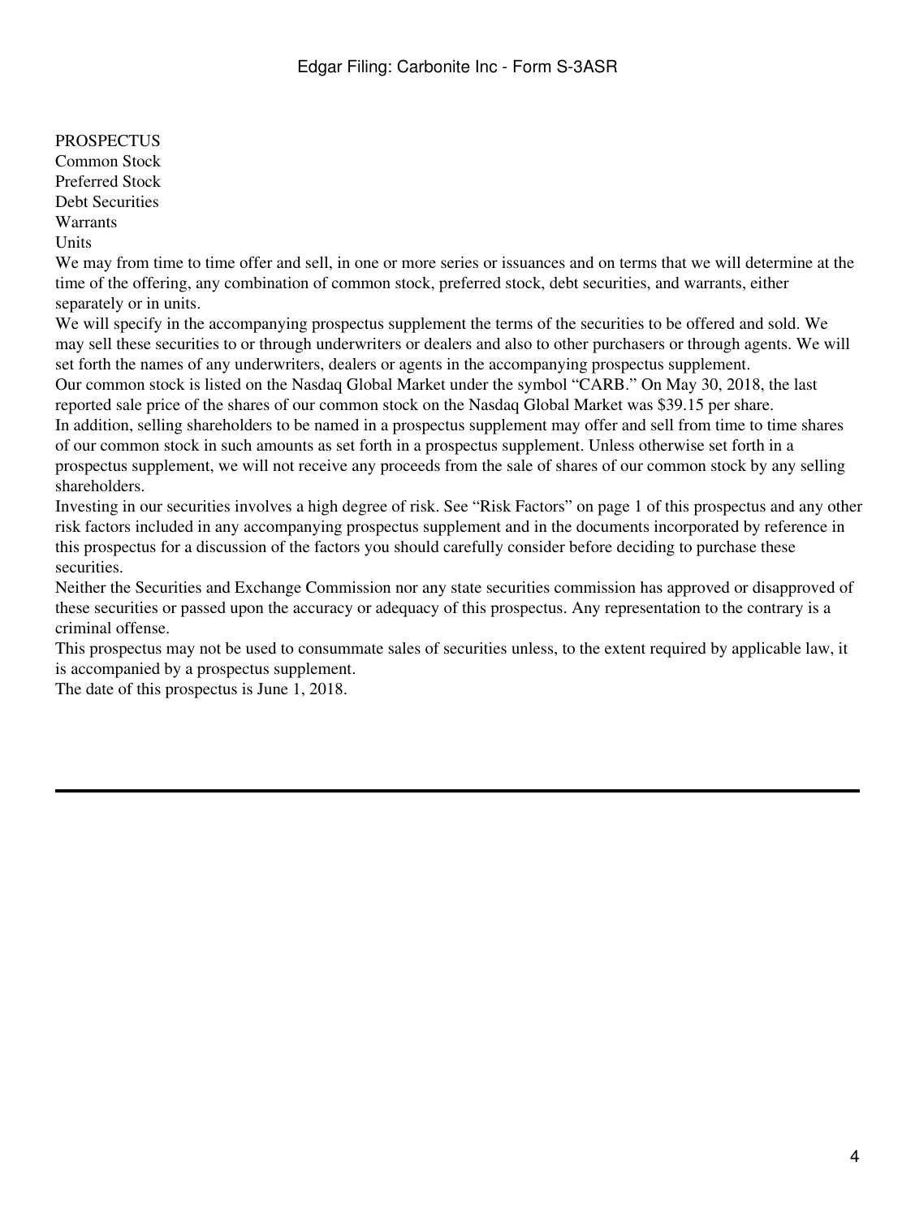PROSPECTUS

Common Stock
Preferred Stock
Debt Securities
Warrants
Units

We may from time to time offer and sell, in one or more series or issuances and on terms that we will determine at the time of the offering, any combination of common stock, preferred stock, debt securities, and warrants, either separately or in units.

We will specify in the accompanying prospectus supplement the terms of the securities to be offered and sold. We may sell these securities to or through underwriters or dealers and also to other purchasers or through agents. We will set forth the names of any underwriters, dealers or agents in the accompanying prospectus supplement.

Our common stock is listed on the Nasdaq Global Market under the symbol "CARB." On May 30, 2018, the last reported sale price of the shares of our common stock on the Nasdaq Global Market was $39.15 per share.

In addition, selling shareholders to be named in a prospectus supplement may offer and sell from time to time shares of our common stock in such amounts as set forth in a prospectus supplement. Unless otherwise set forth in a prospectus supplement, we will not receive any proceeds from the sale of shares of our common stock by any selling shareholders.

Investing in our securities involves a high degree of risk. See "Risk Factors" on page 1 of this prospectus and any other risk factors included in any accompanying prospectus supplement and in the documents incorporated by reference in this prospectus for a discussion of the factors you should carefully consider before deciding to purchase these securities.

Neither the Securities and Exchange Commission nor any state securities commission has approved or disapproved of these securities or passed upon the accuracy or adequacy of this prospectus. Any representation to the contrary is a criminal offense.

This prospectus may not be used to consummate sales of securities unless, to the extent required by applicable law, it is accompanied by a prospectus supplement.

The date of this prospectus is June 1, 2018.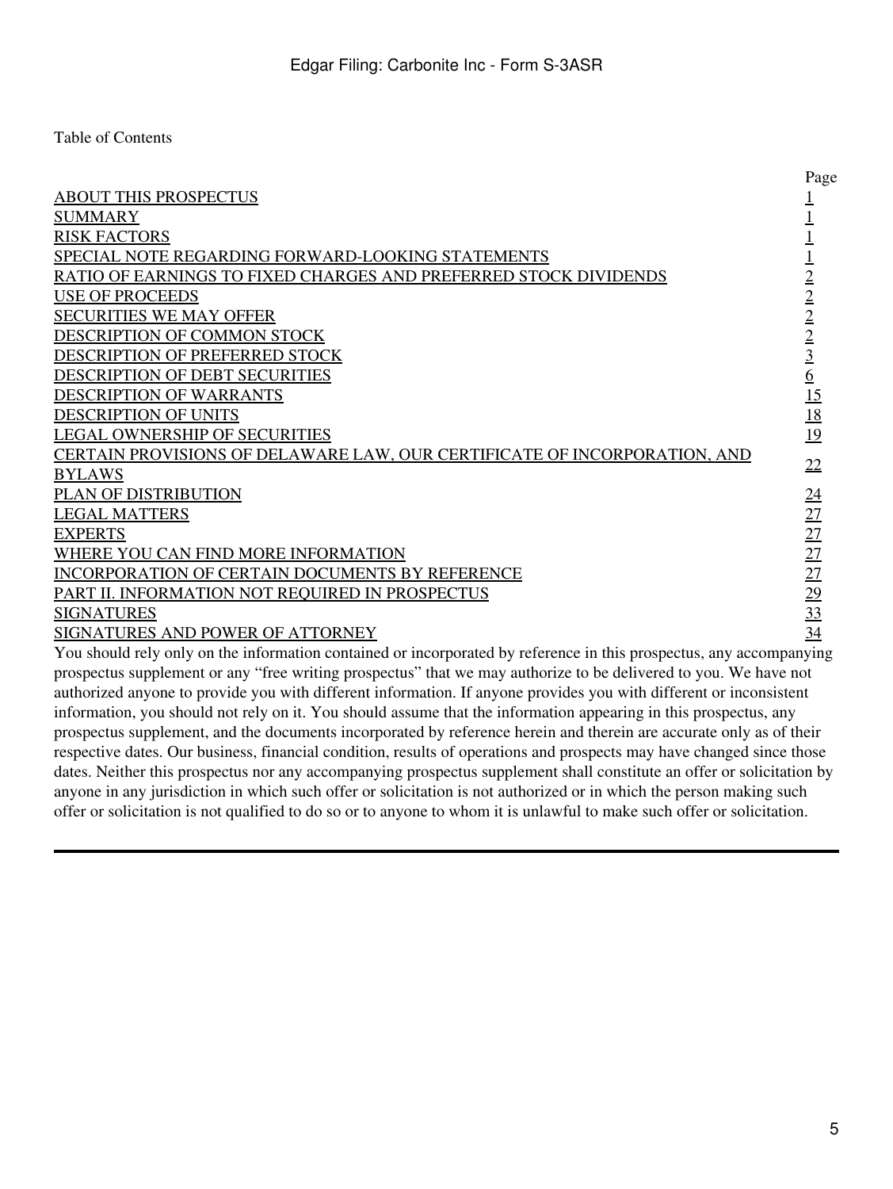Table of Contents

| | Page |
|---|---|
| ABOUT THIS PROSPECTUS | 1 |
| SUMMARY | 1 |
| RISK FACTORS | 1 |
| SPECIAL NOTE REGARDING FORWARD-LOOKING STATEMENTS | 1 |
| RATIO OF EARNINGS TO FIXED CHARGES AND PREFERRED STOCK DIVIDENDS | 2 |
| USE OF PROCEEDS | 2 |
| SECURITIES WE MAY OFFER | 2 |
| DESCRIPTION OF COMMON STOCK | 2 |
| DESCRIPTION OF PREFERRED STOCK | 3 |
| DESCRIPTION OF DEBT SECURITIES | 6 |
| DESCRIPTION OF WARRANTS | 15 |
| DESCRIPTION OF UNITS | 18 |
| LEGAL OWNERSHIP OF SECURITIES | 19 |
| CERTAIN PROVISIONS OF DELAWARE LAW, OUR CERTIFICATE OF INCORPORATION, AND BYLAWS | 22 |
| PLAN OF DISTRIBUTION | 24 |
| LEGAL MATTERS | 27 |
| EXPERTS | 27 |
| WHERE YOU CAN FIND MORE INFORMATION | 27 |
| INCORPORATION OF CERTAIN DOCUMENTS BY REFERENCE | 27 |
| PART II. INFORMATION NOT REQUIRED IN PROSPECTUS | 29 |
| SIGNATURES | 33 |
| SIGNATURES AND POWER OF ATTORNEY | 34 |

You should rely only on the information contained or incorporated by reference in this prospectus, any accompanying prospectus supplement or any "free writing prospectus" that we may authorize to be delivered to you. We have not authorized anyone to provide you with different information. If anyone provides you with different or inconsistent information, you should not rely on it. You should assume that the information appearing in this prospectus, any prospectus supplement, and the documents incorporated by reference herein and therein are accurate only as of their respective dates. Our business, financial condition, results of operations and prospects may have changed since those dates. Neither this prospectus nor any accompanying prospectus supplement shall constitute an offer or solicitation by anyone in any jurisdiction in which such offer or solicitation is not authorized or in which the person making such offer or solicitation is not qualified to do so or to anyone to whom it is unlawful to make such offer or solicitation.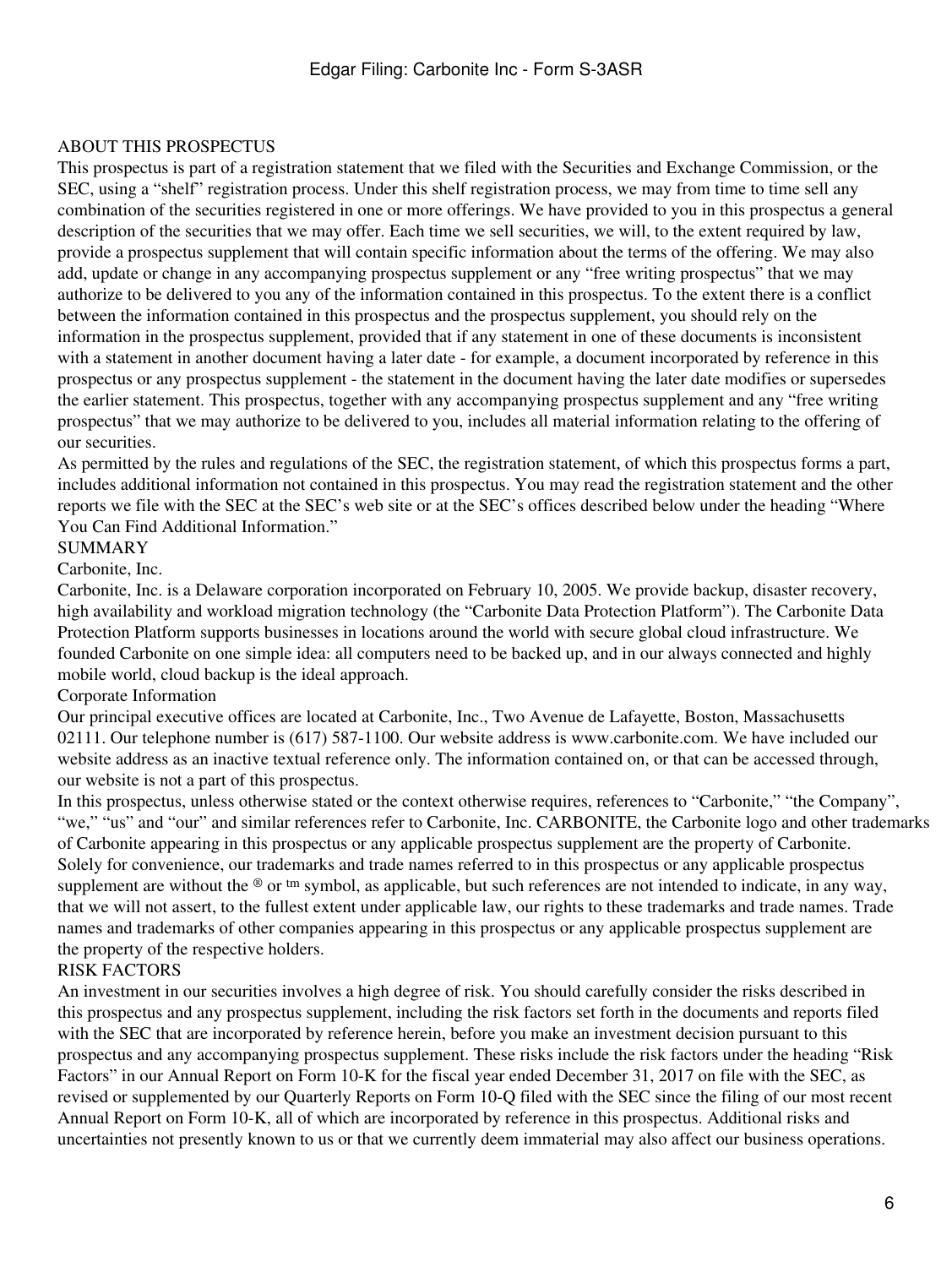## ABOUT THIS PROSPECTUS

This prospectus is part of a registration statement that we filed with the Securities and Exchange Commission, or the SEC, using a "shelf" registration process. Under this shelf registration process, we may from time to time sell any combination of the securities registered in one or more offerings. We have provided to you in this prospectus a general description of the securities that we may offer. Each time we sell securities, we will, to the extent required by law, provide a prospectus supplement that will contain specific information about the terms of the offering. We may also add, update or change in any accompanying prospectus supplement or any "free writing prospectus" that we may authorize to be delivered to you any of the information contained in this prospectus. To the extent there is a conflict between the information contained in this prospectus and the prospectus supplement, you should rely on the information in the prospectus supplement, provided that if any statement in one of these documents is inconsistent with a statement in another document having a later date - for example, a document incorporated by reference in this prospectus or any prospectus supplement - the statement in the document having the later date modifies or supersedes the earlier statement. This prospectus, together with any accompanying prospectus supplement and any "free writing prospectus" that we may authorize to be delivered to you, includes all material information relating to the offering of our securities.

As permitted by the rules and regulations of the SEC, the registration statement, of which this prospectus forms a part, includes additional information not contained in this prospectus. You may read the registration statement and the other reports we file with the SEC at the SEC's web site or at the SEC's offices described below under the heading "Where You Can Find Additional Information."

## SUMMARY

### Carbonite, Inc.

Carbonite, Inc. is a Delaware corporation incorporated on February 10, 2005. We provide backup, disaster recovery, high availability and workload migration technology (the "Carbonite Data Protection Platform"). The Carbonite Data Protection Platform supports businesses in locations around the world with secure global cloud infrastructure. We founded Carbonite on one simple idea: all computers need to be backed up, and in our always connected and highly mobile world, cloud backup is the ideal approach.

### Corporate Information

Our principal executive offices are located at Carbonite, Inc., Two Avenue de Lafayette, Boston, Massachusetts 02111. Our telephone number is (617) 587-1100. Our website address is www.carbonite.com. We have included our website address as an inactive textual reference only. The information contained on, or that can be accessed through, our website is not a part of this prospectus.

In this prospectus, unless otherwise stated or the context otherwise requires, references to "Carbonite," "the Company", "we," "us" and "our" and similar references refer to Carbonite, Inc. CARBONITE, the Carbonite logo and other trademarks of Carbonite appearing in this prospectus or any applicable prospectus supplement are the property of Carbonite. Solely for convenience, our trademarks and trade names referred to in this prospectus or any applicable prospectus supplement are without the ® or ™ symbol, as applicable, but such references are not intended to indicate, in any way, that we will not assert, to the fullest extent under applicable law, our rights to these trademarks and trade names. Trade names and trademarks of other companies appearing in this prospectus or any applicable prospectus supplement are the property of the respective holders.

## RISK FACTORS

An investment in our securities involves a high degree of risk. You should carefully consider the risks described in this prospectus and any prospectus supplement, including the risk factors set forth in the documents and reports filed with the SEC that are incorporated by reference herein, before you make an investment decision pursuant to this prospectus and any accompanying prospectus supplement. These risks include the risk factors under the heading "Risk Factors" in our Annual Report on Form 10-K for the fiscal year ended December 31, 2017 on file with the SEC, as revised or supplemented by our Quarterly Reports on Form 10-Q filed with the SEC since the filing of our most recent Annual Report on Form 10-K, all of which are incorporated by reference in this prospectus. Additional risks and uncertainties not presently known to us or that we currently deem immaterial may also affect our business operations.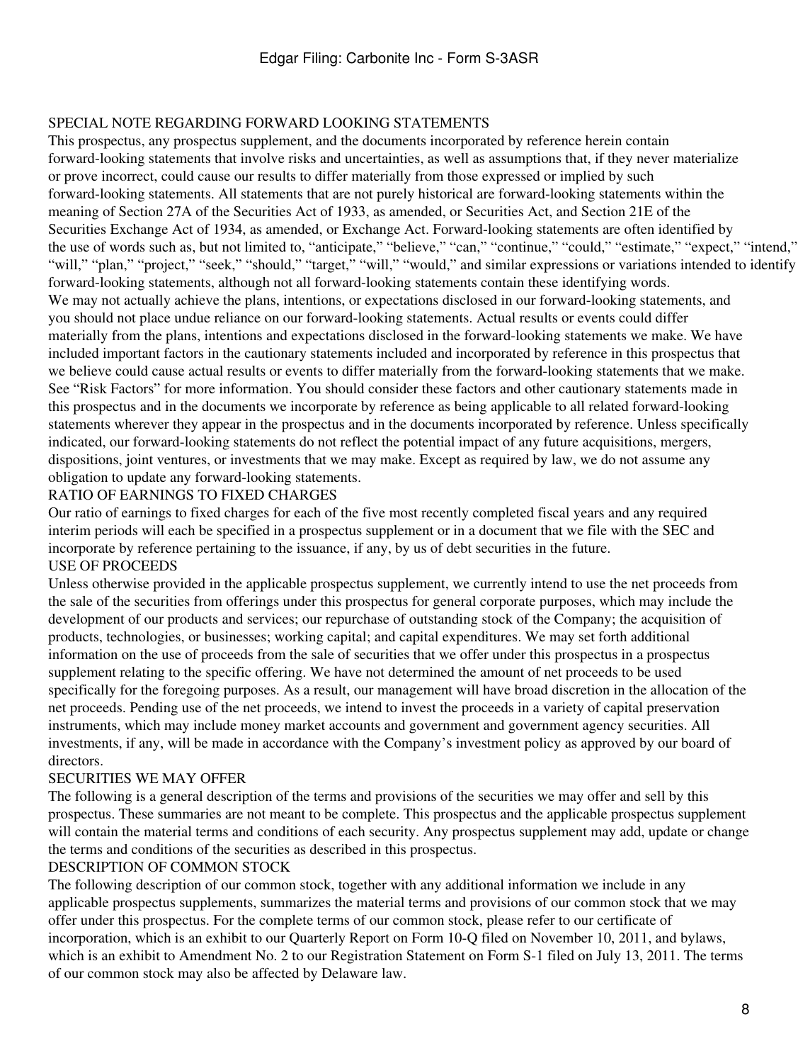## SPECIAL NOTE REGARDING FORWARD LOOKING STATEMENTS

This prospectus, any prospectus supplement, and the documents incorporated by reference herein contain forward-looking statements that involve risks and uncertainties, as well as assumptions that, if they never materialize or prove incorrect, could cause our results to differ materially from those expressed or implied by such forward-looking statements. All statements that are not purely historical are forward-looking statements within the meaning of Section 27A of the Securities Act of 1933, as amended, or Securities Act, and Section 21E of the Securities Exchange Act of 1934, as amended, or Exchange Act. Forward-looking statements are often identified by the use of words such as, but not limited to, "anticipate," "believe," "can," "continue," "could," "estimate," "expect," "intend," "will," "plan," "project," "seek," "should," "target," "will," "would," and similar expressions or variations intended to identify forward-looking statements, although not all forward-looking statements contain these identifying words.

We may not actually achieve the plans, intentions, or expectations disclosed in our forward-looking statements, and you should not place undue reliance on our forward-looking statements. Actual results or events could differ materially from the plans, intentions and expectations disclosed in the forward-looking statements we make. We have included important factors in the cautionary statements included and incorporated by reference in this prospectus that we believe could cause actual results or events to differ materially from the forward-looking statements that we make. See "Risk Factors" for more information. You should consider these factors and other cautionary statements made in this prospectus and in the documents we incorporate by reference as being applicable to all related forward-looking statements wherever they appear in the prospectus and in the documents incorporated by reference. Unless specifically indicated, our forward-looking statements do not reflect the potential impact of any future acquisitions, mergers, dispositions, joint ventures, or investments that we may make. Except as required by law, we do not assume any obligation to update any forward-looking statements.

## RATIO OF EARNINGS TO FIXED CHARGES

Our ratio of earnings to fixed charges for each of the five most recently completed fiscal years and any required interim periods will each be specified in a prospectus supplement or in a document that we file with the SEC and incorporate by reference pertaining to the issuance, if any, by us of debt securities in the future.

## USE OF PROCEEDS

Unless otherwise provided in the applicable prospectus supplement, we currently intend to use the net proceeds from the sale of the securities from offerings under this prospectus for general corporate purposes, which may include the development of our products and services; our repurchase of outstanding stock of the Company; the acquisition of products, technologies, or businesses; working capital; and capital expenditures. We may set forth additional information on the use of proceeds from the sale of securities that we offer under this prospectus in a prospectus supplement relating to the specific offering. We have not determined the amount of net proceeds to be used specifically for the foregoing purposes. As a result, our management will have broad discretion in the allocation of the net proceeds. Pending use of the net proceeds, we intend to invest the proceeds in a variety of capital preservation instruments, which may include money market accounts and government and government agency securities. All investments, if any, will be made in accordance with the Company's investment policy as approved by our board of directors.

## SECURITIES WE MAY OFFER

The following is a general description of the terms and provisions of the securities we may offer and sell by this prospectus. These summaries are not meant to be complete. This prospectus and the applicable prospectus supplement will contain the material terms and conditions of each security. Any prospectus supplement may add, update or change the terms and conditions of the securities as described in this prospectus.

## DESCRIPTION OF COMMON STOCK

The following description of our common stock, together with any additional information we include in any applicable prospectus supplements, summarizes the material terms and provisions of our common stock that we may offer under this prospectus. For the complete terms of our common stock, please refer to our certificate of incorporation, which is an exhibit to our Quarterly Report on Form 10-Q filed on November 10, 2011, and bylaws, which is an exhibit to Amendment No. 2 to our Registration Statement on Form S-1 filed on July 13, 2011. The terms of our common stock may also be affected by Delaware law.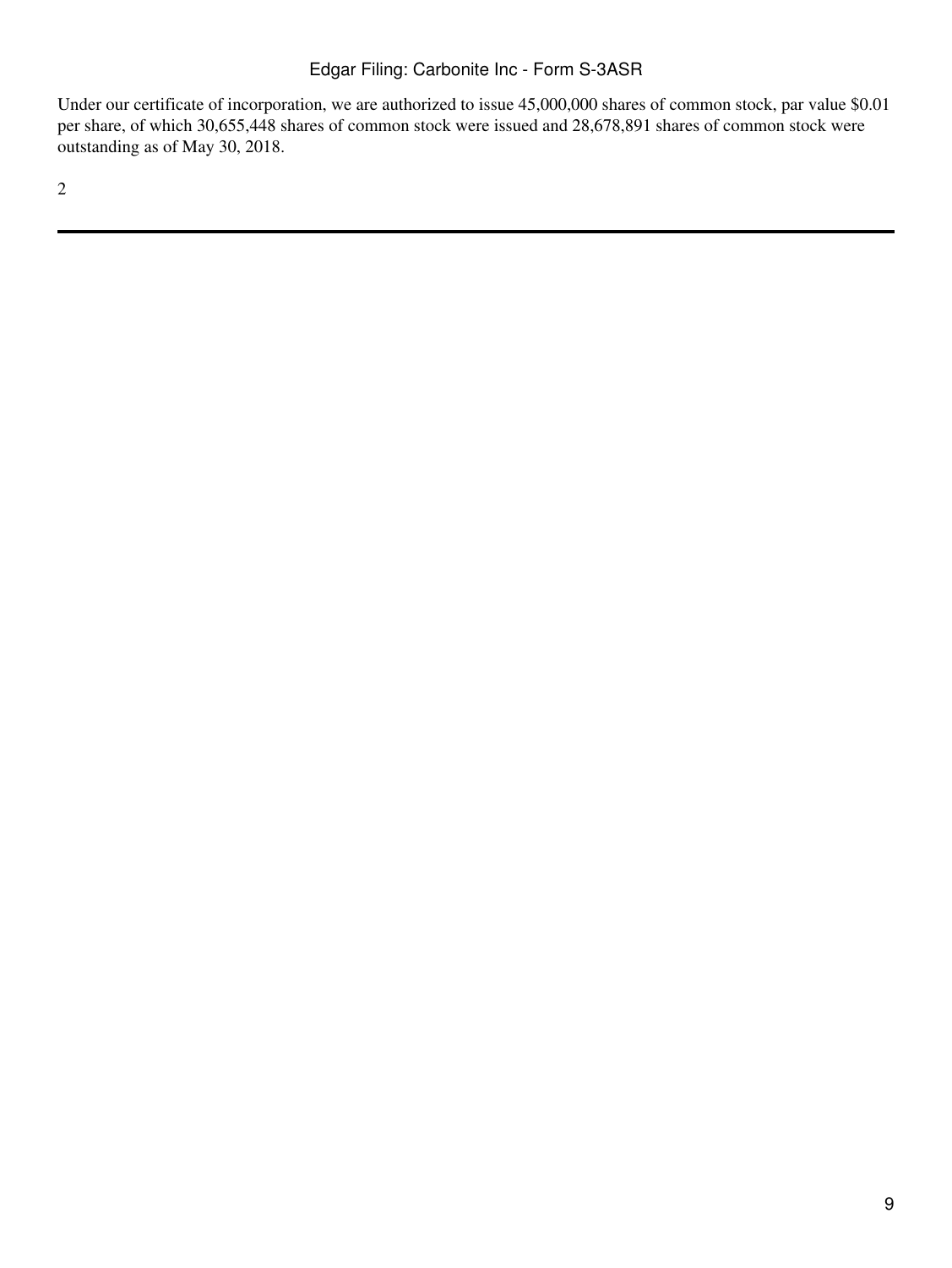Under our certificate of incorporation, we are authorized to issue 45,000,000 shares of common stock, par value $0.01 per share, of which 30,655,448 shares of common stock were issued and 28,678,891 shares of common stock were outstanding as of May 30, 2018.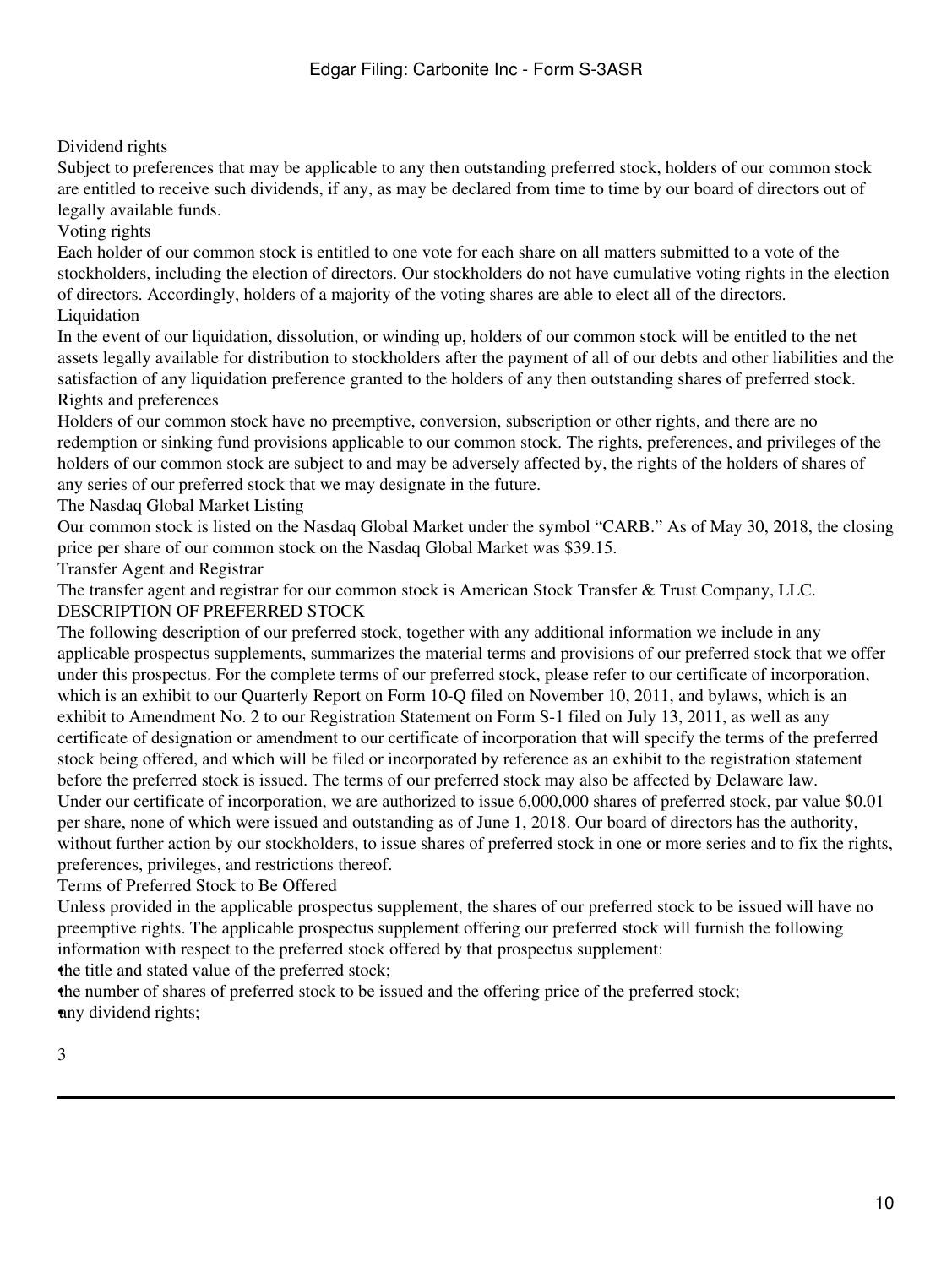### Dividend rights

Subject to preferences that may be applicable to any then outstanding preferred stock, holders of our common stock are entitled to receive such dividends, if any, as may be declared from time to time by our board of directors out of legally available funds.

### Voting rights

Each holder of our common stock is entitled to one vote for each share on all matters submitted to a vote of the stockholders, including the election of directors. Our stockholders do not have cumulative voting rights in the election of directors. Accordingly, holders of a majority of the voting shares are able to elect all of the directors.

### Liquidation

In the event of our liquidation, dissolution, or winding up, holders of our common stock will be entitled to the net assets legally available for distribution to stockholders after the payment of all of our debts and other liabilities and the satisfaction of any liquidation preference granted to the holders of any then outstanding shares of preferred stock.

### Rights and preferences

Holders of our common stock have no preemptive, conversion, subscription or other rights, and there are no redemption or sinking fund provisions applicable to our common stock. The rights, preferences, and privileges of the holders of our common stock are subject to and may be adversely affected by, the rights of the holders of shares of any series of our preferred stock that we may designate in the future.

### The Nasdaq Global Market Listing

Our common stock is listed on the Nasdaq Global Market under the symbol "CARB." As of May 30, 2018, the closing price per share of our common stock on the Nasdaq Global Market was $39.15.

### Transfer Agent and Registrar

The transfer agent and registrar for our common stock is American Stock Transfer & Trust Company, LLC.

## DESCRIPTION OF PREFERRED STOCK

The following description of our preferred stock, together with any additional information we include in any applicable prospectus supplements, summarizes the material terms and provisions of our preferred stock that we offer under this prospectus. For the complete terms of our preferred stock, please refer to our certificate of incorporation, which is an exhibit to our Quarterly Report on Form 10-Q filed on November 10, 2011, and bylaws, which is an exhibit to Amendment No. 2 to our Registration Statement on Form S-1 filed on July 13, 2011, as well as any certificate of designation or amendment to our certificate of incorporation that will specify the terms of the preferred stock being offered, and which will be filed or incorporated by reference as an exhibit to the registration statement before the preferred stock is issued. The terms of our preferred stock may also be affected by Delaware law.

Under our certificate of incorporation, we are authorized to issue 6,000,000 shares of preferred stock, par value $0.01 per share, none of which were issued and outstanding as of June 1, 2018. Our board of directors has the authority, without further action by our stockholders, to issue shares of preferred stock in one or more series and to fix the rights, preferences, privileges, and restrictions thereof.

### Terms of Preferred Stock to Be Offered

Unless provided in the applicable prospectus supplement, the shares of our preferred stock to be issued will have no preemptive rights. The applicable prospectus supplement offering our preferred stock will furnish the following information with respect to the preferred stock offered by that prospectus supplement:

- the title and stated value of the preferred stock;
- the number of shares of preferred stock to be issued and the offering price of the preferred stock;
- any dividend rights;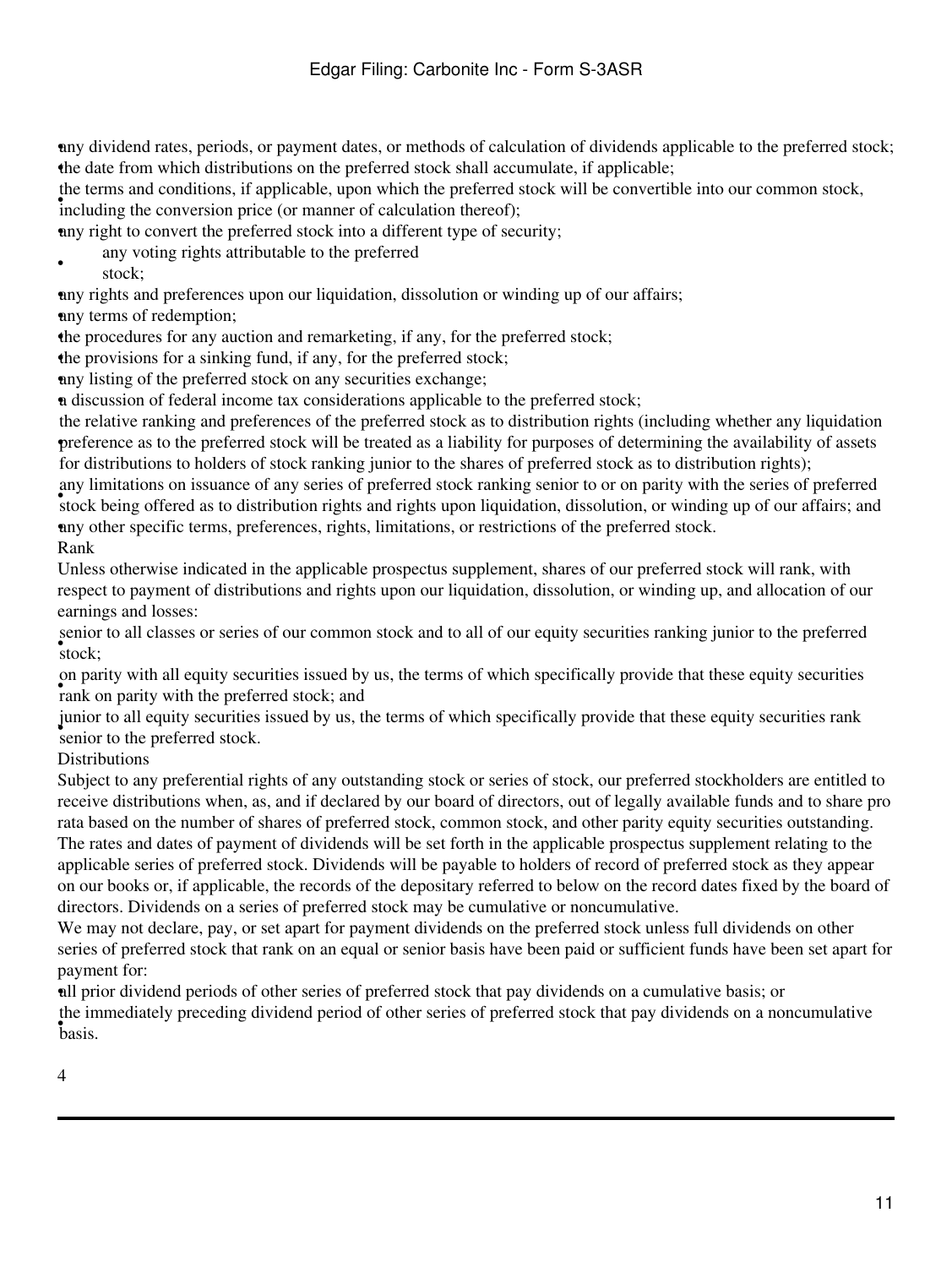- any dividend rates, periods, or payment dates, or methods of calculation of dividends applicable to the preferred stock;
- the date from which distributions on the preferred stock shall accumulate, if applicable;
- the terms and conditions, if applicable, upon which the preferred stock will be convertible into our common stock, including the conversion price (or manner of calculation thereof);
- any right to convert the preferred stock into a different type of security;
- any voting rights attributable to the preferred stock;
- any rights and preferences upon our liquidation, dissolution or winding up of our affairs;
- any terms of redemption;
- the procedures for any auction and remarketing, if any, for the preferred stock;
- the provisions for a sinking fund, if any, for the preferred stock;
- any listing of the preferred stock on any securities exchange;
- a discussion of federal income tax considerations applicable to the preferred stock;
- the relative ranking and preferences of the preferred stock as to distribution rights (including whether any liquidation preference as to the preferred stock will be treated as a liability for purposes of determining the availability of assets for distributions to holders of stock ranking junior to the shares of preferred stock as to distribution rights);
- any limitations on issuance of any series of preferred stock ranking senior to or on parity with the series of preferred stock being offered as to distribution rights and rights upon liquidation, dissolution, or winding up of our affairs; and
- any other specific terms, preferences, rights, limitations, or restrictions of the preferred stock.

## Rank

Unless otherwise indicated in the applicable prospectus supplement, shares of our preferred stock will rank, with respect to payment of distributions and rights upon our liquidation, dissolution, or winding up, and allocation of our earnings and losses:

- senior to all classes or series of our common stock and to all of our equity securities ranking junior to the preferred stock;
- on parity with all equity securities issued by us, the terms of which specifically provide that these equity securities rank on parity with the preferred stock; and
- junior to all equity securities issued by us, the terms of which specifically provide that these equity securities rank senior to the preferred stock.

## Distributions

Subject to any preferential rights of any outstanding stock or series of stock, our preferred stockholders are entitled to receive distributions when, as, and if declared by our board of directors, out of legally available funds and to share pro rata based on the number of shares of preferred stock, common stock, and other parity equity securities outstanding. The rates and dates of payment of dividends will be set forth in the applicable prospectus supplement relating to the applicable series of preferred stock. Dividends will be payable to holders of record of preferred stock as they appear on our books or, if applicable, the records of the depositary referred to below on the record dates fixed by the board of directors. Dividends on a series of preferred stock may be cumulative or noncumulative.

We may not declare, pay, or set apart for payment dividends on the preferred stock unless full dividends on other series of preferred stock that rank on an equal or senior basis have been paid or sufficient funds have been set apart for payment for:

- all prior dividend periods of other series of preferred stock that pay dividends on a cumulative basis; or
- the immediately preceding dividend period of other series of preferred stock that pay dividends on a noncumulative basis.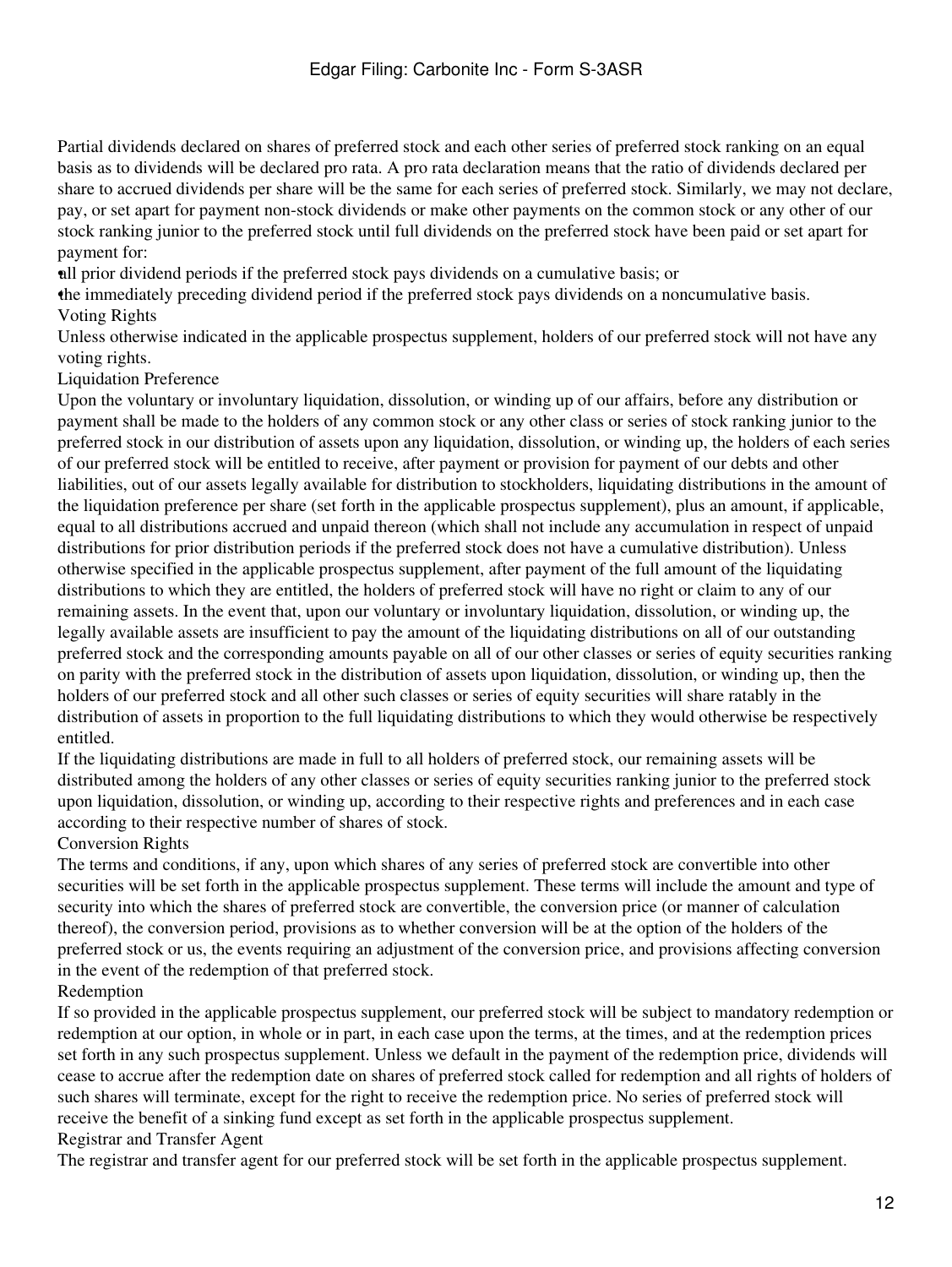Partial dividends declared on shares of preferred stock and each other series of preferred stock ranking on an equal basis as to dividends will be declared pro rata. A pro rata declaration means that the ratio of dividends declared per share to accrued dividends per share will be the same for each series of preferred stock. Similarly, we may not declare, pay, or set apart for payment non-stock dividends or make other payments on the common stock or any other of our stock ranking junior to the preferred stock until full dividends on the preferred stock have been paid or set apart for payment for:

- all prior dividend periods if the preferred stock pays dividends on a cumulative basis; or
- the immediately preceding dividend period if the preferred stock pays dividends on a noncumulative basis.

### Voting Rights

Unless otherwise indicated in the applicable prospectus supplement, holders of our preferred stock will not have any voting rights.

### Liquidation Preference

Upon the voluntary or involuntary liquidation, dissolution, or winding up of our affairs, before any distribution or payment shall be made to the holders of any common stock or any other class or series of stock ranking junior to the preferred stock in our distribution of assets upon any liquidation, dissolution, or winding up, the holders of each series of our preferred stock will be entitled to receive, after payment or provision for payment of our debts and other liabilities, out of our assets legally available for distribution to stockholders, liquidating distributions in the amount of the liquidation preference per share (set forth in the applicable prospectus supplement), plus an amount, if applicable, equal to all distributions accrued and unpaid thereon (which shall not include any accumulation in respect of unpaid distributions for prior distribution periods if the preferred stock does not have a cumulative distribution). Unless otherwise specified in the applicable prospectus supplement, after payment of the full amount of the liquidating distributions to which they are entitled, the holders of preferred stock will have no right or claim to any of our remaining assets. In the event that, upon our voluntary or involuntary liquidation, dissolution, or winding up, the legally available assets are insufficient to pay the amount of the liquidating distributions on all of our outstanding preferred stock and the corresponding amounts payable on all of our other classes or series of equity securities ranking on parity with the preferred stock in the distribution of assets upon liquidation, dissolution, or winding up, then the holders of our preferred stock and all other such classes or series of equity securities will share ratably in the distribution of assets in proportion to the full liquidating distributions to which they would otherwise be respectively entitled.

If the liquidating distributions are made in full to all holders of preferred stock, our remaining assets will be distributed among the holders of any other classes or series of equity securities ranking junior to the preferred stock upon liquidation, dissolution, or winding up, according to their respective rights and preferences and in each case according to their respective number of shares of stock.

### Conversion Rights

The terms and conditions, if any, upon which shares of any series of preferred stock are convertible into other securities will be set forth in the applicable prospectus supplement. These terms will include the amount and type of security into which the shares of preferred stock are convertible, the conversion price (or manner of calculation thereof), the conversion period, provisions as to whether conversion will be at the option of the holders of the preferred stock or us, the events requiring an adjustment of the conversion price, and provisions affecting conversion in the event of the redemption of that preferred stock.

### Redemption

If so provided in the applicable prospectus supplement, our preferred stock will be subject to mandatory redemption or redemption at our option, in whole or in part, in each case upon the terms, at the times, and at the redemption prices set forth in any such prospectus supplement. Unless we default in the payment of the redemption price, dividends will cease to accrue after the redemption date on shares of preferred stock called for redemption and all rights of holders of such shares will terminate, except for the right to receive the redemption price. No series of preferred stock will receive the benefit of a sinking fund except as set forth in the applicable prospectus supplement.

### Registrar and Transfer Agent

The registrar and transfer agent for our preferred stock will be set forth in the applicable prospectus supplement.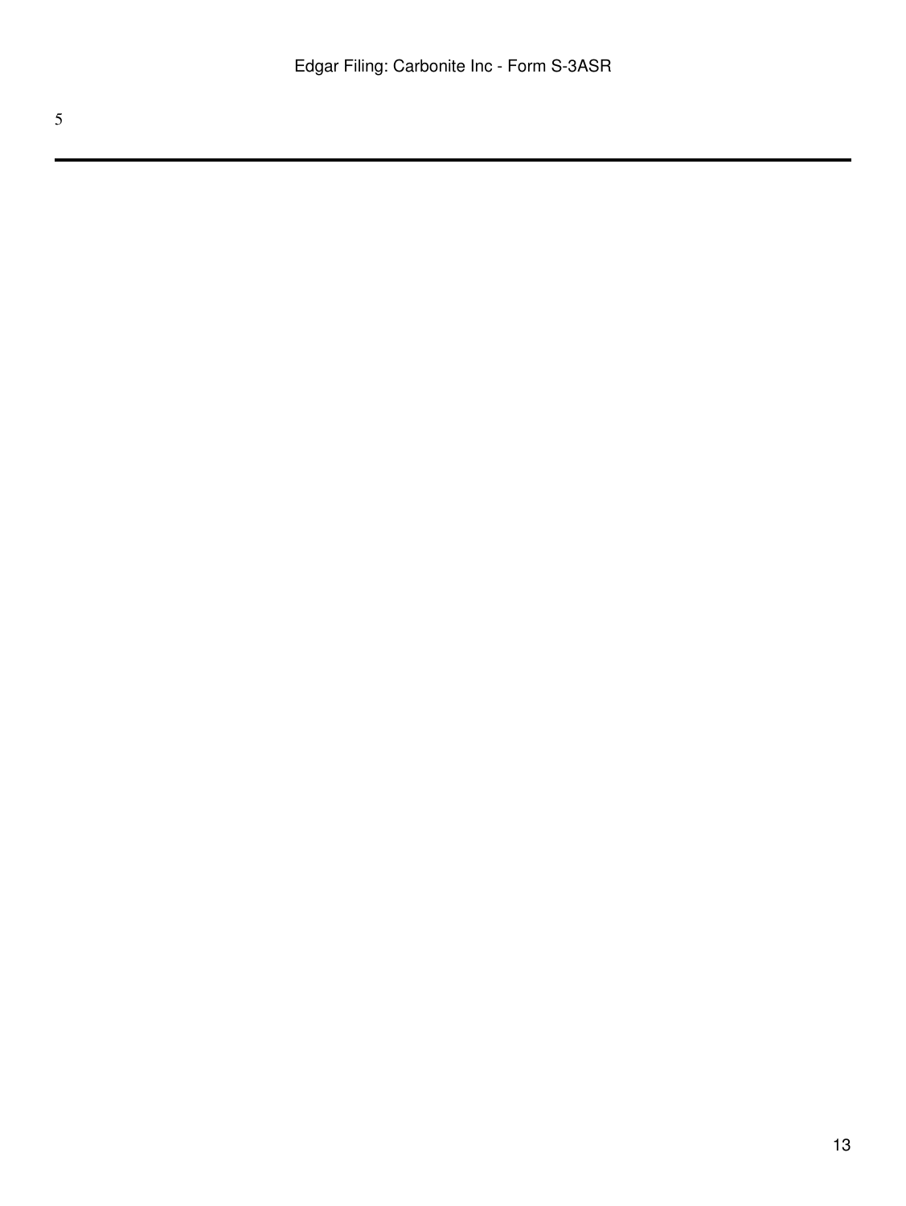5

---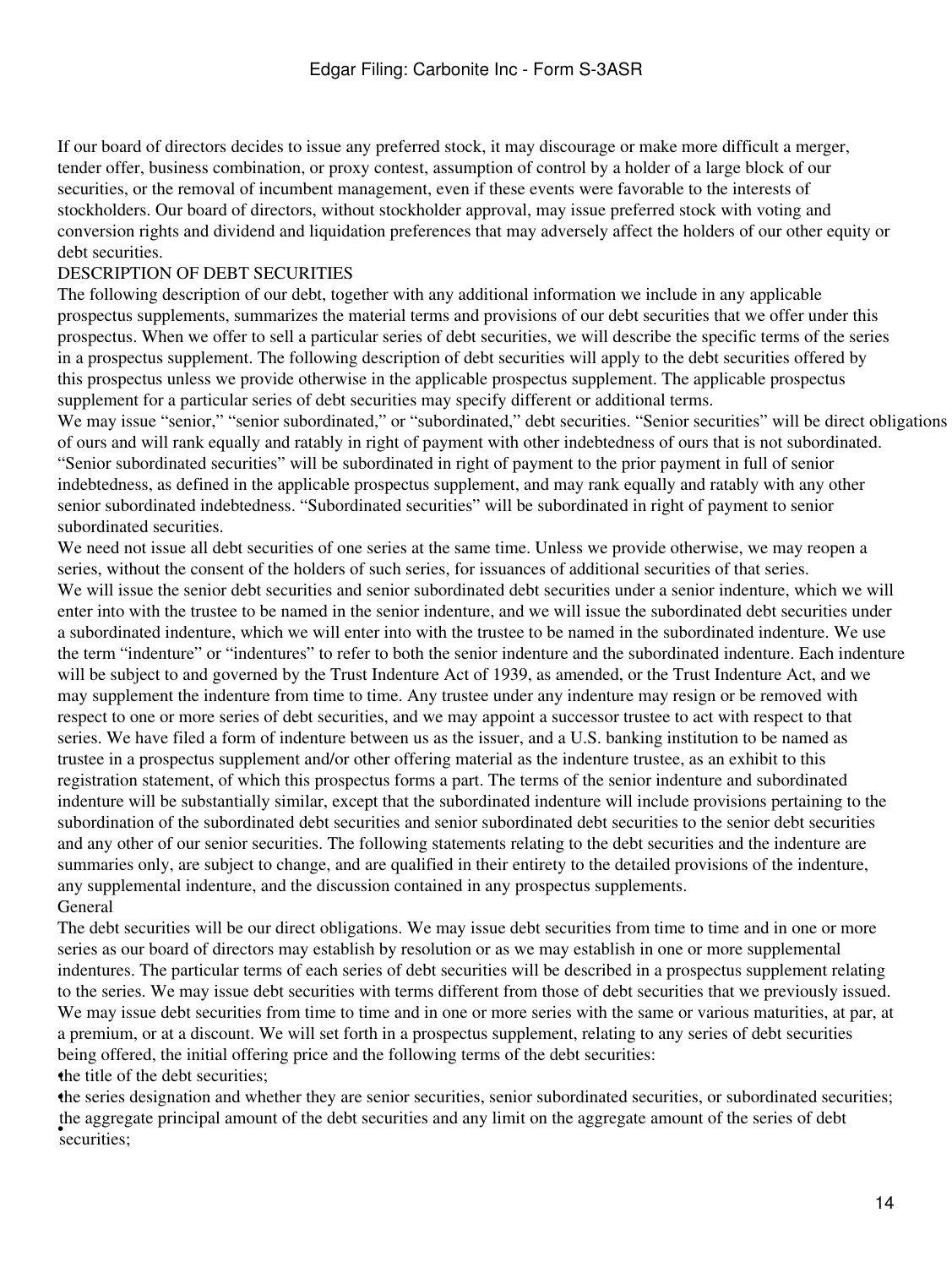If our board of directors decides to issue any preferred stock, it may discourage or make more difficult a merger, tender offer, business combination, or proxy contest, assumption of control by a holder of a large block of our securities, or the removal of incumbent management, even if these events were favorable to the interests of stockholders. Our board of directors, without stockholder approval, may issue preferred stock with voting and conversion rights and dividend and liquidation preferences that may adversely affect the holders of our other equity or debt securities.

## DESCRIPTION OF DEBT SECURITIES

The following description of our debt, together with any additional information we include in any applicable prospectus supplements, summarizes the material terms and provisions of our debt securities that we offer under this prospectus. When we offer to sell a particular series of debt securities, we will describe the specific terms of the series in a prospectus supplement. The following description of debt securities will apply to the debt securities offered by this prospectus unless we provide otherwise in the applicable prospectus supplement. The applicable prospectus supplement for a particular series of debt securities may specify different or additional terms.

We may issue "senior," "senior subordinated," or "subordinated," debt securities. "Senior securities" will be direct obligations of ours and will rank equally and ratably in right of payment with other indebtedness of ours that is not subordinated. "Senior subordinated securities" will be subordinated in right of payment to the prior payment in full of senior indebtedness, as defined in the applicable prospectus supplement, and may rank equally and ratably with any other senior subordinated indebtedness. "Subordinated securities" will be subordinated in right of payment to senior subordinated securities.

We need not issue all debt securities of one series at the same time. Unless we provide otherwise, we may reopen a series, without the consent of the holders of such series, for issuances of additional securities of that series.

We will issue the senior debt securities and senior subordinated debt securities under a senior indenture, which we will enter into with the trustee to be named in the senior indenture, and we will issue the subordinated debt securities under a subordinated indenture, which we will enter into with the trustee to be named in the subordinated indenture. We use the term "indenture" or "indentures" to refer to both the senior indenture and the subordinated indenture. Each indenture will be subject to and governed by the Trust Indenture Act of 1939, as amended, or the Trust Indenture Act, and we may supplement the indenture from time to time. Any trustee under any indenture may resign or be removed with respect to one or more series of debt securities, and we may appoint a successor trustee to act with respect to that series. We have filed a form of indenture between us as the issuer, and a U.S. banking institution to be named as trustee in a prospectus supplement and/or other offering material as the indenture trustee, as an exhibit to this registration statement, of which this prospectus forms a part. The terms of the senior indenture and subordinated indenture will be substantially similar, except that the subordinated indenture will include provisions pertaining to the subordination of the subordinated debt securities and senior subordinated debt securities to the senior debt securities and any other of our senior securities. The following statements relating to the debt securities and the indenture are summaries only, are subject to change, and are qualified in their entirety to the detailed provisions of the indenture, any supplemental indenture, and the discussion contained in any prospectus supplements.

### General

The debt securities will be our direct obligations. We may issue debt securities from time to time and in one or more series as our board of directors may establish by resolution or as we may establish in one or more supplemental indentures. The particular terms of each series of debt securities will be described in a prospectus supplement relating to the series. We may issue debt securities with terms different from those of debt securities that we previously issued. We may issue debt securities from time to time and in one or more series with the same or various maturities, at par, at a premium, or at a discount. We will set forth in a prospectus supplement, relating to any series of debt securities being offered, the initial offering price and the following terms of the debt securities:

- the title of the debt securities;
- the series designation and whether they are senior securities, senior subordinated securities, or subordinated securities;
- the aggregate principal amount of the debt securities and any limit on the aggregate amount of the series of debt securities;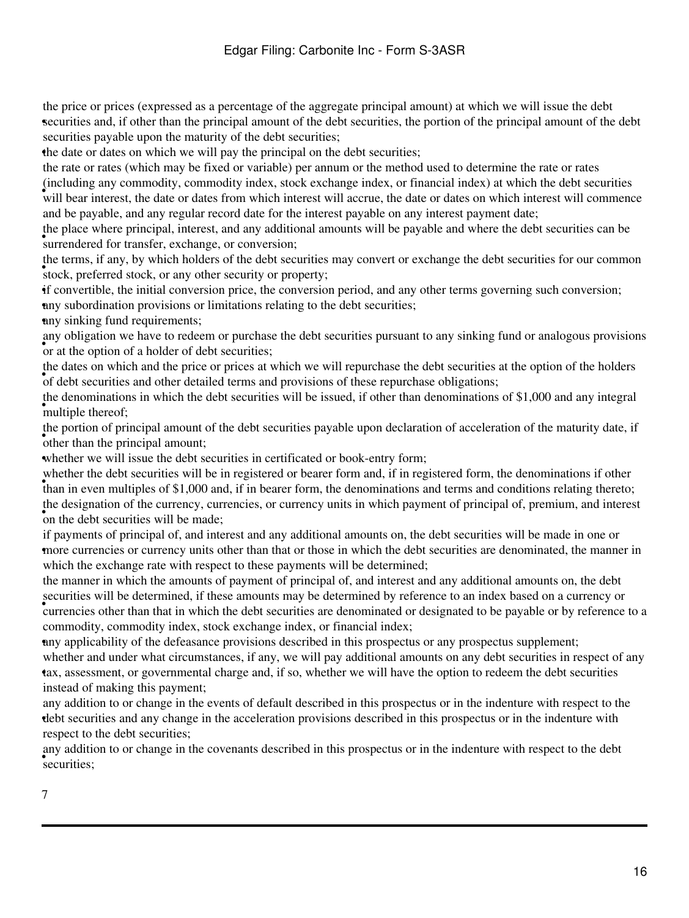- the price or prices (expressed as a percentage of the aggregate principal amount) at which we will issue the debt securities and, if other than the principal amount of the debt securities, the portion of the principal amount of the debt securities payable upon the maturity of the debt securities;
- the date or dates on which we will pay the principal on the debt securities;
- the rate or rates (which may be fixed or variable) per annum or the method used to determine the rate or rates (including any commodity, commodity index, stock exchange index, or financial index) at which the debt securities will bear interest, the date or dates from which interest will accrue, the date or dates on which interest will commence and be payable, and any regular record date for the interest payable on any interest payment date;
- the place where principal, interest, and any additional amounts will be payable and where the debt securities can be surrendered for transfer, exchange, or conversion;
- the terms, if any, by which holders of the debt securities may convert or exchange the debt securities for our common stock, preferred stock, or any other security or property;
- if convertible, the initial conversion price, the conversion period, and any other terms governing such conversion;
- any subordination provisions or limitations relating to the debt securities;
- any sinking fund requirements;
- any obligation we have to redeem or purchase the debt securities pursuant to any sinking fund or analogous provisions or at the option of a holder of debt securities;
- the dates on which and the price or prices at which we will repurchase the debt securities at the option of the holders of debt securities and other detailed terms and provisions of these repurchase obligations;
- the denominations in which the debt securities will be issued, if other than denominations of $1,000 and any integral multiple thereof;
- the portion of principal amount of the debt securities payable upon declaration of acceleration of the maturity date, if other than the principal amount;
- whether we will issue the debt securities in certificated or book-entry form;
- whether the debt securities will be in registered or bearer form and, if in registered form, the denominations if other than in even multiples of $1,000 and, if in bearer form, the denominations and terms and conditions relating thereto;
- the designation of the currency, currencies, or currency units in which payment of principal of, premium, and interest on the debt securities will be made;
- if payments of principal of, and interest and any additional amounts on, the debt securities will be made in one or more currencies or currency units other than that or those in which the debt securities are denominated, the manner in which the exchange rate with respect to these payments will be determined;
- the manner in which the amounts of payment of principal of, and interest and any additional amounts on, the debt securities will be determined, if these amounts may be determined by reference to an index based on a currency or currencies other than that in which the debt securities are denominated or designated to be payable or by reference to a commodity, commodity index, stock exchange index, or financial index;
- any applicability of the defeasance provisions described in this prospectus or any prospectus supplement;
- whether and under what circumstances, if any, we will pay additional amounts on any debt securities in respect of any tax, assessment, or governmental charge and, if so, whether we will have the option to redeem the debt securities instead of making this payment;
- any addition to or change in the events of default described in this prospectus or in the indenture with respect to the debt securities and any change in the acceleration provisions described in this prospectus or in the indenture with respect to the debt securities;
- any addition to or change in the covenants described in this prospectus or in the indenture with respect to the debt securities;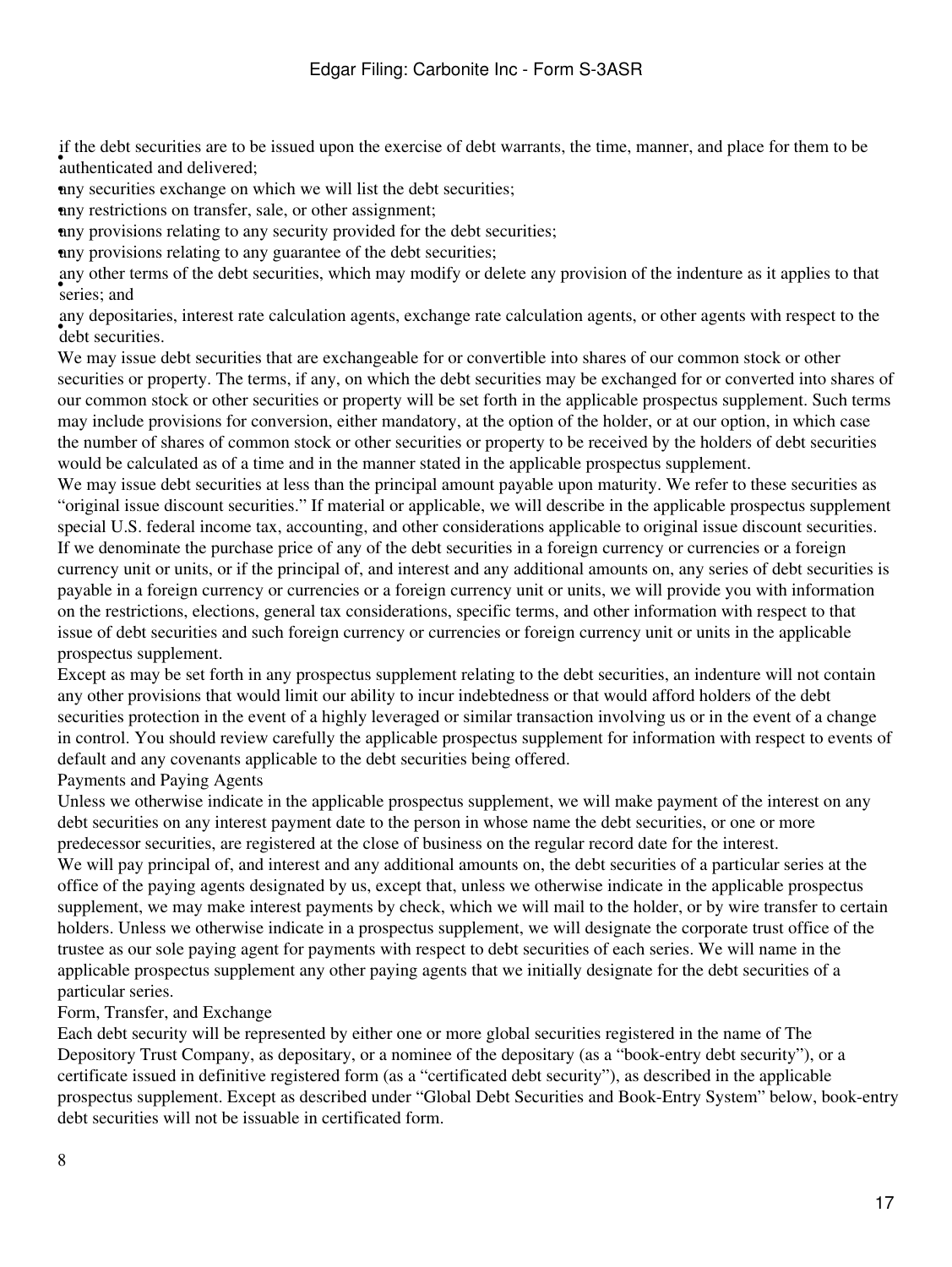- if the debt securities are to be issued upon the exercise of debt warrants, the time, manner, and place for them to be authenticated and delivered;
- any securities exchange on which we will list the debt securities;
- any restrictions on transfer, sale, or other assignment;
- any provisions relating to any security provided for the debt securities;
- any provisions relating to any guarantee of the debt securities;
- any other terms of the debt securities, which may modify or delete any provision of the indenture as it applies to that series; and
- any depositaries, interest rate calculation agents, exchange rate calculation agents, or other agents with respect to the debt securities.

We may issue debt securities that are exchangeable for or convertible into shares of our common stock or other securities or property. The terms, if any, on which the debt securities may be exchanged for or converted into shares of our common stock or other securities or property will be set forth in the applicable prospectus supplement. Such terms may include provisions for conversion, either mandatory, at the option of the holder, or at our option, in which case the number of shares of common stock or other securities or property to be received by the holders of debt securities would be calculated as of a time and in the manner stated in the applicable prospectus supplement.

We may issue debt securities at less than the principal amount payable upon maturity. We refer to these securities as "original issue discount securities." If material or applicable, we will describe in the applicable prospectus supplement special U.S. federal income tax, accounting, and other considerations applicable to original issue discount securities.

If we denominate the purchase price of any of the debt securities in a foreign currency or currencies or a foreign currency unit or units, or if the principal of, and interest and any additional amounts on, any series of debt securities is payable in a foreign currency or currencies or a foreign currency unit or units, we will provide you with information on the restrictions, elections, general tax considerations, specific terms, and other information with respect to that issue of debt securities and such foreign currency or currencies or foreign currency unit or units in the applicable prospectus supplement.

Except as may be set forth in any prospectus supplement relating to the debt securities, an indenture will not contain any other provisions that would limit our ability to incur indebtedness or that would afford holders of the debt securities protection in the event of a highly leveraged or similar transaction involving us or in the event of a change in control. You should review carefully the applicable prospectus supplement for information with respect to events of default and any covenants applicable to the debt securities being offered.

### Payments and Paying Agents

Unless we otherwise indicate in the applicable prospectus supplement, we will make payment of the interest on any debt securities on any interest payment date to the person in whose name the debt securities, or one or more predecessor securities, are registered at the close of business on the regular record date for the interest.

We will pay principal of, and interest and any additional amounts on, the debt securities of a particular series at the office of the paying agents designated by us, except that, unless we otherwise indicate in the applicable prospectus supplement, we may make interest payments by check, which we will mail to the holder, or by wire transfer to certain holders. Unless we otherwise indicate in a prospectus supplement, we will designate the corporate trust office of the trustee as our sole paying agent for payments with respect to debt securities of each series. We will name in the applicable prospectus supplement any other paying agents that we initially designate for the debt securities of a particular series.

### Form, Transfer, and Exchange

Each debt security will be represented by either one or more global securities registered in the name of The Depository Trust Company, as depositary, or a nominee of the depositary (as a "book-entry debt security"), or a certificate issued in definitive registered form (as a "certificated debt security"), as described in the applicable prospectus supplement. Except as described under "Global Debt Securities and Book-Entry System" below, book-entry debt securities will not be issuable in certificated form.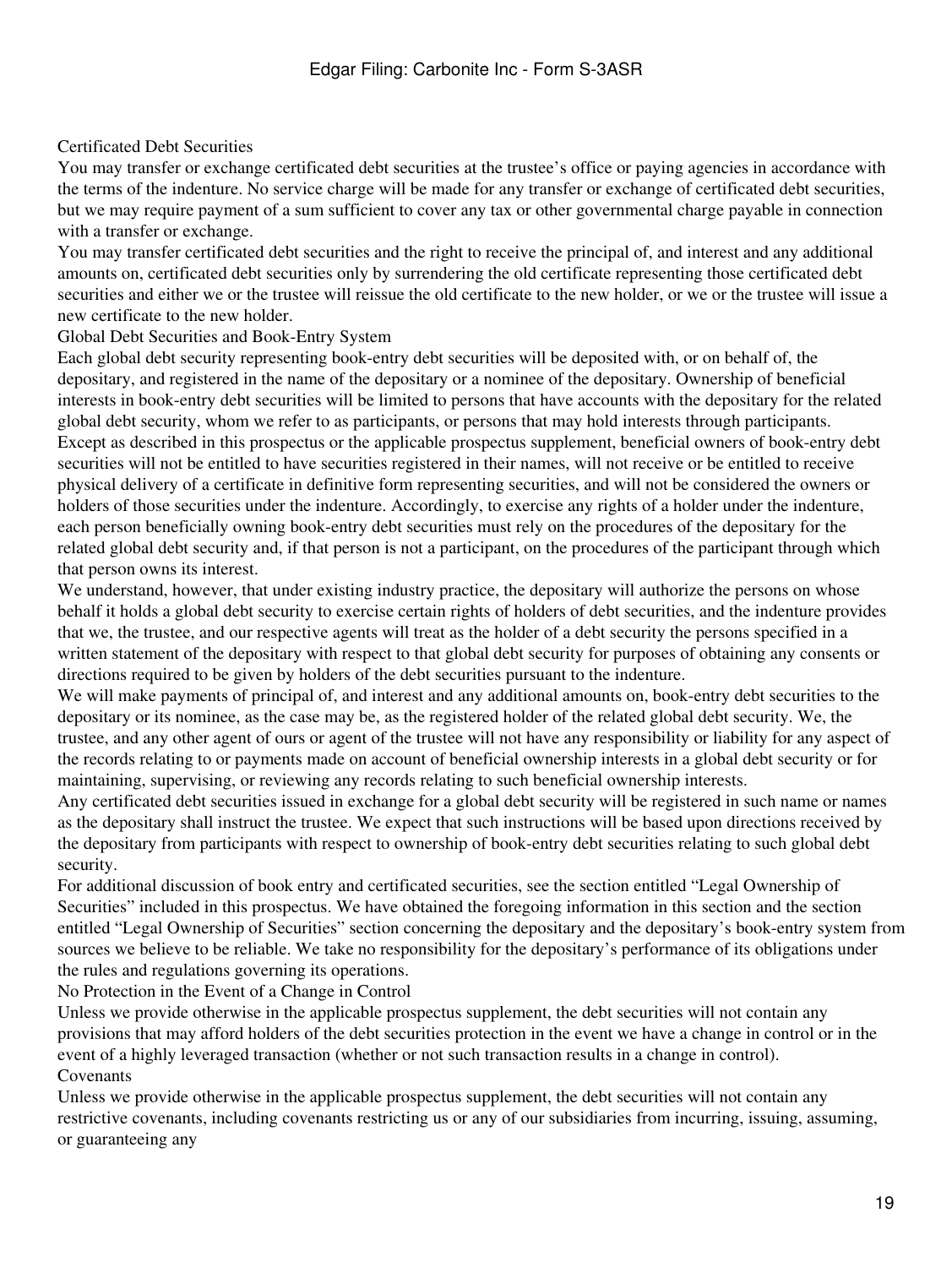### Certificated Debt Securities

You may transfer or exchange certificated debt securities at the trustee's office or paying agencies in accordance with the terms of the indenture. No service charge will be made for any transfer or exchange of certificated debt securities, but we may require payment of a sum sufficient to cover any tax or other governmental charge payable in connection with a transfer or exchange.

You may transfer certificated debt securities and the right to receive the principal of, and interest and any additional amounts on, certificated debt securities only by surrendering the old certificate representing those certificated debt securities and either we or the trustee will reissue the old certificate to the new holder, or we or the trustee will issue a new certificate to the new holder.

### Global Debt Securities and Book-Entry System

Each global debt security representing book-entry debt securities will be deposited with, or on behalf of, the depositary, and registered in the name of the depositary or a nominee of the depositary. Ownership of beneficial interests in book-entry debt securities will be limited to persons that have accounts with the depositary for the related global debt security, whom we refer to as participants, or persons that may hold interests through participants. Except as described in this prospectus or the applicable prospectus supplement, beneficial owners of book-entry debt securities will not be entitled to have securities registered in their names, will not receive or be entitled to receive physical delivery of a certificate in definitive form representing securities, and will not be considered the owners or holders of those securities under the indenture. Accordingly, to exercise any rights of a holder under the indenture, each person beneficially owning book-entry debt securities must rely on the procedures of the depositary for the related global debt security and, if that person is not a participant, on the procedures of the participant through which that person owns its interest.

We understand, however, that under existing industry practice, the depositary will authorize the persons on whose behalf it holds a global debt security to exercise certain rights of holders of debt securities, and the indenture provides that we, the trustee, and our respective agents will treat as the holder of a debt security the persons specified in a written statement of the depositary with respect to that global debt security for purposes of obtaining any consents or directions required to be given by holders of the debt securities pursuant to the indenture.

We will make payments of principal of, and interest and any additional amounts on, book-entry debt securities to the depositary or its nominee, as the case may be, as the registered holder of the related global debt security. We, the trustee, and any other agent of ours or agent of the trustee will not have any responsibility or liability for any aspect of the records relating to or payments made on account of beneficial ownership interests in a global debt security or for maintaining, supervising, or reviewing any records relating to such beneficial ownership interests.

Any certificated debt securities issued in exchange for a global debt security will be registered in such name or names as the depositary shall instruct the trustee. We expect that such instructions will be based upon directions received by the depositary from participants with respect to ownership of book-entry debt securities relating to such global debt security.

For additional discussion of book entry and certificated securities, see the section entitled "Legal Ownership of Securities" included in this prospectus. We have obtained the foregoing information in this section and the section entitled "Legal Ownership of Securities" section concerning the depositary and the depositary's book-entry system from sources we believe to be reliable. We take no responsibility for the depositary's performance of its obligations under the rules and regulations governing its operations.

### No Protection in the Event of a Change in Control

Unless we provide otherwise in the applicable prospectus supplement, the debt securities will not contain any provisions that may afford holders of the debt securities protection in the event we have a change in control or in the event of a highly leveraged transaction (whether or not such transaction results in a change in control).

### Covenants

Unless we provide otherwise in the applicable prospectus supplement, the debt securities will not contain any restrictive covenants, including covenants restricting us or any of our subsidiaries from incurring, issuing, assuming, or guaranteeing any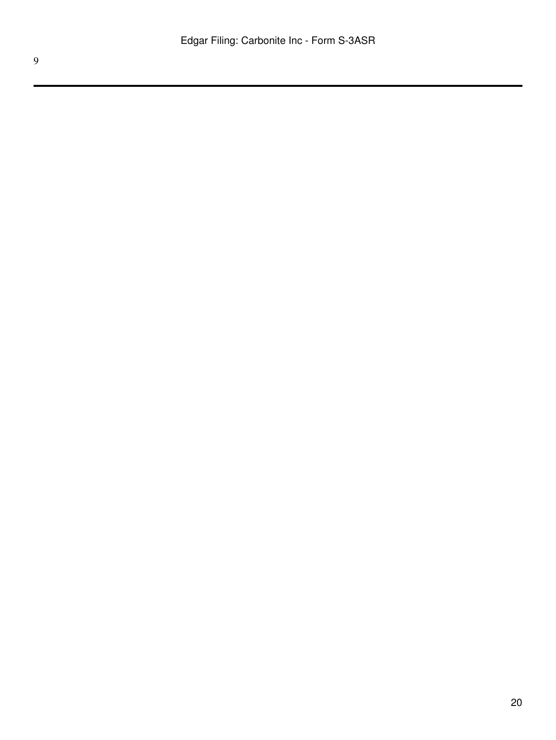9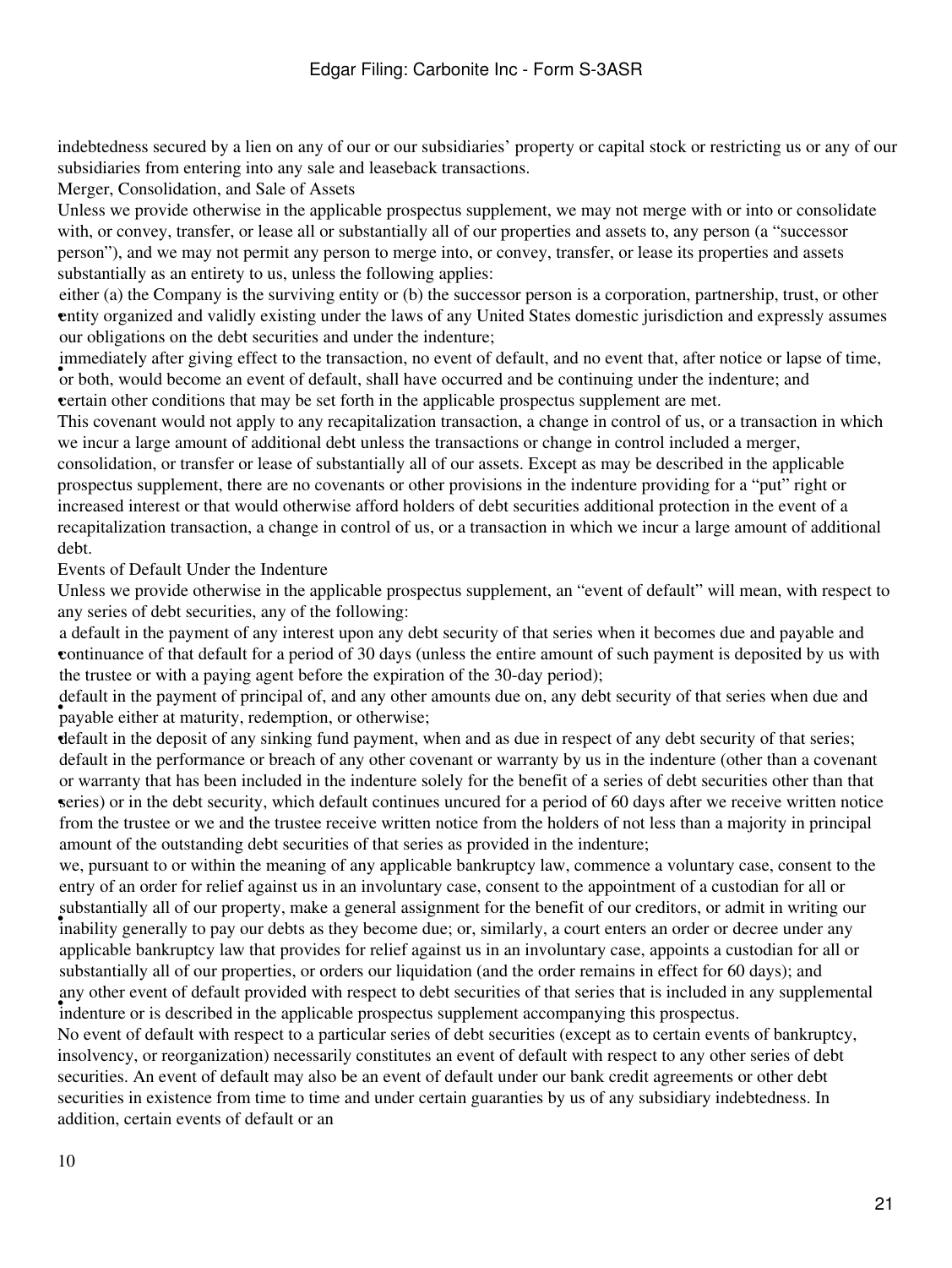indebtedness secured by a lien on any of our or our subsidiaries' property or capital stock or restricting us or any of our subsidiaries from entering into any sale and leaseback transactions.

### Merger, Consolidation, and Sale of Assets

Unless we provide otherwise in the applicable prospectus supplement, we may not merge with or into or consolidate with, or convey, transfer, or lease all or substantially all of our properties and assets to, any person (a "successor person"), and we may not permit any person to merge into, or convey, transfer, or lease its properties and assets substantially as an entirety to us, unless the following applies:

- either (a) the Company is the surviving entity or (b) the successor person is a corporation, partnership, trust, or other entity organized and validly existing under the laws of any United States domestic jurisdiction and expressly assumes our obligations on the debt securities and under the indenture;
- immediately after giving effect to the transaction, no event of default, and no event that, after notice or lapse of time, or both, would become an event of default, shall have occurred and be continuing under the indenture; and
- certain other conditions that may be set forth in the applicable prospectus supplement are met.

This covenant would not apply to any recapitalization transaction, a change in control of us, or a transaction in which we incur a large amount of additional debt unless the transactions or change in control included a merger, consolidation, or transfer or lease of substantially all of our assets. Except as may be described in the applicable prospectus supplement, there are no covenants or other provisions in the indenture providing for a "put" right or increased interest or that would otherwise afford holders of debt securities additional protection in the event of a recapitalization transaction, a change in control of us, or a transaction in which we incur a large amount of additional debt.

### Events of Default Under the Indenture

Unless we provide otherwise in the applicable prospectus supplement, an "event of default" will mean, with respect to any series of debt securities, any of the following:

- a default in the payment of any interest upon any debt security of that series when it becomes due and payable and continuance of that default for a period of 30 days (unless the entire amount of such payment is deposited by us with the trustee or with a paying agent before the expiration of the 30-day period);
- default in the payment of principal of, and any other amounts due on, any debt security of that series when due and payable either at maturity, redemption, or otherwise;
- default in the deposit of any sinking fund payment, when and as due in respect of any debt security of that series;
- default in the performance or breach of any other covenant or warranty by us in the indenture (other than a covenant or warranty that has been included in the indenture solely for the benefit of a series of debt securities other than that series) or in the debt security, which default continues uncured for a period of 60 days after we receive written notice from the trustee or we and the trustee receive written notice from the holders of not less than a majority in principal amount of the outstanding debt securities of that series as provided in the indenture;
- we, pursuant to or within the meaning of any applicable bankruptcy law, commence a voluntary case, consent to the entry of an order for relief against us in an involuntary case, consent to the appointment of a custodian for all or substantially all of our property, make a general assignment for the benefit of our creditors, or admit in writing our inability generally to pay our debts as they become due; or, similarly, a court enters an order or decree under any applicable bankruptcy law that provides for relief against us in an involuntary case, appoints a custodian for all or substantially all of our properties, or orders our liquidation (and the order remains in effect for 60 days); and
- any other event of default provided with respect to debt securities of that series that is included in any supplemental indenture or is described in the applicable prospectus supplement accompanying this prospectus.

No event of default with respect to a particular series of debt securities (except as to certain events of bankruptcy, insolvency, or reorganization) necessarily constitutes an event of default with respect to any other series of debt securities. An event of default may also be an event of default under our bank credit agreements or other debt securities in existence from time to time and under certain guaranties by us of any subsidiary indebtedness. In addition, certain events of default or an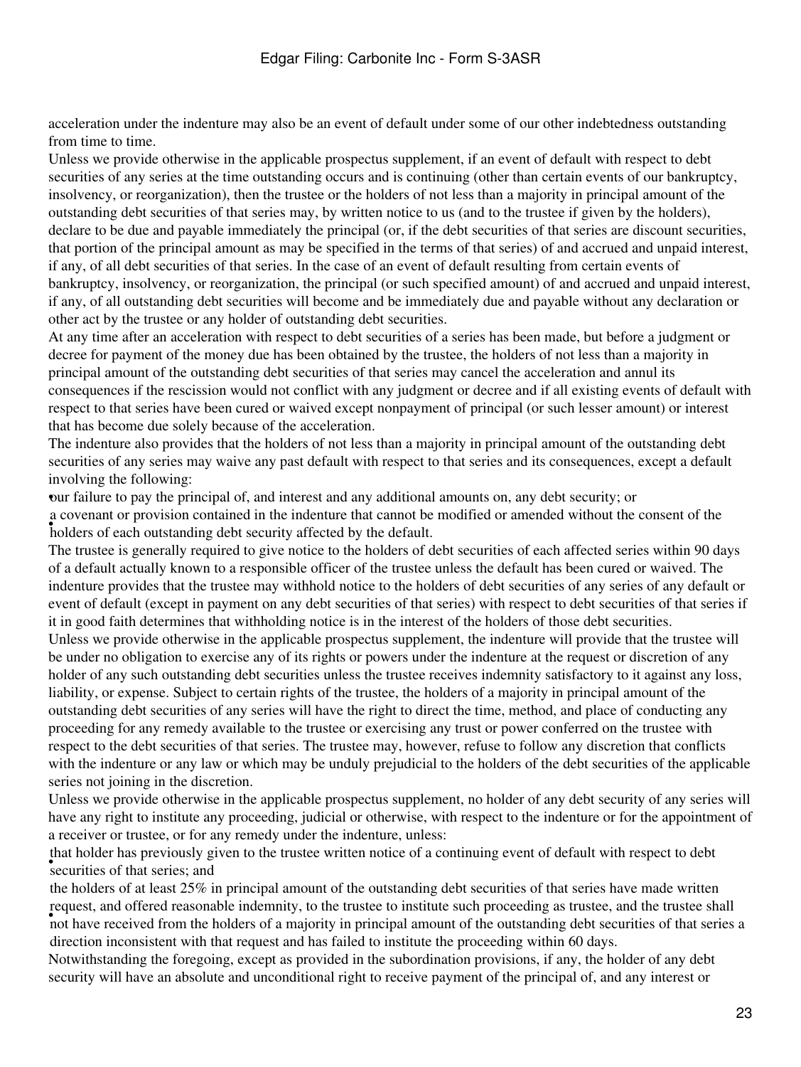acceleration under the indenture may also be an event of default under some of our other indebtedness outstanding from time to time.

Unless we provide otherwise in the applicable prospectus supplement, if an event of default with respect to debt securities of any series at the time outstanding occurs and is continuing (other than certain events of our bankruptcy, insolvency, or reorganization), then the trustee or the holders of not less than a majority in principal amount of the outstanding debt securities of that series may, by written notice to us (and to the trustee if given by the holders), declare to be due and payable immediately the principal (or, if the debt securities of that series are discount securities, that portion of the principal amount as may be specified in the terms of that series) of and accrued and unpaid interest, if any, of all debt securities of that series. In the case of an event of default resulting from certain events of bankruptcy, insolvency, or reorganization, the principal (or such specified amount) of and accrued and unpaid interest, if any, of all outstanding debt securities will become and be immediately due and payable without any declaration or other act by the trustee or any holder of outstanding debt securities.

At any time after an acceleration with respect to debt securities of a series has been made, but before a judgment or decree for payment of the money due has been obtained by the trustee, the holders of not less than a majority in principal amount of the outstanding debt securities of that series may cancel the acceleration and annul its consequences if the rescission would not conflict with any judgment or decree and if all existing events of default with respect to that series have been cured or waived except nonpayment of principal (or such lesser amount) or interest that has become due solely because of the acceleration.

The indenture also provides that the holders of not less than a majority in principal amount of the outstanding debt securities of any series may waive any past default with respect to that series and its consequences, except a default involving the following:

- our failure to pay the principal of, and interest and any additional amounts on, any debt security; or
- a covenant or provision contained in the indenture that cannot be modified or amended without the consent of the holders of each outstanding debt security affected by the default.

The trustee is generally required to give notice to the holders of debt securities of each affected series within 90 days of a default actually known to a responsible officer of the trustee unless the default has been cured or waived. The indenture provides that the trustee may withhold notice to the holders of debt securities of any series of any default or event of default (except in payment on any debt securities of that series) with respect to debt securities of that series if it in good faith determines that withholding notice is in the interest of the holders of those debt securities.

Unless we provide otherwise in the applicable prospectus supplement, the indenture will provide that the trustee will be under no obligation to exercise any of its rights or powers under the indenture at the request or discretion of any holder of any such outstanding debt securities unless the trustee receives indemnity satisfactory to it against any loss, liability, or expense. Subject to certain rights of the trustee, the holders of a majority in principal amount of the outstanding debt securities of any series will have the right to direct the time, method, and place of conducting any proceeding for any remedy available to the trustee or exercising any trust or power conferred on the trustee with respect to the debt securities of that series. The trustee may, however, refuse to follow any discretion that conflicts with the indenture or any law or which may be unduly prejudicial to the holders of the debt securities of the applicable series not joining in the discretion.

Unless we provide otherwise in the applicable prospectus supplement, no holder of any debt security of any series will have any right to institute any proceeding, judicial or otherwise, with respect to the indenture or for the appointment of a receiver or trustee, or for any remedy under the indenture, unless:

- that holder has previously given to the trustee written notice of a continuing event of default with respect to debt securities of that series; and
- the holders of at least 25% in principal amount of the outstanding debt securities of that series have made written request, and offered reasonable indemnity, to the trustee to institute such proceeding as trustee, and the trustee shall not have received from the holders of a majority in principal amount of the outstanding debt securities of that series a direction inconsistent with that request and has failed to institute the proceeding within 60 days.

Notwithstanding the foregoing, except as provided in the subordination provisions, if any, the holder of any debt security will have an absolute and unconditional right to receive payment of the principal of, and any interest or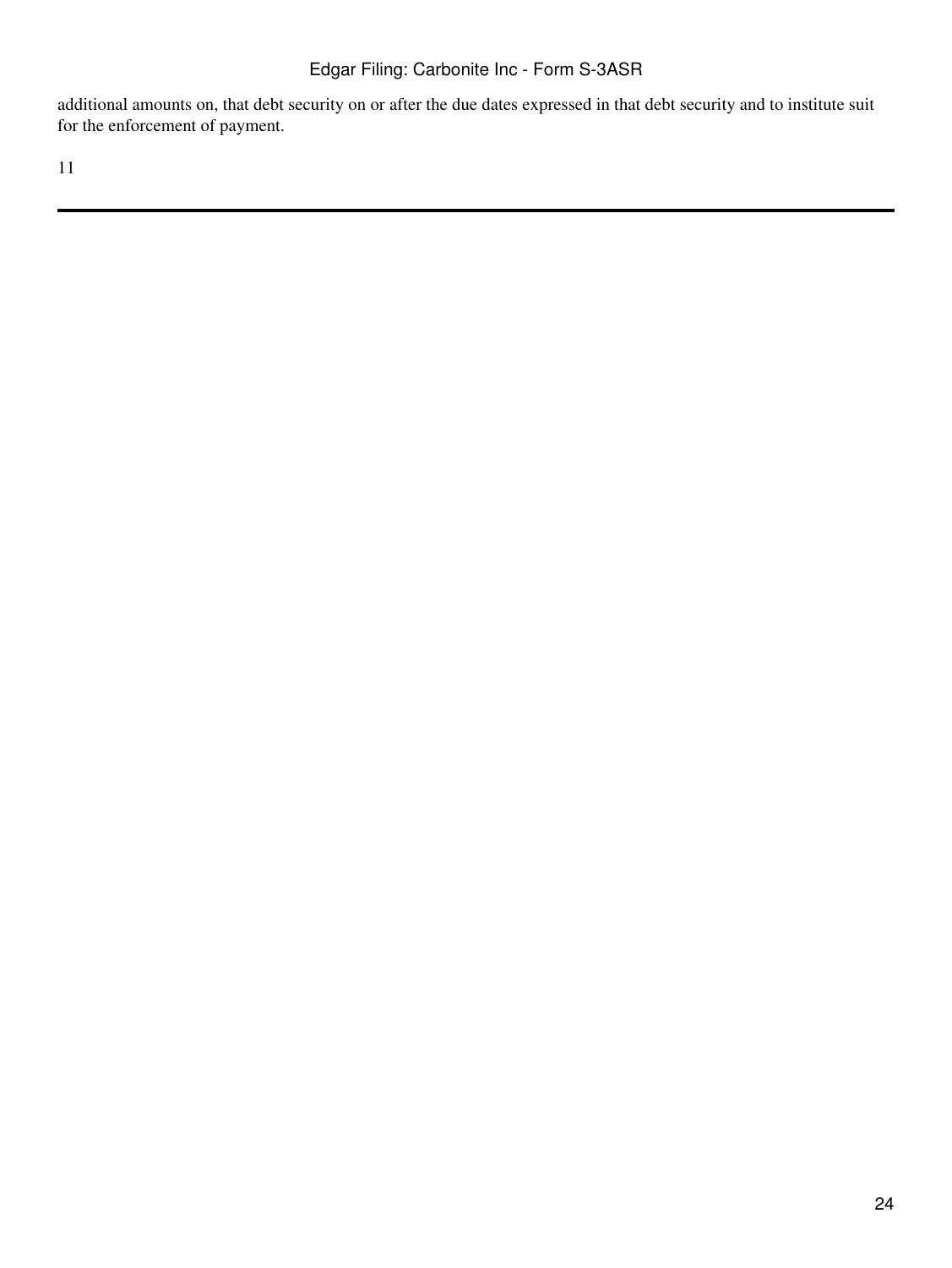additional amounts on, that debt security on or after the due dates expressed in that debt security and to institute suit for the enforcement of payment.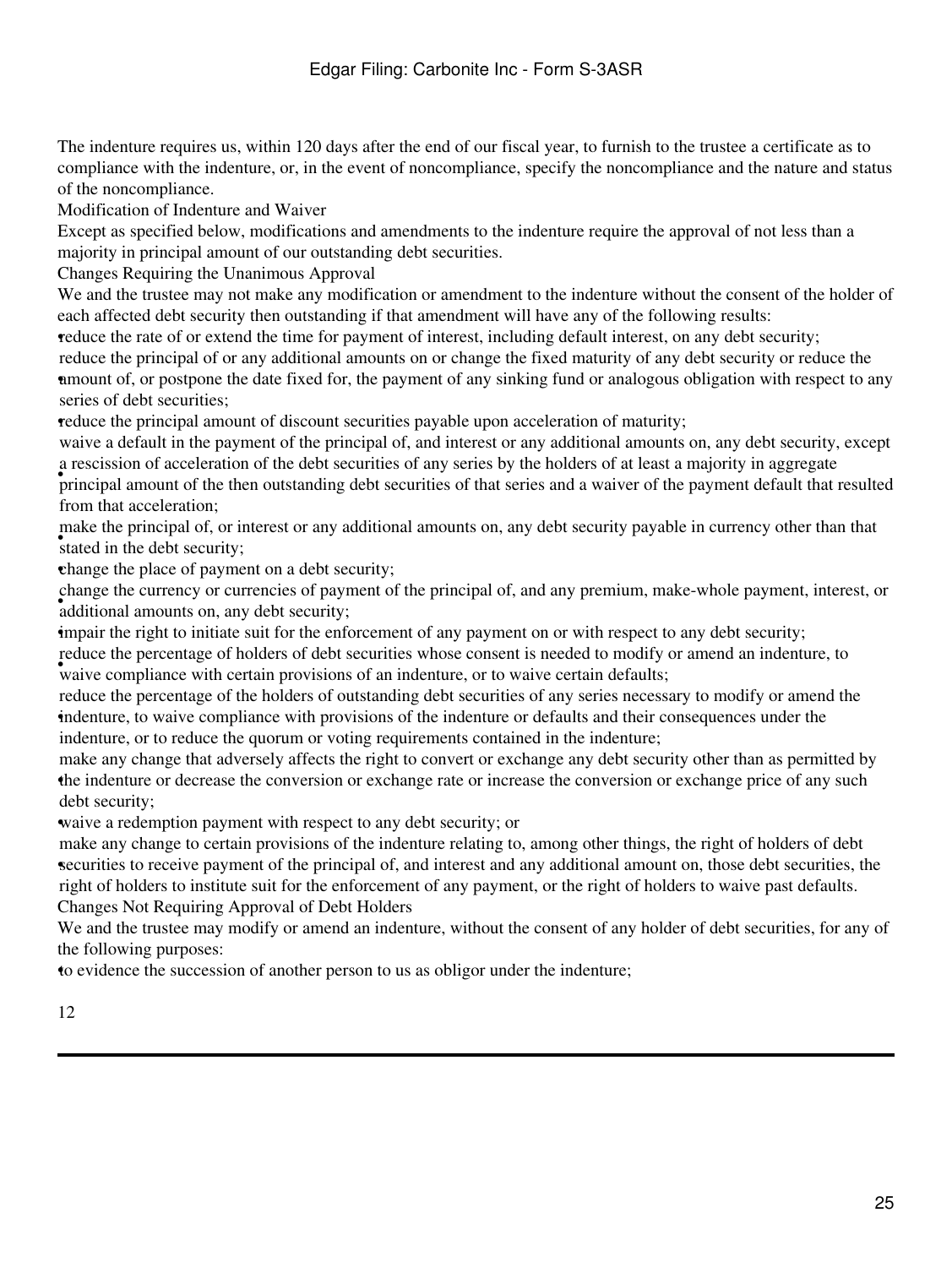The indenture requires us, within 120 days after the end of our fiscal year, to furnish to the trustee a certificate as to compliance with the indenture, or, in the event of noncompliance, specify the noncompliance and the nature and status of the noncompliance.

### Modification of Indenture and Waiver

Except as specified below, modifications and amendments to the indenture require the approval of not less than a majority in principal amount of our outstanding debt securities.

#### Changes Requiring the Unanimous Approval

We and the trustee may not make any modification or amendment to the indenture without the consent of the holder of each affected debt security then outstanding if that amendment will have any of the following results:

- reduce the rate of or extend the time for payment of interest, including default interest, on any debt security;
- reduce the principal of or any additional amounts on or change the fixed maturity of any debt security or reduce the amount of, or postpone the date fixed for, the payment of any sinking fund or analogous obligation with respect to any series of debt securities;
- reduce the principal amount of discount securities payable upon acceleration of maturity;
- waive a default in the payment of the principal of, and interest or any additional amounts on, any debt security, except a rescission of acceleration of the debt securities of any series by the holders of at least a majority in aggregate principal amount of the then outstanding debt securities of that series and a waiver of the payment default that resulted from that acceleration;
- make the principal of, or interest or any additional amounts on, any debt security payable in currency other than that stated in the debt security;
- change the place of payment on a debt security;
- change the currency or currencies of payment of the principal of, and any premium, make-whole payment, interest, or additional amounts on, any debt security;
- impair the right to initiate suit for the enforcement of any payment on or with respect to any debt security;
- reduce the percentage of holders of debt securities whose consent is needed to modify or amend an indenture, to waive compliance with certain provisions of an indenture, or to waive certain defaults;
- reduce the percentage of the holders of outstanding debt securities of any series necessary to modify or amend the indenture, to waive compliance with provisions of the indenture or defaults and their consequences under the indenture, or to reduce the quorum or voting requirements contained in the indenture;
- make any change that adversely affects the right to convert or exchange any debt security other than as permitted by the indenture or decrease the conversion or exchange rate or increase the conversion or exchange price of any such debt security;
- waive a redemption payment with respect to any debt security; or
- make any change to certain provisions of the indenture relating to, among other things, the right of holders of debt securities to receive payment of the principal of, and interest and any additional amount on, those debt securities, the right of holders to institute suit for the enforcement of any payment, or the right of holders to waive past defaults.

#### Changes Not Requiring Approval of Debt Holders

We and the trustee may modify or amend an indenture, without the consent of any holder of debt securities, for any of the following purposes:

- to evidence the succession of another person to us as obligor under the indenture;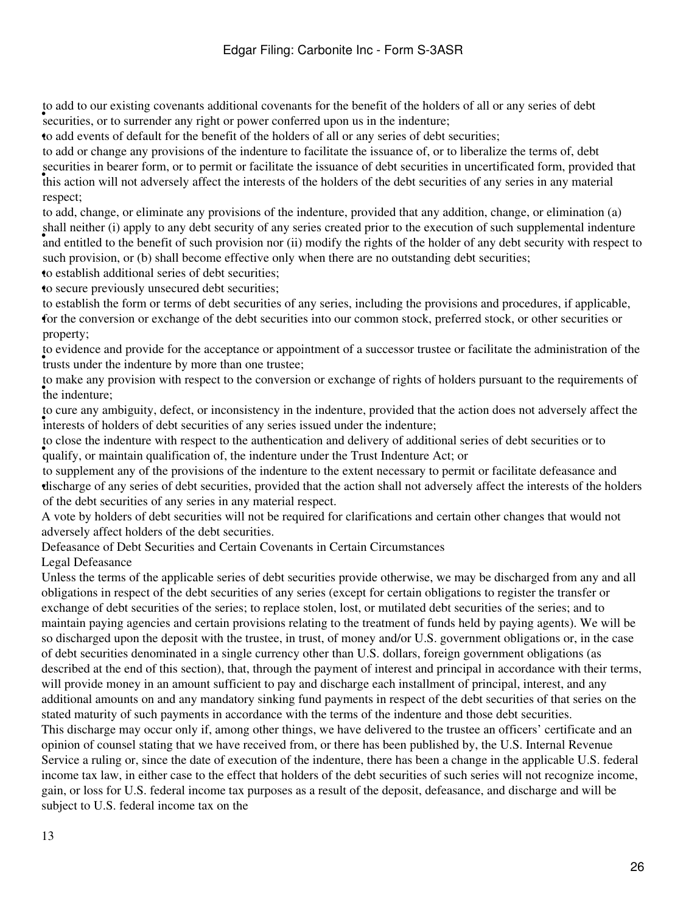- to add to our existing covenants additional covenants for the benefit of the holders of all or any series of debt securities, or to surrender any right or power conferred upon us in the indenture;
- to add events of default for the benefit of the holders of all or any series of debt securities;
- to add or change any provisions of the indenture to facilitate the issuance of, or to liberalize the terms of, debt securities in bearer form, or to permit or facilitate the issuance of debt securities in uncertificated form, provided that this action will not adversely affect the interests of the holders of the debt securities of any series in any material respect;
- to add, change, or eliminate any provisions of the indenture, provided that any addition, change, or elimination (a) shall neither (i) apply to any debt security of any series created prior to the execution of such supplemental indenture and entitled to the benefit of such provision nor (ii) modify the rights of the holder of any debt security with respect to such provision, or (b) shall become effective only when there are no outstanding debt securities;
- to establish additional series of debt securities;
- to secure previously unsecured debt securities;
- to establish the form or terms of debt securities of any series, including the provisions and procedures, if applicable, for the conversion or exchange of the debt securities into our common stock, preferred stock, or other securities or property;
- to evidence and provide for the acceptance or appointment of a successor trustee or facilitate the administration of the trusts under the indenture by more than one trustee;
- to make any provision with respect to the conversion or exchange of rights of holders pursuant to the requirements of the indenture;
- to cure any ambiguity, defect, or inconsistency in the indenture, provided that the action does not adversely affect the interests of holders of debt securities of any series issued under the indenture;
- to close the indenture with respect to the authentication and delivery of additional series of debt securities or to qualify, or maintain qualification of, the indenture under the Trust Indenture Act; or
- to supplement any of the provisions of the indenture to the extent necessary to permit or facilitate defeasance and discharge of any series of debt securities, provided that the action shall not adversely affect the interests of the holders of the debt securities of any series in any material respect.

A vote by holders of debt securities will not be required for clarifications and certain other changes that would not adversely affect holders of the debt securities.

## Defeasance of Debt Securities and Certain Covenants in Certain Circumstances

### Legal Defeasance

Unless the terms of the applicable series of debt securities provide otherwise, we may be discharged from any and all obligations in respect of the debt securities of any series (except for certain obligations to register the transfer or exchange of debt securities of the series; to replace stolen, lost, or mutilated debt securities of the series; and to maintain paying agencies and certain provisions relating to the treatment of funds held by paying agents). We will be so discharged upon the deposit with the trustee, in trust, of money and/or U.S. government obligations or, in the case of debt securities denominated in a single currency other than U.S. dollars, foreign government obligations (as described at the end of this section), that, through the payment of interest and principal in accordance with their terms, will provide money in an amount sufficient to pay and discharge each installment of principal, interest, and any additional amounts on and any mandatory sinking fund payments in respect of the debt securities of that series on the stated maturity of such payments in accordance with the terms of the indenture and those debt securities.

This discharge may occur only if, among other things, we have delivered to the trustee an officers' certificate and an opinion of counsel stating that we have received from, or there has been published by, the U.S. Internal Revenue Service a ruling or, since the date of execution of the indenture, there has been a change in the applicable U.S. federal income tax law, in either case to the effect that holders of the debt securities of such series will not recognize income, gain, or loss for U.S. federal income tax purposes as a result of the deposit, defeasance, and discharge and will be subject to U.S. federal income tax on the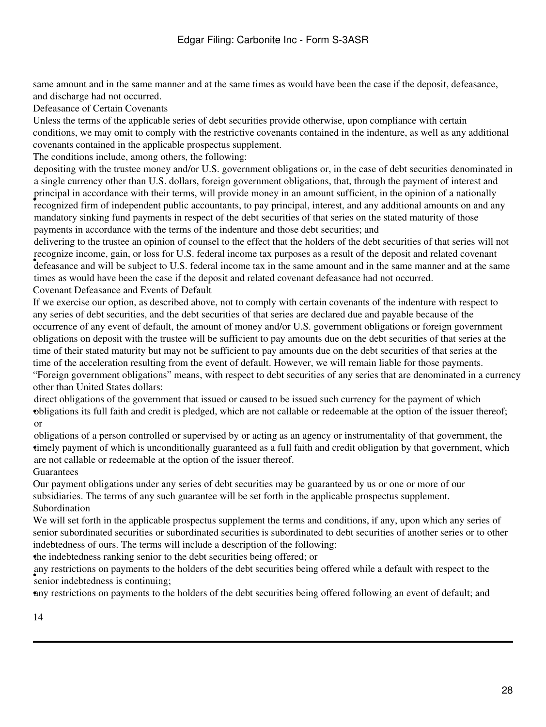same amount and in the same manner and at the same times as would have been the case if the deposit, defeasance, and discharge had not occurred.

### Defeasance of Certain Covenants

Unless the terms of the applicable series of debt securities provide otherwise, upon compliance with certain conditions, we may omit to comply with the restrictive covenants contained in the indenture, as well as any additional covenants contained in the applicable prospectus supplement.

The conditions include, among others, the following:

- depositing with the trustee money and/or U.S. government obligations or, in the case of debt securities denominated in a single currency other than U.S. dollars, foreign government obligations, that, through the payment of interest and principal in accordance with their terms, will provide money in an amount sufficient, in the opinion of a nationally recognized firm of independent public accountants, to pay principal, interest, and any additional amounts on and any mandatory sinking fund payments in respect of the debt securities of that series on the stated maturity of those payments in accordance with the terms of the indenture and those debt securities; and
- delivering to the trustee an opinion of counsel to the effect that the holders of the debt securities of that series will not recognize income, gain, or loss for U.S. federal income tax purposes as a result of the deposit and related covenant defeasance and will be subject to U.S. federal income tax in the same amount and in the same manner and at the same times as would have been the case if the deposit and related covenant defeasance had not occurred.

### Covenant Defeasance and Events of Default

If we exercise our option, as described above, not to comply with certain covenants of the indenture with respect to any series of debt securities, and the debt securities of that series are declared due and payable because of the occurrence of any event of default, the amount of money and/or U.S. government obligations or foreign government obligations on deposit with the trustee will be sufficient to pay amounts due on the debt securities of that series at the time of their stated maturity but may not be sufficient to pay amounts due on the debt securities of that series at the time of the acceleration resulting from the event of default. However, we will remain liable for those payments.

"Foreign government obligations" means, with respect to debt securities of any series that are denominated in a currency other than United States dollars:

- direct obligations of the government that issued or caused to be issued such currency for the payment of which obligations its full faith and credit is pledged, which are not callable or redeemable at the option of the issuer thereof; or
- obligations of a person controlled or supervised by or acting as an agency or instrumentality of that government, the timely payment of which is unconditionally guaranteed as a full faith and credit obligation by that government, which are not callable or redeemable at the option of the issuer thereof.

### Guarantees

Our payment obligations under any series of debt securities may be guaranteed by us or one or more of our subsidiaries. The terms of any such guarantee will be set forth in the applicable prospectus supplement.

### Subordination

We will set forth in the applicable prospectus supplement the terms and conditions, if any, upon which any series of senior subordinated securities or subordinated securities is subordinated to debt securities of another series or to other indebtedness of ours. The terms will include a description of the following:

- the indebtedness ranking senior to the debt securities being offered; or
- any restrictions on payments to the holders of the debt securities being offered while a default with respect to the senior indebtedness is continuing;
- any restrictions on payments to the holders of the debt securities being offered following an event of default; and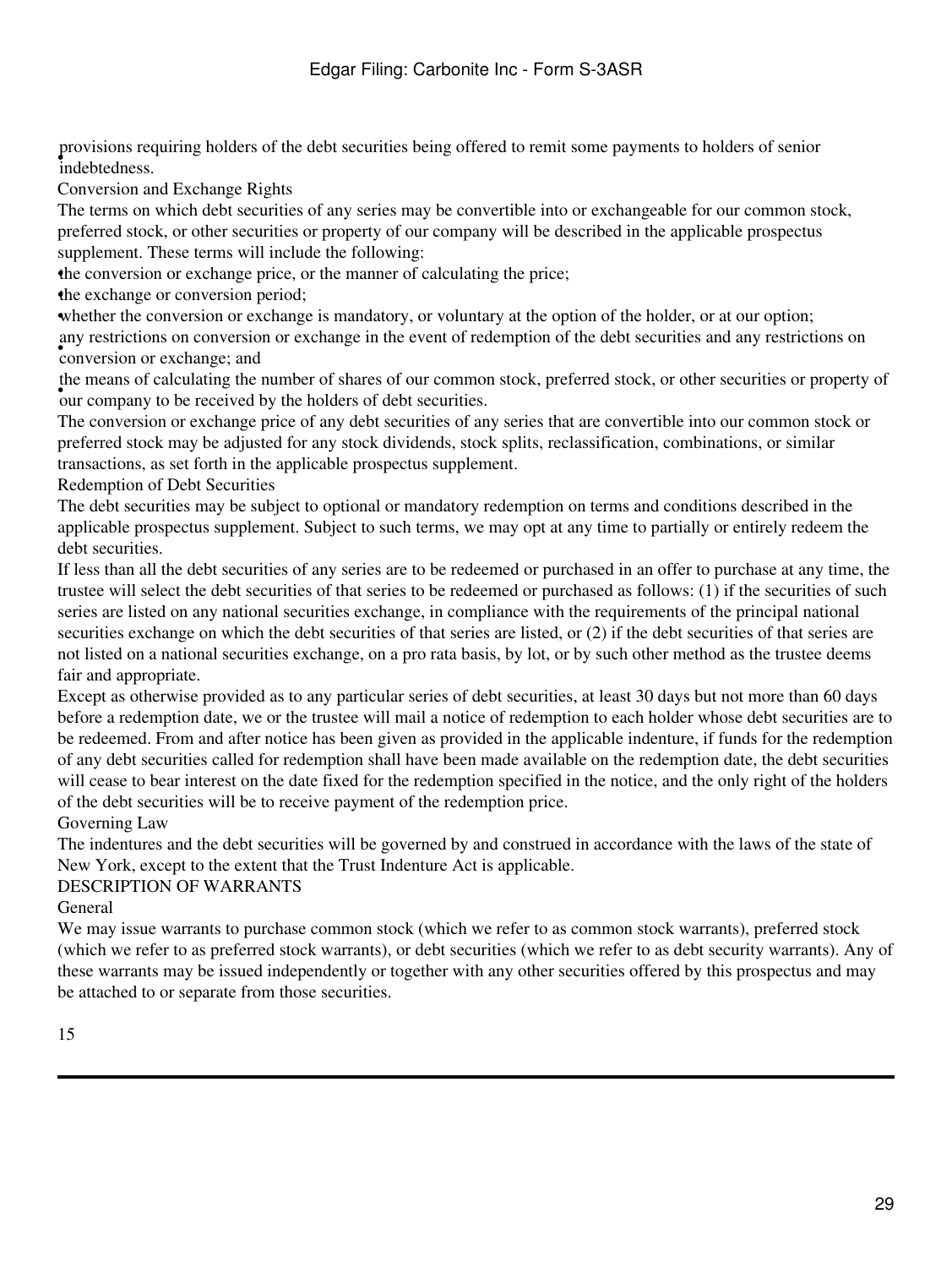- provisions requiring holders of the debt securities being offered to remit some payments to holders of senior indebtedness.

### Conversion and Exchange Rights

The terms on which debt securities of any series may be convertible into or exchangeable for our common stock, preferred stock, or other securities or property of our company will be described in the applicable prospectus supplement. These terms will include the following:

- the conversion or exchange price, or the manner of calculating the price;
- the exchange or conversion period;
- whether the conversion or exchange is mandatory, or voluntary at the option of the holder, or at our option;
- any restrictions on conversion or exchange in the event of redemption of the debt securities and any restrictions on conversion or exchange; and
- the means of calculating the number of shares of our common stock, preferred stock, or other securities or property of our company to be received by the holders of debt securities.

The conversion or exchange price of any debt securities of any series that are convertible into our common stock or preferred stock may be adjusted for any stock dividends, stock splits, reclassification, combinations, or similar transactions, as set forth in the applicable prospectus supplement.

### Redemption of Debt Securities

The debt securities may be subject to optional or mandatory redemption on terms and conditions described in the applicable prospectus supplement. Subject to such terms, we may opt at any time to partially or entirely redeem the debt securities.

If less than all the debt securities of any series are to be redeemed or purchased in an offer to purchase at any time, the trustee will select the debt securities of that series to be redeemed or purchased as follows: (1) if the securities of such series are listed on any national securities exchange, in compliance with the requirements of the principal national securities exchange on which the debt securities of that series are listed, or (2) if the debt securities of that series are not listed on a national securities exchange, on a pro rata basis, by lot, or by such other method as the trustee deems fair and appropriate.

Except as otherwise provided as to any particular series of debt securities, at least 30 days but not more than 60 days before a redemption date, we or the trustee will mail a notice of redemption to each holder whose debt securities are to be redeemed. From and after notice has been given as provided in the applicable indenture, if funds for the redemption of any debt securities called for redemption shall have been made available on the redemption date, the debt securities will cease to bear interest on the date fixed for the redemption specified in the notice, and the only right of the holders of the debt securities will be to receive payment of the redemption price.

### Governing Law

The indentures and the debt securities will be governed by and construed in accordance with the laws of the state of New York, except to the extent that the Trust Indenture Act is applicable.

## DESCRIPTION OF WARRANTS

### General

We may issue warrants to purchase common stock (which we refer to as common stock warrants), preferred stock (which we refer to as preferred stock warrants), or debt securities (which we refer to as debt security warrants). Any of these warrants may be issued independently or together with any other securities offered by this prospectus and may be attached to or separate from those securities.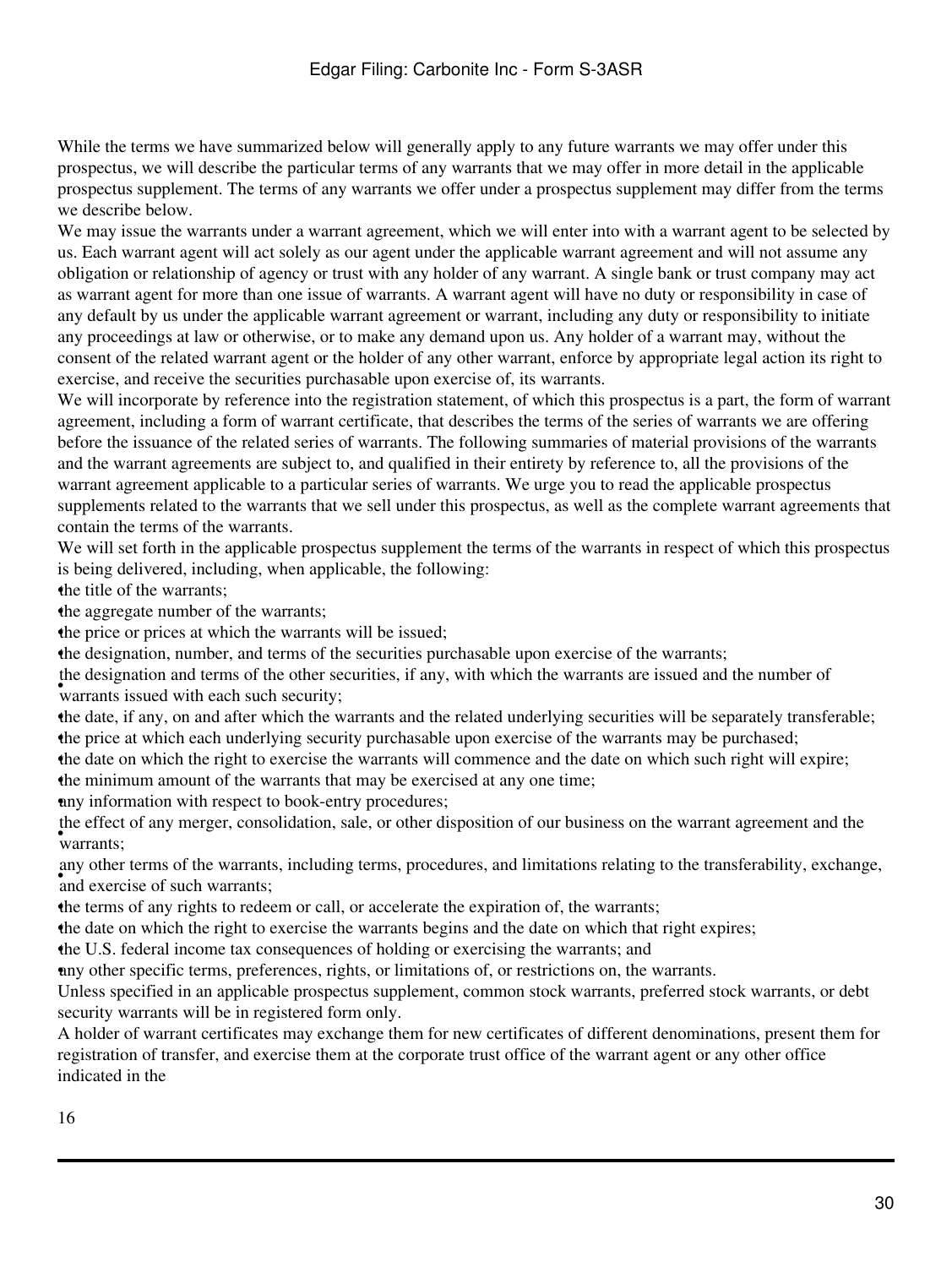While the terms we have summarized below will generally apply to any future warrants we may offer under this prospectus, we will describe the particular terms of any warrants that we may offer in more detail in the applicable prospectus supplement. The terms of any warrants we offer under a prospectus supplement may differ from the terms we describe below.

We may issue the warrants under a warrant agreement, which we will enter into with a warrant agent to be selected by us. Each warrant agent will act solely as our agent under the applicable warrant agreement and will not assume any obligation or relationship of agency or trust with any holder of any warrant. A single bank or trust company may act as warrant agent for more than one issue of warrants. A warrant agent will have no duty or responsibility in case of any default by us under the applicable warrant agreement or warrant, including any duty or responsibility to initiate any proceedings at law or otherwise, or to make any demand upon us. Any holder of a warrant may, without the consent of the related warrant agent or the holder of any other warrant, enforce by appropriate legal action its right to exercise, and receive the securities purchasable upon exercise of, its warrants.

We will incorporate by reference into the registration statement, of which this prospectus is a part, the form of warrant agreement, including a form of warrant certificate, that describes the terms of the series of warrants we are offering before the issuance of the related series of warrants. The following summaries of material provisions of the warrants and the warrant agreements are subject to, and qualified in their entirety by reference to, all the provisions of the warrant agreement applicable to a particular series of warrants. We urge you to read the applicable prospectus supplements related to the warrants that we sell under this prospectus, as well as the complete warrant agreements that contain the terms of the warrants.

We will set forth in the applicable prospectus supplement the terms of the warrants in respect of which this prospectus is being delivered, including, when applicable, the following:

- the title of the warrants;
- the aggregate number of the warrants;
- the price or prices at which the warrants will be issued;
- the designation, number, and terms of the securities purchasable upon exercise of the warrants;
- the designation and terms of the other securities, if any, with which the warrants are issued and the number of warrants issued with each such security;
- the date, if any, on and after which the warrants and the related underlying securities will be separately transferable;
- the price at which each underlying security purchasable upon exercise of the warrants may be purchased;
- the date on which the right to exercise the warrants will commence and the date on which such right will expire;
- the minimum amount of the warrants that may be exercised at any one time;
- any information with respect to book-entry procedures;
- the effect of any merger, consolidation, sale, or other disposition of our business on the warrant agreement and the warrants;
- any other terms of the warrants, including terms, procedures, and limitations relating to the transferability, exchange, and exercise of such warrants;
- the terms of any rights to redeem or call, or accelerate the expiration of, the warrants;
- the date on which the right to exercise the warrants begins and the date on which that right expires;
- the U.S. federal income tax consequences of holding or exercising the warrants; and
- any other specific terms, preferences, rights, or limitations of, or restrictions on, the warrants.

Unless specified in an applicable prospectus supplement, common stock warrants, preferred stock warrants, or debt security warrants will be in registered form only.

A holder of warrant certificates may exchange them for new certificates of different denominations, present them for registration of transfer, and exercise them at the corporate trust office of the warrant agent or any other office indicated in the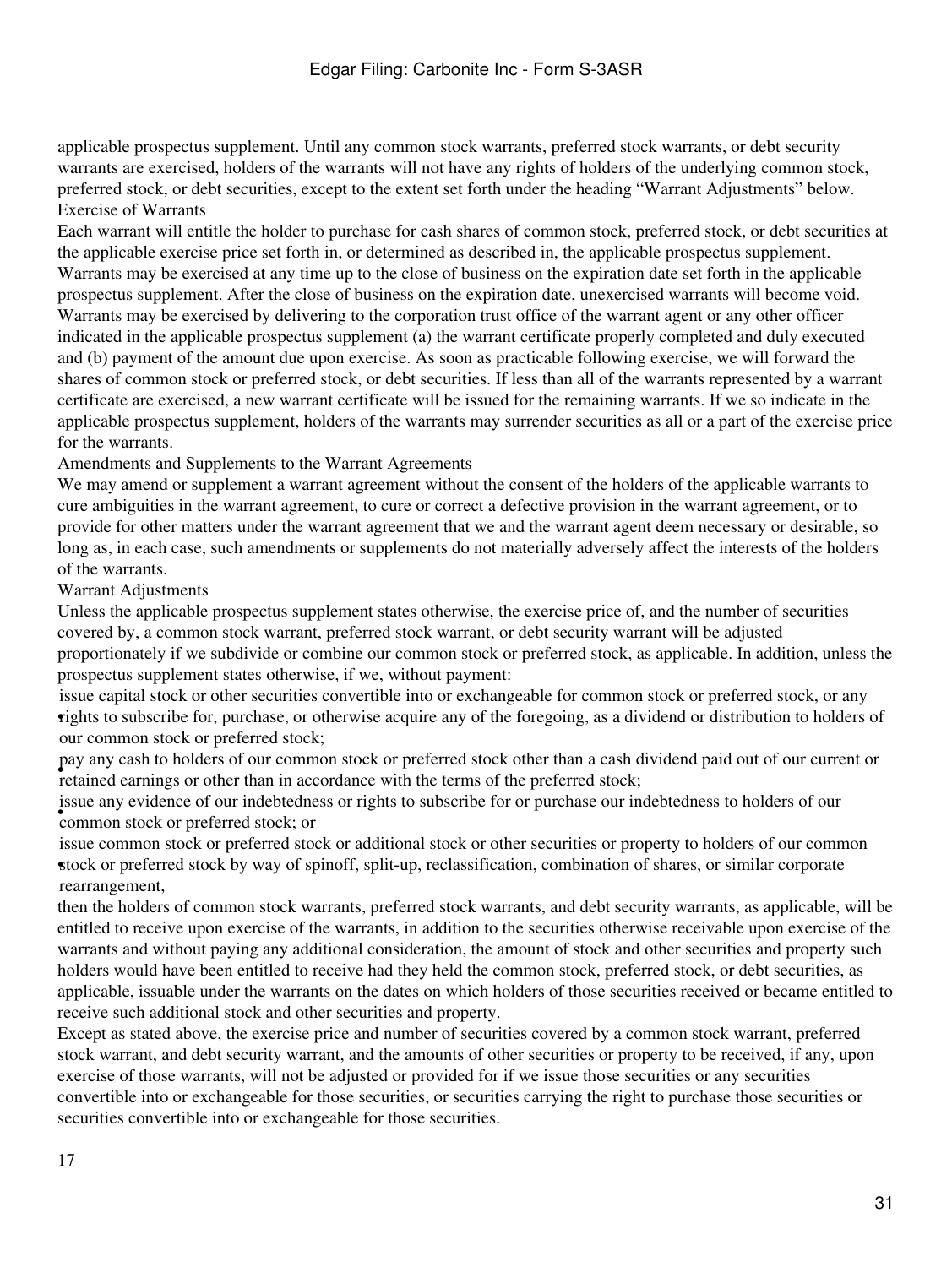applicable prospectus supplement. Until any common stock warrants, preferred stock warrants, or debt security warrants are exercised, holders of the warrants will not have any rights of holders of the underlying common stock, preferred stock, or debt securities, except to the extent set forth under the heading "Warrant Adjustments" below.

### Exercise of Warrants

Each warrant will entitle the holder to purchase for cash shares of common stock, preferred stock, or debt securities at the applicable exercise price set forth in, or determined as described in, the applicable prospectus supplement. Warrants may be exercised at any time up to the close of business on the expiration date set forth in the applicable prospectus supplement. After the close of business on the expiration date, unexercised warrants will become void. Warrants may be exercised by delivering to the corporation trust office of the warrant agent or any other officer indicated in the applicable prospectus supplement (a) the warrant certificate properly completed and duly executed and (b) payment of the amount due upon exercise. As soon as practicable following exercise, we will forward the shares of common stock or preferred stock, or debt securities. If less than all of the warrants represented by a warrant certificate are exercised, a new warrant certificate will be issued for the remaining warrants. If we so indicate in the applicable prospectus supplement, holders of the warrants may surrender securities as all or a part of the exercise price for the warrants.

### Amendments and Supplements to the Warrant Agreements

We may amend or supplement a warrant agreement without the consent of the holders of the applicable warrants to cure ambiguities in the warrant agreement, to cure or correct a defective provision in the warrant agreement, or to provide for other matters under the warrant agreement that we and the warrant agent deem necessary or desirable, so long as, in each case, such amendments or supplements do not materially adversely affect the interests of the holders of the warrants.

### Warrant Adjustments

Unless the applicable prospectus supplement states otherwise, the exercise price of, and the number of securities covered by, a common stock warrant, preferred stock warrant, or debt security warrant will be adjusted proportionately if we subdivide or combine our common stock or preferred stock, as applicable. In addition, unless the prospectus supplement states otherwise, if we, without payment:

- issue capital stock or other securities convertible into or exchangeable for common stock or preferred stock, or any rights to subscribe for, purchase, or otherwise acquire any of the foregoing, as a dividend or distribution to holders of our common stock or preferred stock;
- pay any cash to holders of our common stock or preferred stock other than a cash dividend paid out of our current or retained earnings or other than in accordance with the terms of the preferred stock;
- issue any evidence of our indebtedness or rights to subscribe for or purchase our indebtedness to holders of our common stock or preferred stock; or
- issue common stock or preferred stock or additional stock or other securities or property to holders of our common stock or preferred stock by way of spinoff, split-up, reclassification, combination of shares, or similar corporate rearrangement,

then the holders of common stock warrants, preferred stock warrants, and debt security warrants, as applicable, will be entitled to receive upon exercise of the warrants, in addition to the securities otherwise receivable upon exercise of the warrants and without paying any additional consideration, the amount of stock and other securities and property such holders would have been entitled to receive had they held the common stock, preferred stock, or debt securities, as applicable, issuable under the warrants on the dates on which holders of those securities received or became entitled to receive such additional stock and other securities and property.

Except as stated above, the exercise price and number of securities covered by a common stock warrant, preferred stock warrant, and debt security warrant, and the amounts of other securities or property to be received, if any, upon exercise of those warrants, will not be adjusted or provided for if we issue those securities or any securities convertible into or exchangeable for those securities, or securities carrying the right to purchase those securities or securities convertible into or exchangeable for those securities.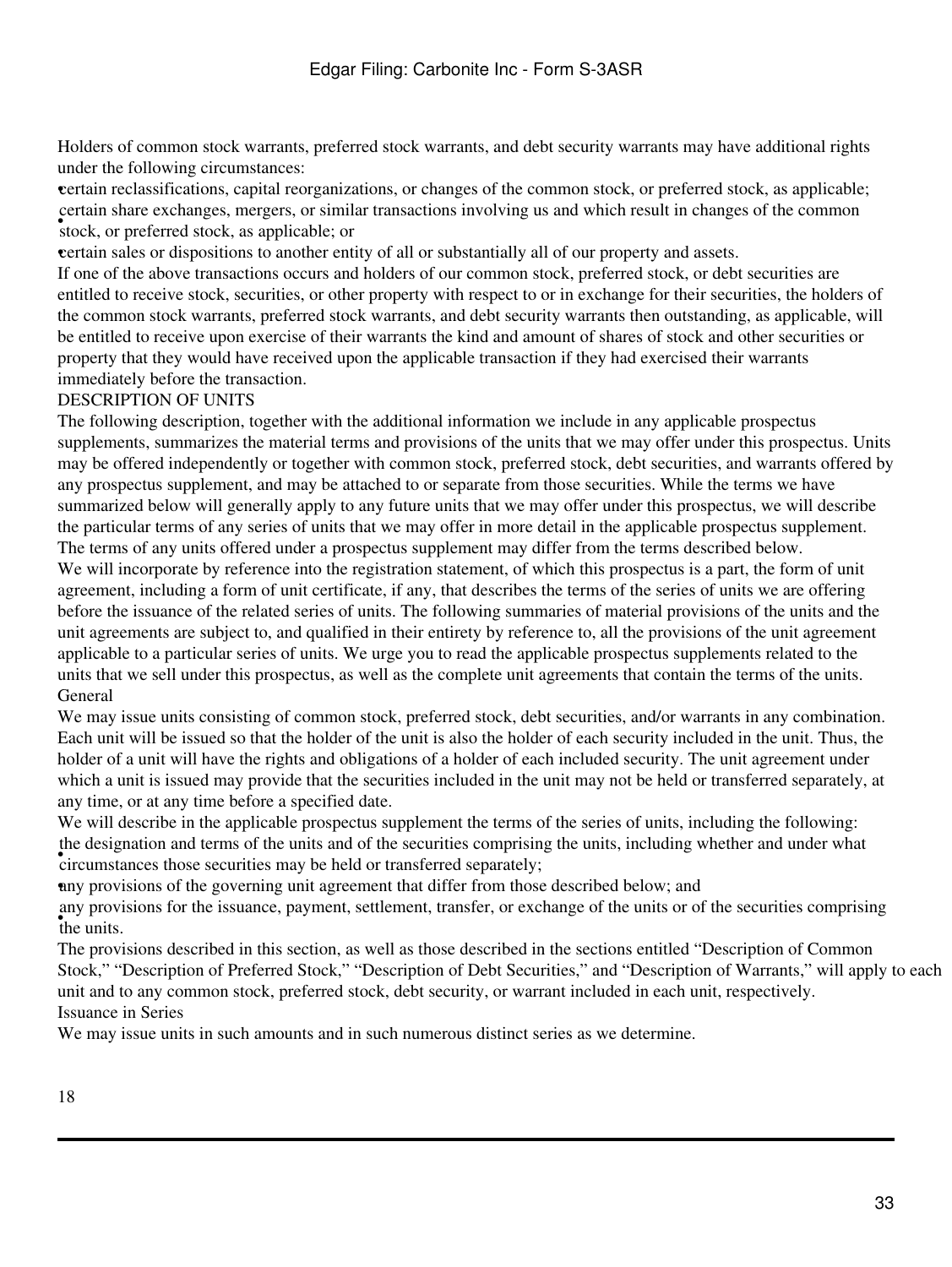Holders of common stock warrants, preferred stock warrants, and debt security warrants may have additional rights under the following circumstances:

- certain reclassifications, capital reorganizations, or changes of the common stock, or preferred stock, as applicable;
- certain share exchanges, mergers, or similar transactions involving us and which result in changes of the common stock, or preferred stock, as applicable; or
- certain sales or dispositions to another entity of all or substantially all of our property and assets.

If one of the above transactions occurs and holders of our common stock, preferred stock, or debt securities are entitled to receive stock, securities, or other property with respect to or in exchange for their securities, the holders of the common stock warrants, preferred stock warrants, and debt security warrants then outstanding, as applicable, will be entitled to receive upon exercise of their warrants the kind and amount of shares of stock and other securities or property that they would have received upon the applicable transaction if they had exercised their warrants immediately before the transaction.

## DESCRIPTION OF UNITS

The following description, together with the additional information we include in any applicable prospectus supplements, summarizes the material terms and provisions of the units that we may offer under this prospectus. Units may be offered independently or together with common stock, preferred stock, debt securities, and warrants offered by any prospectus supplement, and may be attached to or separate from those securities. While the terms we have summarized below will generally apply to any future units that we may offer under this prospectus, we will describe the particular terms of any series of units that we may offer in more detail in the applicable prospectus supplement. The terms of any units offered under a prospectus supplement may differ from the terms described below.

We will incorporate by reference into the registration statement, of which this prospectus is a part, the form of unit agreement, including a form of unit certificate, if any, that describes the terms of the series of units we are offering before the issuance of the related series of units. The following summaries of material provisions of the units and the unit agreements are subject to, and qualified in their entirety by reference to, all the provisions of the unit agreement applicable to a particular series of units. We urge you to read the applicable prospectus supplements related to the units that we sell under this prospectus, as well as the complete unit agreements that contain the terms of the units.

### General

We may issue units consisting of common stock, preferred stock, debt securities, and/or warrants in any combination. Each unit will be issued so that the holder of the unit is also the holder of each security included in the unit. Thus, the holder of a unit will have the rights and obligations of a holder of each included security. The unit agreement under which a unit is issued may provide that the securities included in the unit may not be held or transferred separately, at any time, or at any time before a specified date.

We will describe in the applicable prospectus supplement the terms of the series of units, including the following:

- the designation and terms of the units and of the securities comprising the units, including whether and under what circumstances those securities may be held or transferred separately;
- any provisions of the governing unit agreement that differ from those described below; and
- any provisions for the issuance, payment, settlement, transfer, or exchange of the units or of the securities comprising the units.

The provisions described in this section, as well as those described in the sections entitled "Description of Common Stock," "Description of Preferred Stock," "Description of Debt Securities," and "Description of Warrants," will apply to each unit and to any common stock, preferred stock, debt security, or warrant included in each unit, respectively.

### Issuance in Series

We may issue units in such amounts and in such numerous distinct series as we determine.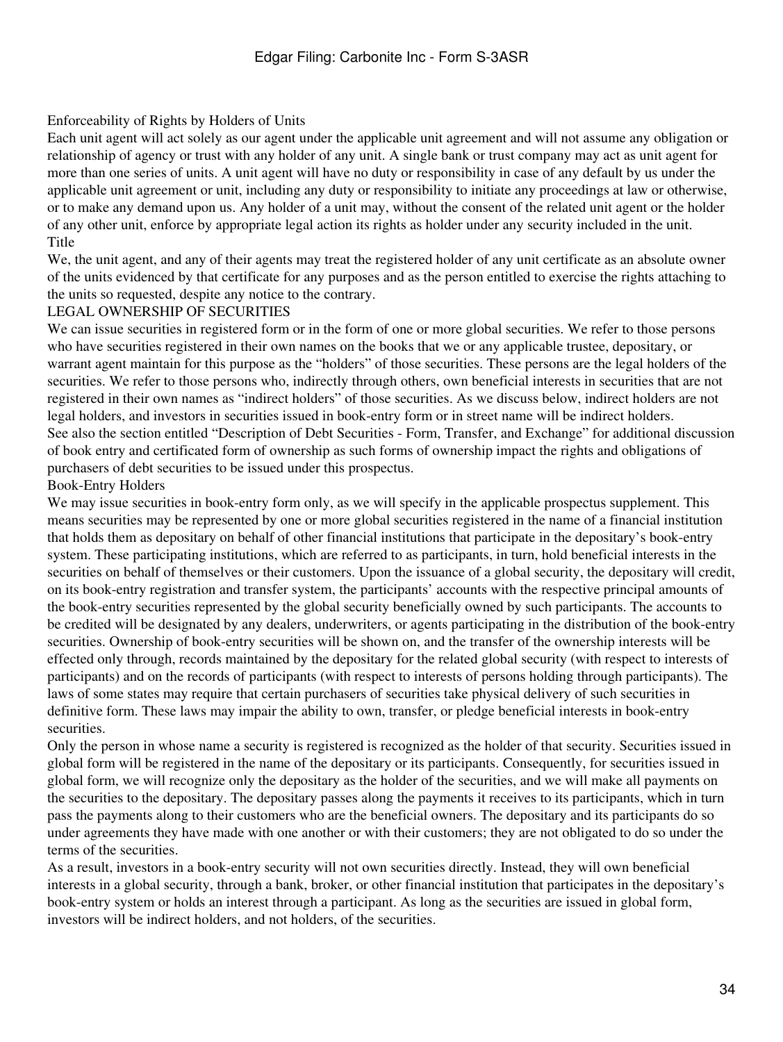### Enforceability of Rights by Holders of Units

Each unit agent will act solely as our agent under the applicable unit agreement and will not assume any obligation or relationship of agency or trust with any holder of any unit. A single bank or trust company may act as unit agent for more than one series of units. A unit agent will have no duty or responsibility in case of any default by us under the applicable unit agreement or unit, including any duty or responsibility to initiate any proceedings at law or otherwise, or to make any demand upon us. Any holder of a unit may, without the consent of the related unit agent or the holder of any other unit, enforce by appropriate legal action its rights as holder under any security included in the unit.

### Title

We, the unit agent, and any of their agents may treat the registered holder of any unit certificate as an absolute owner of the units evidenced by that certificate for any purposes and as the person entitled to exercise the rights attaching to the units so requested, despite any notice to the contrary.

## LEGAL OWNERSHIP OF SECURITIES

We can issue securities in registered form or in the form of one or more global securities. We refer to those persons who have securities registered in their own names on the books that we or any applicable trustee, depositary, or warrant agent maintain for this purpose as the "holders" of those securities. These persons are the legal holders of the securities. We refer to those persons who, indirectly through others, own beneficial interests in securities that are not registered in their own names as "indirect holders" of those securities. As we discuss below, indirect holders are not legal holders, and investors in securities issued in book-entry form or in street name will be indirect holders.

See also the section entitled "Description of Debt Securities - Form, Transfer, and Exchange" for additional discussion of book entry and certificated form of ownership as such forms of ownership impact the rights and obligations of purchasers of debt securities to be issued under this prospectus.

### Book-Entry Holders

We may issue securities in book-entry form only, as we will specify in the applicable prospectus supplement. This means securities may be represented by one or more global securities registered in the name of a financial institution that holds them as depositary on behalf of other financial institutions that participate in the depositary's book-entry system. These participating institutions, which are referred to as participants, in turn, hold beneficial interests in the securities on behalf of themselves or their customers. Upon the issuance of a global security, the depositary will credit, on its book-entry registration and transfer system, the participants' accounts with the respective principal amounts of the book-entry securities represented by the global security beneficially owned by such participants. The accounts to be credited will be designated by any dealers, underwriters, or agents participating in the distribution of the book-entry securities. Ownership of book-entry securities will be shown on, and the transfer of the ownership interests will be effected only through, records maintained by the depositary for the related global security (with respect to interests of participants) and on the records of participants (with respect to interests of persons holding through participants). The laws of some states may require that certain purchasers of securities take physical delivery of such securities in definitive form. These laws may impair the ability to own, transfer, or pledge beneficial interests in book-entry securities.

Only the person in whose name a security is registered is recognized as the holder of that security. Securities issued in global form will be registered in the name of the depositary or its participants. Consequently, for securities issued in global form, we will recognize only the depositary as the holder of the securities, and we will make all payments on the securities to the depositary. The depositary passes along the payments it receives to its participants, which in turn pass the payments along to their customers who are the beneficial owners. The depositary and its participants do so under agreements they have made with one another or with their customers; they are not obligated to do so under the terms of the securities.

As a result, investors in a book-entry security will not own securities directly. Instead, they will own beneficial interests in a global security, through a bank, broker, or other financial institution that participates in the depositary's book-entry system or holds an interest through a participant. As long as the securities are issued in global form, investors will be indirect holders, and not holders, of the securities.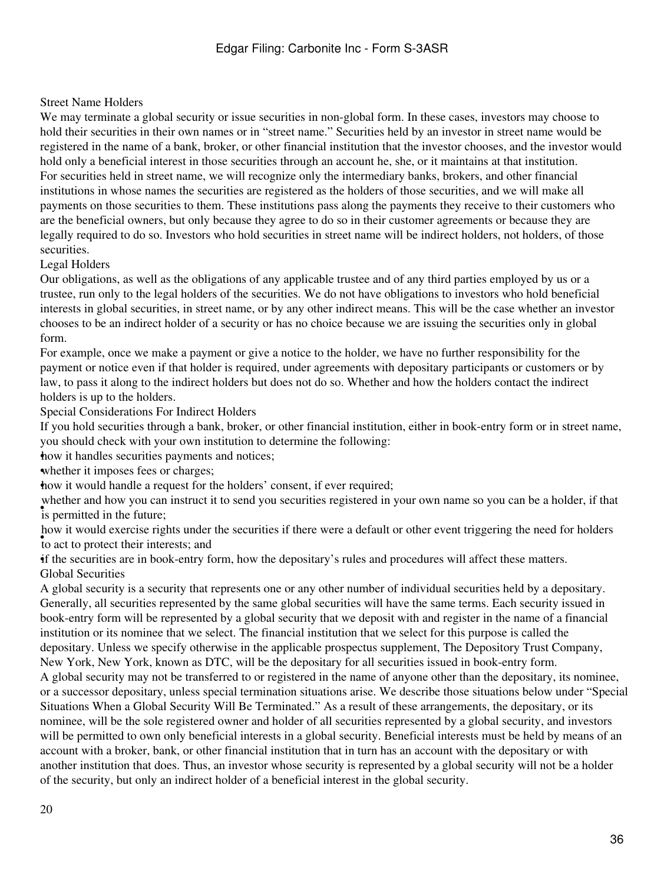### Street Name Holders

We may terminate a global security or issue securities in non-global form. In these cases, investors may choose to hold their securities in their own names or in "street name." Securities held by an investor in street name would be registered in the name of a bank, broker, or other financial institution that the investor chooses, and the investor would hold only a beneficial interest in those securities through an account he, she, or it maintains at that institution.

For securities held in street name, we will recognize only the intermediary banks, brokers, and other financial institutions in whose names the securities are registered as the holders of those securities, and we will make all payments on those securities to them. These institutions pass along the payments they receive to their customers who are the beneficial owners, but only because they agree to do so in their customer agreements or because they are legally required to do so. Investors who hold securities in street name will be indirect holders, not holders, of those securities.

### Legal Holders

Our obligations, as well as the obligations of any applicable trustee and of any third parties employed by us or a trustee, run only to the legal holders of the securities. We do not have obligations to investors who hold beneficial interests in global securities, in street name, or by any other indirect means. This will be the case whether an investor chooses to be an indirect holder of a security or has no choice because we are issuing the securities only in global form.

For example, once we make a payment or give a notice to the holder, we have no further responsibility for the payment or notice even if that holder is required, under agreements with depositary participants or customers or by law, to pass it along to the indirect holders but does not do so. Whether and how the holders contact the indirect holders is up to the holders.

### Special Considerations For Indirect Holders

If you hold securities through a bank, broker, or other financial institution, either in book-entry form or in street name, you should check with your own institution to determine the following:

- how it handles securities payments and notices;
- whether it imposes fees or charges;
- how it would handle a request for the holders' consent, if ever required;
- whether and how you can instruct it to send you securities registered in your own name so you can be a holder, if that is permitted in the future;
- how it would exercise rights under the securities if there were a default or other event triggering the need for holders to act to protect their interests; and
- if the securities are in book-entry form, how the depositary's rules and procedures will affect these matters.

### Global Securities

A global security is a security that represents one or any other number of individual securities held by a depositary. Generally, all securities represented by the same global securities will have the same terms. Each security issued in book-entry form will be represented by a global security that we deposit with and register in the name of a financial institution or its nominee that we select. The financial institution that we select for this purpose is called the depositary. Unless we specify otherwise in the applicable prospectus supplement, The Depository Trust Company, New York, New York, known as DTC, will be the depositary for all securities issued in book-entry form.

A global security may not be transferred to or registered in the name of anyone other than the depositary, its nominee, or a successor depositary, unless special termination situations arise. We describe those situations below under "Special Situations When a Global Security Will Be Terminated." As a result of these arrangements, the depositary, or its nominee, will be the sole registered owner and holder of all securities represented by a global security, and investors will be permitted to own only beneficial interests in a global security. Beneficial interests must be held by means of an account with a broker, bank, or other financial institution that in turn has an account with the depositary or with another institution that does. Thus, an investor whose security is represented by a global security will not be a holder of the security, but only an indirect holder of a beneficial interest in the global security.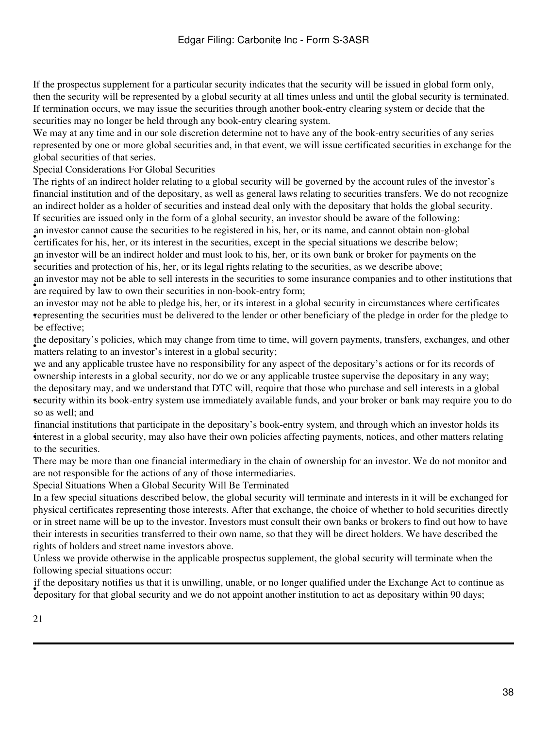If the prospectus supplement for a particular security indicates that the security will be issued in global form only, then the security will be represented by a global security at all times unless and until the global security is terminated. If termination occurs, we may issue the securities through another book-entry clearing system or decide that the securities may no longer be held through any book-entry clearing system.

We may at any time and in our sole discretion determine not to have any of the book-entry securities of any series represented by one or more global securities and, in that event, we will issue certificated securities in exchange for the global securities of that series.

### Special Considerations For Global Securities

The rights of an indirect holder relating to a global security will be governed by the account rules of the investor's financial institution and of the depositary, as well as general laws relating to securities transfers. We do not recognize an indirect holder as a holder of securities and instead deal only with the depositary that holds the global security.

If securities are issued only in the form of a global security, an investor should be aware of the following:

- an investor cannot cause the securities to be registered in his, her, or its name, and cannot obtain non-global certificates for his, her, or its interest in the securities, except in the special situations we describe below;
- an investor will be an indirect holder and must look to his, her, or its own bank or broker for payments on the securities and protection of his, her, or its legal rights relating to the securities, as we describe above;
- an investor may not be able to sell interests in the securities to some insurance companies and to other institutions that are required by law to own their securities in non-book-entry form;
- an investor may not be able to pledge his, her, or its interest in a global security in circumstances where certificates representing the securities must be delivered to the lender or other beneficiary of the pledge in order for the pledge to be effective;
- the depositary's policies, which may change from time to time, will govern payments, transfers, exchanges, and other matters relating to an investor's interest in a global security;
- we and any applicable trustee have no responsibility for any aspect of the depositary's actions or for its records of ownership interests in a global security, nor do we or any applicable trustee supervise the depositary in any way;
- the depositary may, and we understand that DTC will, require that those who purchase and sell interests in a global security within its book-entry system use immediately available funds, and your broker or bank may require you to do so as well; and
- financial institutions that participate in the depositary's book-entry system, and through which an investor holds its interest in a global security, may also have their own policies affecting payments, notices, and other matters relating to the securities.

There may be more than one financial intermediary in the chain of ownership for an investor. We do not monitor and are not responsible for the actions of any of those intermediaries.

### Special Situations When a Global Security Will Be Terminated

In a few special situations described below, the global security will terminate and interests in it will be exchanged for physical certificates representing those interests. After that exchange, the choice of whether to hold securities directly or in street name will be up to the investor. Investors must consult their own banks or brokers to find out how to have their interests in securities transferred to their own name, so that they will be direct holders. We have described the rights of holders and street name investors above.

Unless we provide otherwise in the applicable prospectus supplement, the global security will terminate when the following special situations occur:

- if the depositary notifies us that it is unwilling, unable, or no longer qualified under the Exchange Act to continue as depositary for that global security and we do not appoint another institution to act as depositary within 90 days;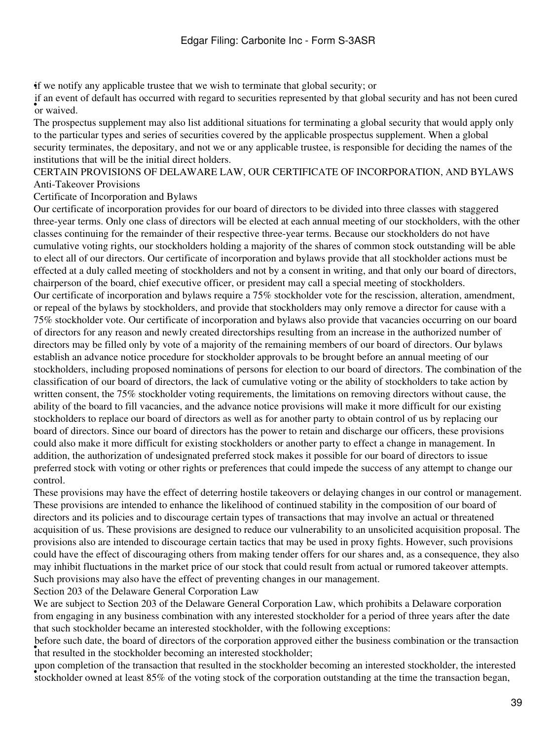- if we notify any applicable trustee that we wish to terminate that global security; or
- if an event of default has occurred with regard to securities represented by that global security and has not been cured or waived.

The prospectus supplement may also list additional situations for terminating a global security that would apply only to the particular types and series of securities covered by the applicable prospectus supplement. When a global security terminates, the depositary, and not we or any applicable trustee, is responsible for deciding the names of the institutions that will be the initial direct holders.

## CERTAIN PROVISIONS OF DELAWARE LAW, OUR CERTIFICATE OF INCORPORATION, AND BYLAWS

### Anti-Takeover Provisions

#### Certificate of Incorporation and Bylaws

Our certificate of incorporation provides for our board of directors to be divided into three classes with staggered three-year terms. Only one class of directors will be elected at each annual meeting of our stockholders, with the other classes continuing for the remainder of their respective three-year terms. Because our stockholders do not have cumulative voting rights, our stockholders holding a majority of the shares of common stock outstanding will be able to elect all of our directors. Our certificate of incorporation and bylaws provide that all stockholder actions must be effected at a duly called meeting of stockholders and not by a consent in writing, and that only our board of directors, chairperson of the board, chief executive officer, or president may call a special meeting of stockholders.

Our certificate of incorporation and bylaws require a 75% stockholder vote for the rescission, alteration, amendment, or repeal of the bylaws by stockholders, and provide that stockholders may only remove a director for cause with a 75% stockholder vote. Our certificate of incorporation and bylaws also provide that vacancies occurring on our board of directors for any reason and newly created directorships resulting from an increase in the authorized number of directors may be filled only by vote of a majority of the remaining members of our board of directors. Our bylaws establish an advance notice procedure for stockholder approvals to be brought before an annual meeting of our stockholders, including proposed nominations of persons for election to our board of directors. The combination of the classification of our board of directors, the lack of cumulative voting or the ability of stockholders to take action by written consent, the 75% stockholder voting requirements, the limitations on removing directors without cause, the ability of the board to fill vacancies, and the advance notice provisions will make it more difficult for our existing stockholders to replace our board of directors as well as for another party to obtain control of us by replacing our board of directors. Since our board of directors has the power to retain and discharge our officers, these provisions could also make it more difficult for existing stockholders or another party to effect a change in management. In addition, the authorization of undesignated preferred stock makes it possible for our board of directors to issue preferred stock with voting or other rights or preferences that could impede the success of any attempt to change our control.

These provisions may have the effect of deterring hostile takeovers or delaying changes in our control or management. These provisions are intended to enhance the likelihood of continued stability in the composition of our board of directors and its policies and to discourage certain types of transactions that may involve an actual or threatened acquisition of us. These provisions are designed to reduce our vulnerability to an unsolicited acquisition proposal. The provisions also are intended to discourage certain tactics that may be used in proxy fights. However, such provisions could have the effect of discouraging others from making tender offers for our shares and, as a consequence, they also may inhibit fluctuations in the market price of our stock that could result from actual or rumored takeover attempts. Such provisions may also have the effect of preventing changes in our management.

#### Section 203 of the Delaware General Corporation Law

We are subject to Section 203 of the Delaware General Corporation Law, which prohibits a Delaware corporation from engaging in any business combination with any interested stockholder for a period of three years after the date that such stockholder became an interested stockholder, with the following exceptions:

- before such date, the board of directors of the corporation approved either the business combination or the transaction that resulted in the stockholder becoming an interested stockholder;
- upon completion of the transaction that resulted in the stockholder becoming an interested stockholder, the interested stockholder owned at least 85% of the voting stock of the corporation outstanding at the time the transaction began,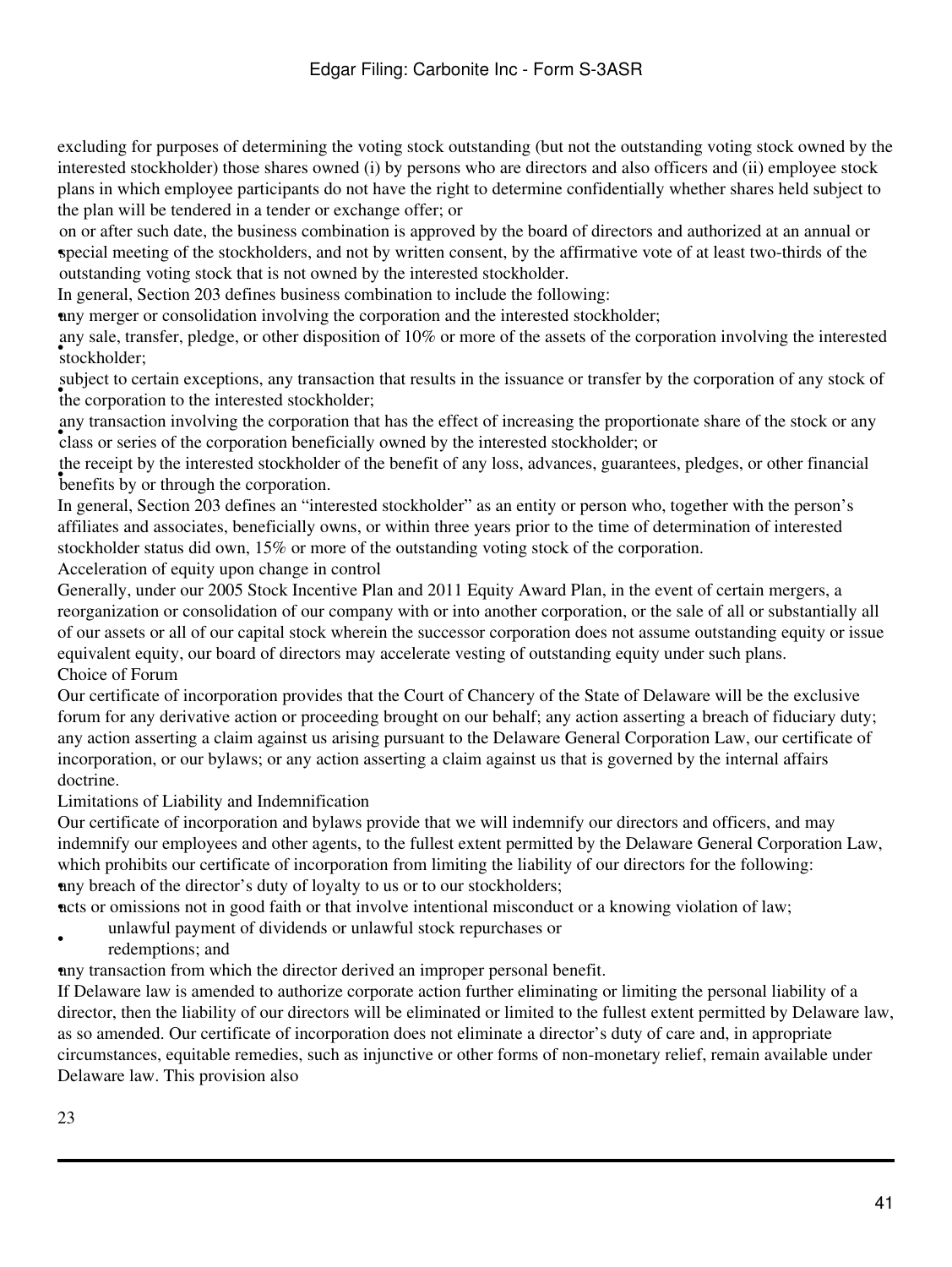excluding for purposes of determining the voting stock outstanding (but not the outstanding voting stock owned by the interested stockholder) those shares owned (i) by persons who are directors and also officers and (ii) employee stock plans in which employee participants do not have the right to determine confidentially whether shares held subject to the plan will be tendered in a tender or exchange offer; or

- on or after such date, the business combination is approved by the board of directors and authorized at an annual or special meeting of the stockholders, and not by written consent, by the affirmative vote of at least two-thirds of the outstanding voting stock that is not owned by the interested stockholder.

In general, Section 203 defines business combination to include the following:

- any merger or consolidation involving the corporation and the interested stockholder;
- any sale, transfer, pledge, or other disposition of 10% or more of the assets of the corporation involving the interested stockholder;
- subject to certain exceptions, any transaction that results in the issuance or transfer by the corporation of any stock of the corporation to the interested stockholder;
- any transaction involving the corporation that has the effect of increasing the proportionate share of the stock or any class or series of the corporation beneficially owned by the interested stockholder; or
- the receipt by the interested stockholder of the benefit of any loss, advances, guarantees, pledges, or other financial benefits by or through the corporation.

In general, Section 203 defines an "interested stockholder" as an entity or person who, together with the person's affiliates and associates, beneficially owns, or within three years prior to the time of determination of interested stockholder status did own, 15% or more of the outstanding voting stock of the corporation.

## Acceleration of equity upon change in control

Generally, under our 2005 Stock Incentive Plan and 2011 Equity Award Plan, in the event of certain mergers, a reorganization or consolidation of our company with or into another corporation, or the sale of all or substantially all of our assets or all of our capital stock wherein the successor corporation does not assume outstanding equity or issue equivalent equity, our board of directors may accelerate vesting of outstanding equity under such plans.

## Choice of Forum

Our certificate of incorporation provides that the Court of Chancery of the State of Delaware will be the exclusive forum for any derivative action or proceeding brought on our behalf; any action asserting a breach of fiduciary duty; any action asserting a claim against us arising pursuant to the Delaware General Corporation Law, our certificate of incorporation, or our bylaws; or any action asserting a claim against us that is governed by the internal affairs doctrine.

## Limitations of Liability and Indemnification

Our certificate of incorporation and bylaws provide that we will indemnify our directors and officers, and may indemnify our employees and other agents, to the fullest extent permitted by the Delaware General Corporation Law, which prohibits our certificate of incorporation from limiting the liability of our directors for the following:

- any breach of the director's duty of loyalty to us or to our stockholders;
- acts or omissions not in good faith or that involve intentional misconduct or a knowing violation of law;
- unlawful payment of dividends or unlawful stock repurchases or redemptions; and
- any transaction from which the director derived an improper personal benefit.

If Delaware law is amended to authorize corporate action further eliminating or limiting the personal liability of a director, then the liability of our directors will be eliminated or limited to the fullest extent permitted by Delaware law, as so amended. Our certificate of incorporation does not eliminate a director's duty of care and, in appropriate circumstances, equitable remedies, such as injunctive or other forms of non-monetary relief, remain available under Delaware law. This provision also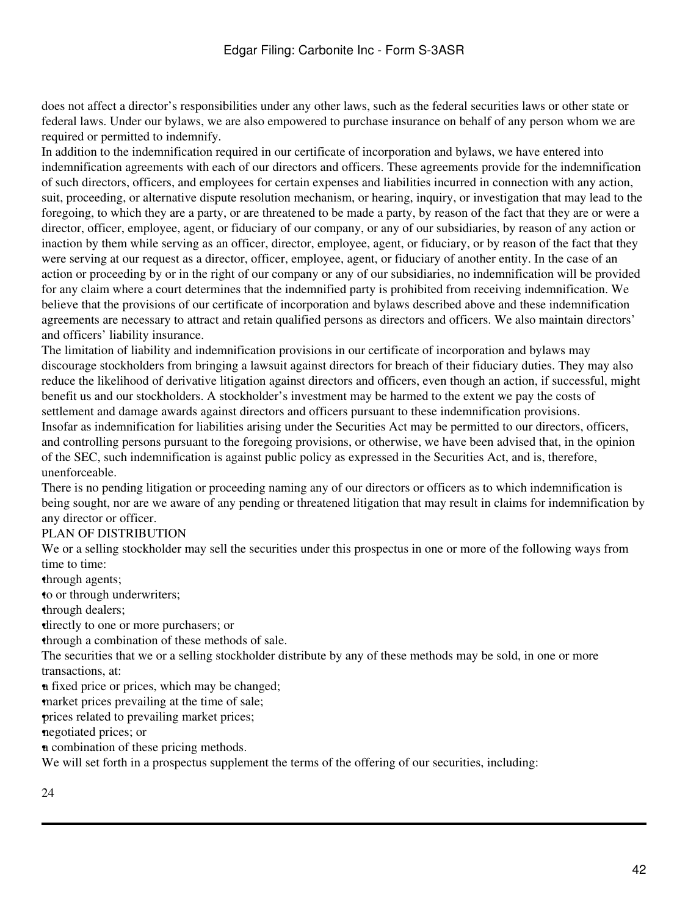does not affect a director's responsibilities under any other laws, such as the federal securities laws or other state or federal laws. Under our bylaws, we are also empowered to purchase insurance on behalf of any person whom we are required or permitted to indemnify.

In addition to the indemnification required in our certificate of incorporation and bylaws, we have entered into indemnification agreements with each of our directors and officers. These agreements provide for the indemnification of such directors, officers, and employees for certain expenses and liabilities incurred in connection with any action, suit, proceeding, or alternative dispute resolution mechanism, or hearing, inquiry, or investigation that may lead to the foregoing, to which they are a party, or are threatened to be made a party, by reason of the fact that they are or were a director, officer, employee, agent, or fiduciary of our company, or any of our subsidiaries, by reason of any action or inaction by them while serving as an officer, director, employee, agent, or fiduciary, or by reason of the fact that they were serving at our request as a director, officer, employee, agent, or fiduciary of another entity. In the case of an action or proceeding by or in the right of our company or any of our subsidiaries, no indemnification will be provided for any claim where a court determines that the indemnified party is prohibited from receiving indemnification. We believe that the provisions of our certificate of incorporation and bylaws described above and these indemnification agreements are necessary to attract and retain qualified persons as directors and officers. We also maintain directors' and officers' liability insurance.

The limitation of liability and indemnification provisions in our certificate of incorporation and bylaws may discourage stockholders from bringing a lawsuit against directors for breach of their fiduciary duties. They may also reduce the likelihood of derivative litigation against directors and officers, even though an action, if successful, might benefit us and our stockholders. A stockholder's investment may be harmed to the extent we pay the costs of settlement and damage awards against directors and officers pursuant to these indemnification provisions.

Insofar as indemnification for liabilities arising under the Securities Act may be permitted to our directors, officers, and controlling persons pursuant to the foregoing provisions, or otherwise, we have been advised that, in the opinion of the SEC, such indemnification is against public policy as expressed in the Securities Act, and is, therefore, unenforceable.

There is no pending litigation or proceeding naming any of our directors or officers as to which indemnification is being sought, nor are we aware of any pending or threatened litigation that may result in claims for indemnification by any director or officer.

## PLAN OF DISTRIBUTION

We or a selling stockholder may sell the securities under this prospectus in one or more of the following ways from time to time:

- through agents;
- to or through underwriters;
- through dealers;
- directly to one or more purchasers; or
- through a combination of these methods of sale.

The securities that we or a selling stockholder distribute by any of these methods may be sold, in one or more transactions, at:

- a fixed price or prices, which may be changed;
- market prices prevailing at the time of sale;
- prices related to prevailing market prices;
- negotiated prices; or
- a combination of these pricing methods.

We will set forth in a prospectus supplement the terms of the offering of our securities, including: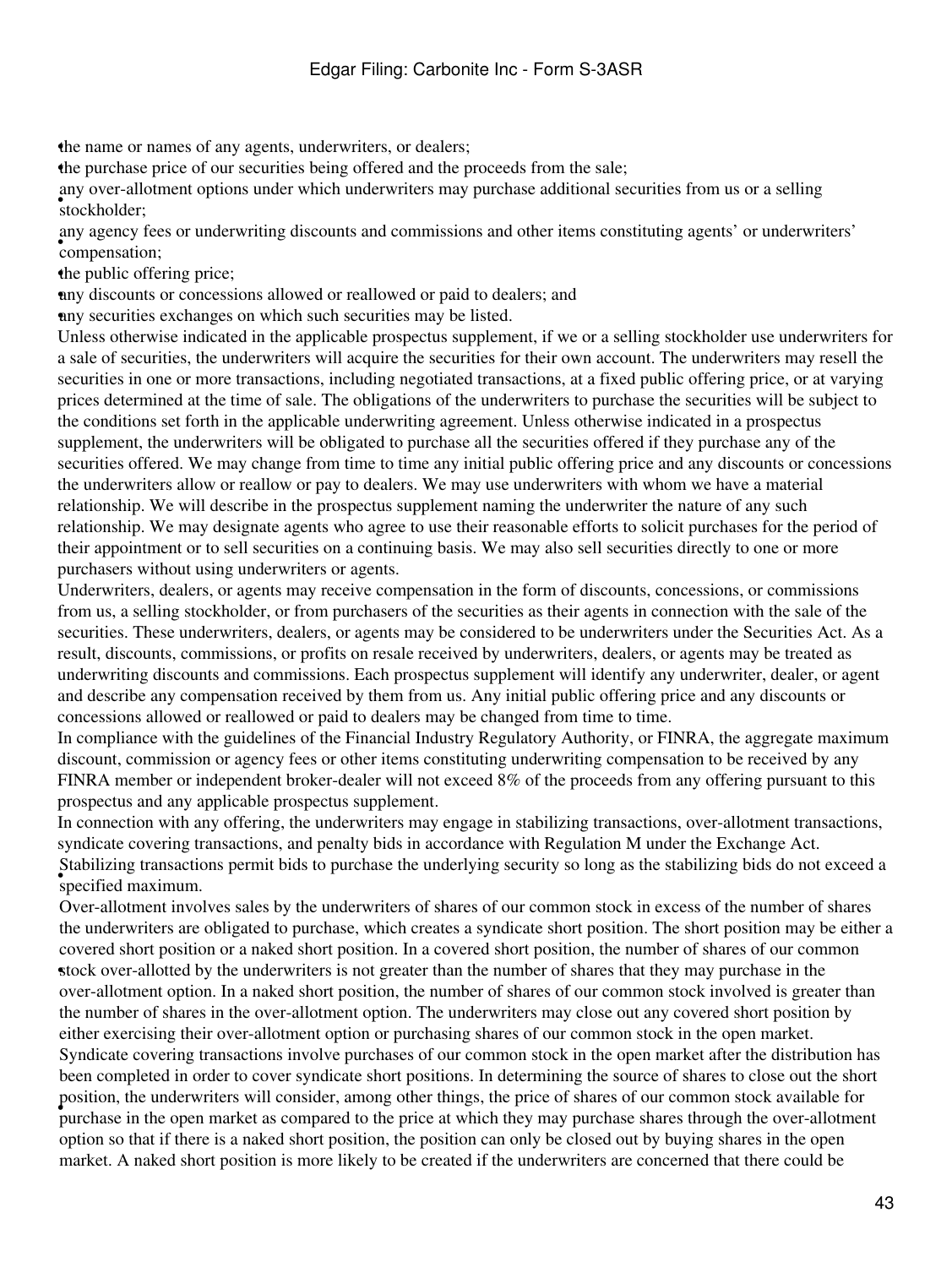- the name or names of any agents, underwriters, or dealers;
- the purchase price of our securities being offered and the proceeds from the sale;
- any over-allotment options under which underwriters may purchase additional securities from us or a selling stockholder;
- any agency fees or underwriting discounts and commissions and other items constituting agents' or underwriters' compensation;
- the public offering price;
- any discounts or concessions allowed or reallowed or paid to dealers; and
- any securities exchanges on which such securities may be listed.

Unless otherwise indicated in the applicable prospectus supplement, if we or a selling stockholder use underwriters for a sale of securities, the underwriters will acquire the securities for their own account. The underwriters may resell the securities in one or more transactions, including negotiated transactions, at a fixed public offering price, or at varying prices determined at the time of sale. The obligations of the underwriters to purchase the securities will be subject to the conditions set forth in the applicable underwriting agreement. Unless otherwise indicated in a prospectus supplement, the underwriters will be obligated to purchase all the securities offered if they purchase any of the securities offered. We may change from time to time any initial public offering price and any discounts or concessions the underwriters allow or reallow or pay to dealers. We may use underwriters with whom we have a material relationship. We will describe in the prospectus supplement naming the underwriter the nature of any such relationship. We may designate agents who agree to use their reasonable efforts to solicit purchases for the period of their appointment or to sell securities on a continuing basis. We may also sell securities directly to one or more purchasers without using underwriters or agents.

Underwriters, dealers, or agents may receive compensation in the form of discounts, concessions, or commissions from us, a selling stockholder, or from purchasers of the securities as their agents in connection with the sale of the securities. These underwriters, dealers, or agents may be considered to be underwriters under the Securities Act. As a result, discounts, commissions, or profits on resale received by underwriters, dealers, or agents may be treated as underwriting discounts and commissions. Each prospectus supplement will identify any underwriter, dealer, or agent and describe any compensation received by them from us. Any initial public offering price and any discounts or concessions allowed or reallowed or paid to dealers may be changed from time to time.

In compliance with the guidelines of the Financial Industry Regulatory Authority, or FINRA, the aggregate maximum discount, commission or agency fees or other items constituting underwriting compensation to be received by any FINRA member or independent broker-dealer will not exceed 8% of the proceeds from any offering pursuant to this prospectus and any applicable prospectus supplement.

In connection with any offering, the underwriters may engage in stabilizing transactions, over-allotment transactions, syndicate covering transactions, and penalty bids in accordance with Regulation M under the Exchange Act.

- Stabilizing transactions permit bids to purchase the underlying security so long as the stabilizing bids do not exceed a specified maximum.
- Over-allotment involves sales by the underwriters of shares of our common stock in excess of the number of shares the underwriters are obligated to purchase, which creates a syndicate short position. The short position may be either a covered short position or a naked short position. In a covered short position, the number of shares of our common stock over-allotted by the underwriters is not greater than the number of shares that they may purchase in the over-allotment option. In a naked short position, the number of shares of our common stock involved is greater than the number of shares in the over-allotment option. The underwriters may close out any covered short position by either exercising their over-allotment option or purchasing shares of our common stock in the open market.
- Syndicate covering transactions involve purchases of our common stock in the open market after the distribution has been completed in order to cover syndicate short positions. In determining the source of shares to close out the short position, the underwriters will consider, among other things, the price of shares of our common stock available for purchase in the open market as compared to the price at which they may purchase shares through the over-allotment option so that if there is a naked short position, the position can only be closed out by buying shares in the open market. A naked short position is more likely to be created if the underwriters are concerned that there could be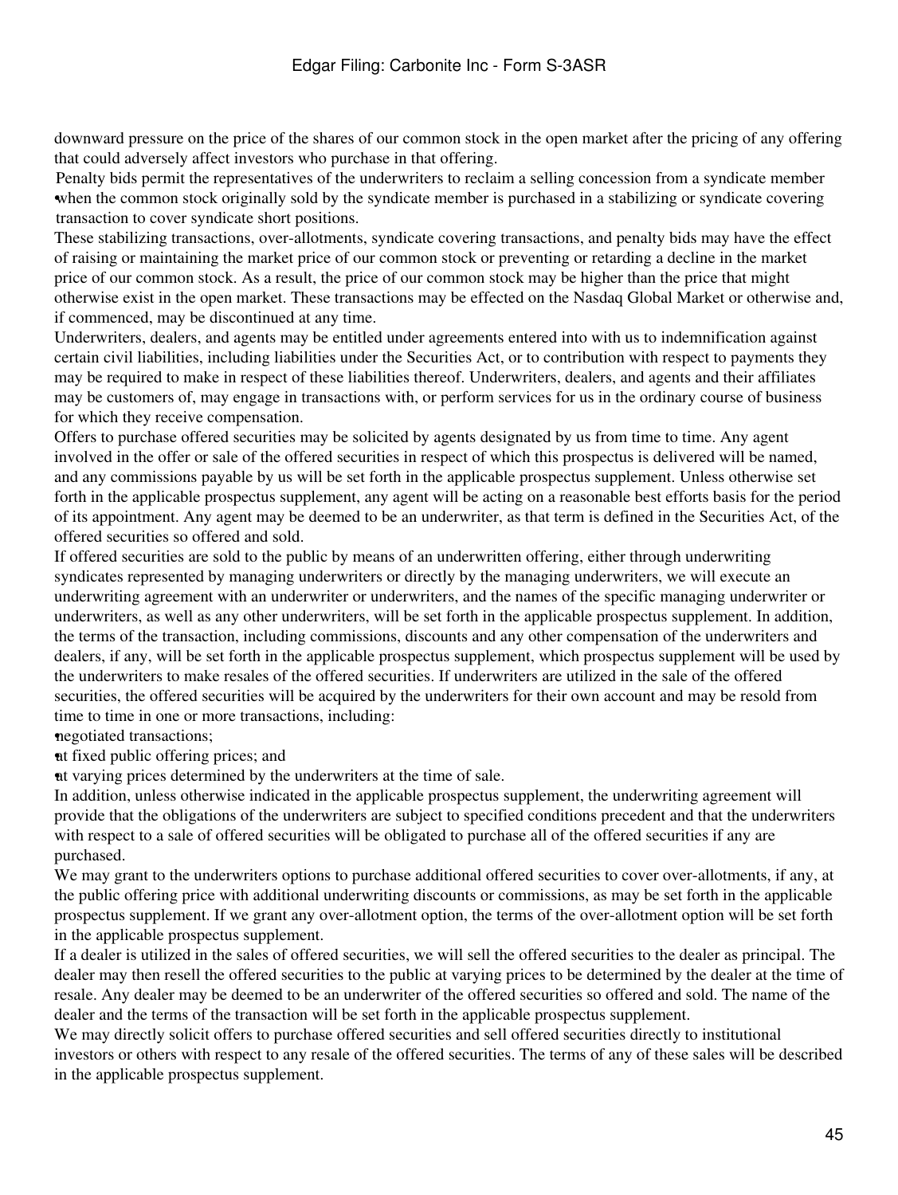downward pressure on the price of the shares of our common stock in the open market after the pricing of any offering that could adversely affect investors who purchase in that offering.

- Penalty bids permit the representatives of the underwriters to reclaim a selling concession from a syndicate member when the common stock originally sold by the syndicate member is purchased in a stabilizing or syndicate covering transaction to cover syndicate short positions.

These stabilizing transactions, over-allotments, syndicate covering transactions, and penalty bids may have the effect of raising or maintaining the market price of our common stock or preventing or retarding a decline in the market price of our common stock. As a result, the price of our common stock may be higher than the price that might otherwise exist in the open market. These transactions may be effected on the Nasdaq Global Market or otherwise and, if commenced, may be discontinued at any time.

Underwriters, dealers, and agents may be entitled under agreements entered into with us to indemnification against certain civil liabilities, including liabilities under the Securities Act, or to contribution with respect to payments they may be required to make in respect of these liabilities thereof. Underwriters, dealers, and agents and their affiliates may be customers of, may engage in transactions with, or perform services for us in the ordinary course of business for which they receive compensation.

Offers to purchase offered securities may be solicited by agents designated by us from time to time. Any agent involved in the offer or sale of the offered securities in respect of which this prospectus is delivered will be named, and any commissions payable by us will be set forth in the applicable prospectus supplement. Unless otherwise set forth in the applicable prospectus supplement, any agent will be acting on a reasonable best efforts basis for the period of its appointment. Any agent may be deemed to be an underwriter, as that term is defined in the Securities Act, of the offered securities so offered and sold.

If offered securities are sold to the public by means of an underwritten offering, either through underwriting syndicates represented by managing underwriters or directly by the managing underwriters, we will execute an underwriting agreement with an underwriter or underwriters, and the names of the specific managing underwriter or underwriters, as well as any other underwriters, will be set forth in the applicable prospectus supplement. In addition, the terms of the transaction, including commissions, discounts and any other compensation of the underwriters and dealers, if any, will be set forth in the applicable prospectus supplement, which prospectus supplement will be used by the underwriters to make resales of the offered securities. If underwriters are utilized in the sale of the offered securities, the offered securities will be acquired by the underwriters for their own account and may be resold from time to time in one or more transactions, including:

- negotiated transactions;
- at fixed public offering prices; and
- at varying prices determined by the underwriters at the time of sale.

In addition, unless otherwise indicated in the applicable prospectus supplement, the underwriting agreement will provide that the obligations of the underwriters are subject to specified conditions precedent and that the underwriters with respect to a sale of offered securities will be obligated to purchase all of the offered securities if any are purchased.

We may grant to the underwriters options to purchase additional offered securities to cover over-allotments, if any, at the public offering price with additional underwriting discounts or commissions, as may be set forth in the applicable prospectus supplement. If we grant any over-allotment option, the terms of the over-allotment option will be set forth in the applicable prospectus supplement.

If a dealer is utilized in the sales of offered securities, we will sell the offered securities to the dealer as principal. The dealer may then resell the offered securities to the public at varying prices to be determined by the dealer at the time of resale. Any dealer may be deemed to be an underwriter of the offered securities so offered and sold. The name of the dealer and the terms of the transaction will be set forth in the applicable prospectus supplement.

We may directly solicit offers to purchase offered securities and sell offered securities directly to institutional investors or others with respect to any resale of the offered securities. The terms of any of these sales will be described in the applicable prospectus supplement.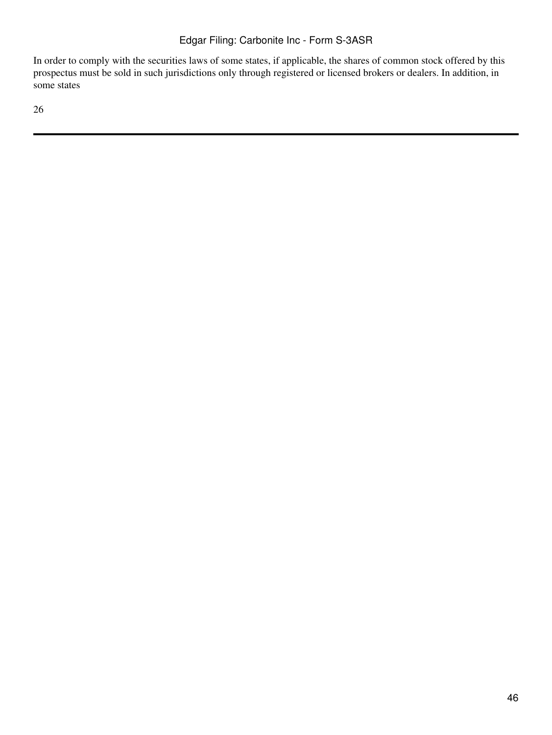In order to comply with the securities laws of some states, if applicable, the shares of common stock offered by this prospectus must be sold in such jurisdictions only through registered or licensed brokers or dealers. In addition, in some states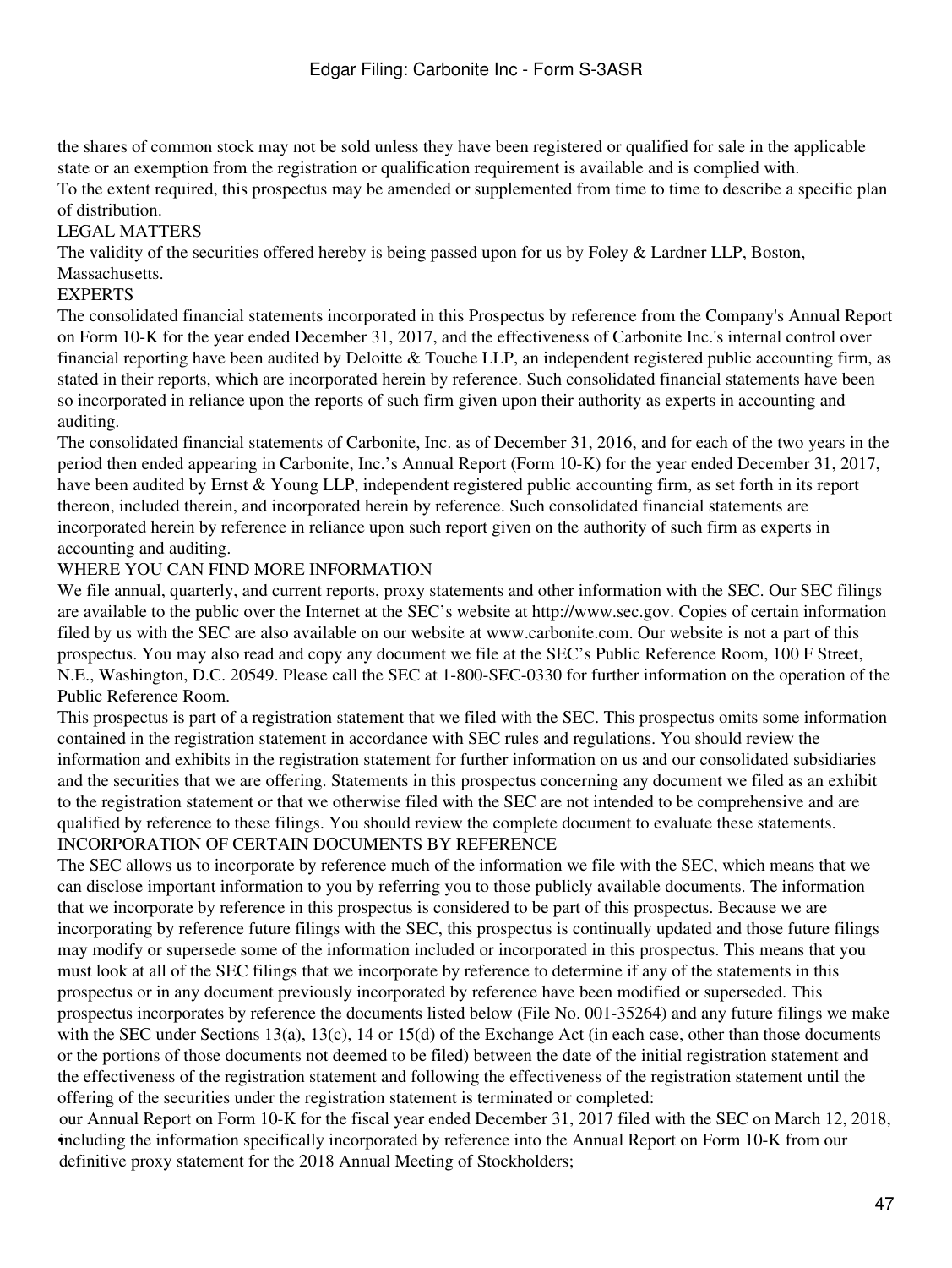the shares of common stock may not be sold unless they have been registered or qualified for sale in the applicable state or an exemption from the registration or qualification requirement is available and is complied with.

To the extent required, this prospectus may be amended or supplemented from time to time to describe a specific plan of distribution.

## LEGAL MATTERS

The validity of the securities offered hereby is being passed upon for us by Foley & Lardner LLP, Boston, Massachusetts.

## EXPERTS

The consolidated financial statements incorporated in this Prospectus by reference from the Company's Annual Report on Form 10-K for the year ended December 31, 2017, and the effectiveness of Carbonite Inc.'s internal control over financial reporting have been audited by Deloitte & Touche LLP, an independent registered public accounting firm, as stated in their reports, which are incorporated herein by reference. Such consolidated financial statements have been so incorporated in reliance upon the reports of such firm given upon their authority as experts in accounting and auditing.

The consolidated financial statements of Carbonite, Inc. as of December 31, 2016, and for each of the two years in the period then ended appearing in Carbonite, Inc.'s Annual Report (Form 10-K) for the year ended December 31, 2017, have been audited by Ernst & Young LLP, independent registered public accounting firm, as set forth in its report thereon, included therein, and incorporated herein by reference. Such consolidated financial statements are incorporated herein by reference in reliance upon such report given on the authority of such firm as experts in accounting and auditing.

## WHERE YOU CAN FIND MORE INFORMATION

We file annual, quarterly, and current reports, proxy statements and other information with the SEC. Our SEC filings are available to the public over the Internet at the SEC's website at http://www.sec.gov. Copies of certain information filed by us with the SEC are also available on our website at www.carbonite.com. Our website is not a part of this prospectus. You may also read and copy any document we file at the SEC's Public Reference Room, 100 F Street, N.E., Washington, D.C. 20549. Please call the SEC at 1-800-SEC-0330 for further information on the operation of the Public Reference Room.

This prospectus is part of a registration statement that we filed with the SEC. This prospectus omits some information contained in the registration statement in accordance with SEC rules and regulations. You should review the information and exhibits in the registration statement for further information on us and our consolidated subsidiaries and the securities that we are offering. Statements in this prospectus concerning any document we filed as an exhibit to the registration statement or that we otherwise filed with the SEC are not intended to be comprehensive and are qualified by reference to these filings. You should review the complete document to evaluate these statements.

## INCORPORATION OF CERTAIN DOCUMENTS BY REFERENCE

The SEC allows us to incorporate by reference much of the information we file with the SEC, which means that we can disclose important information to you by referring you to those publicly available documents. The information that we incorporate by reference in this prospectus is considered to be part of this prospectus. Because we are incorporating by reference future filings with the SEC, this prospectus is continually updated and those future filings may modify or supersede some of the information included or incorporated in this prospectus. This means that you must look at all of the SEC filings that we incorporate by reference to determine if any of the statements in this prospectus or in any document previously incorporated by reference have been modified or superseded. This prospectus incorporates by reference the documents listed below (File No. 001-35264) and any future filings we make with the SEC under Sections 13(a), 13(c), 14 or 15(d) of the Exchange Act (in each case, other than those documents or the portions of those documents not deemed to be filed) between the date of the initial registration statement and the effectiveness of the registration statement and following the effectiveness of the registration statement until the offering of the securities under the registration statement is terminated or completed:

- our Annual Report on Form 10-K for the fiscal year ended December 31, 2017 filed with the SEC on March 12, 2018, including the information specifically incorporated by reference into the Annual Report on Form 10-K from our definitive proxy statement for the 2018 Annual Meeting of Stockholders;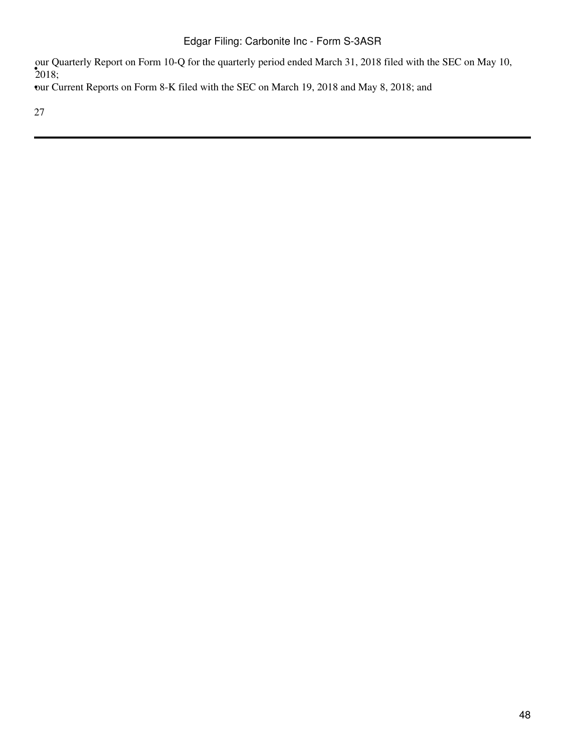- our Quarterly Report on Form 10-Q for the quarterly period ended March 31, 2018 filed with the SEC on May 10, 2018;
- our Current Reports on Form 8-K filed with the SEC on March 19, 2018 and May 8, 2018; and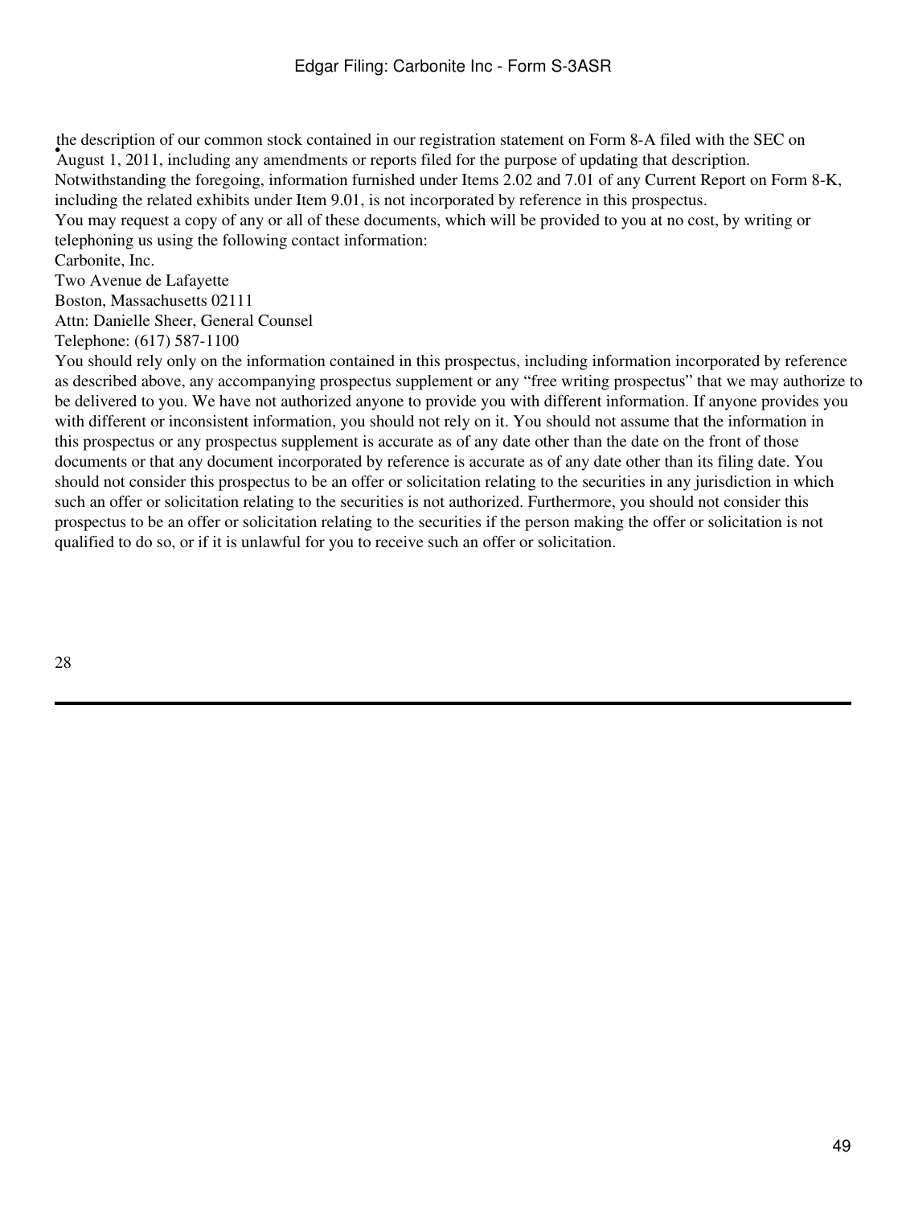- the description of our common stock contained in our registration statement on Form 8-A filed with the SEC on August 1, 2011, including any amendments or reports filed for the purpose of updating that description.

Notwithstanding the foregoing, information furnished under Items 2.02 and 7.01 of any Current Report on Form 8-K, including the related exhibits under Item 9.01, is not incorporated by reference in this prospectus.

You may request a copy of any or all of these documents, which will be provided to you at no cost, by writing or telephoning us using the following contact information:

Carbonite, Inc.
Two Avenue de Lafayette
Boston, Massachusetts 02111
Attn: Danielle Sheer, General Counsel
Telephone: (617) 587-1100

You should rely only on the information contained in this prospectus, including information incorporated by reference as described above, any accompanying prospectus supplement or any "free writing prospectus" that we may authorize to be delivered to you. We have not authorized anyone to provide you with different information. If anyone provides you with different or inconsistent information, you should not rely on it. You should not assume that the information in this prospectus or any prospectus supplement is accurate as of any date other than the date on the front of those documents or that any document incorporated by reference is accurate as of any date other than its filing date. You should not consider this prospectus to be an offer or solicitation relating to the securities in any jurisdiction in which such an offer or solicitation relating to the securities is not authorized. Furthermore, you should not consider this prospectus to be an offer or solicitation relating to the securities if the person making the offer or solicitation is not qualified to do so, or if it is unlawful for you to receive such an offer or solicitation.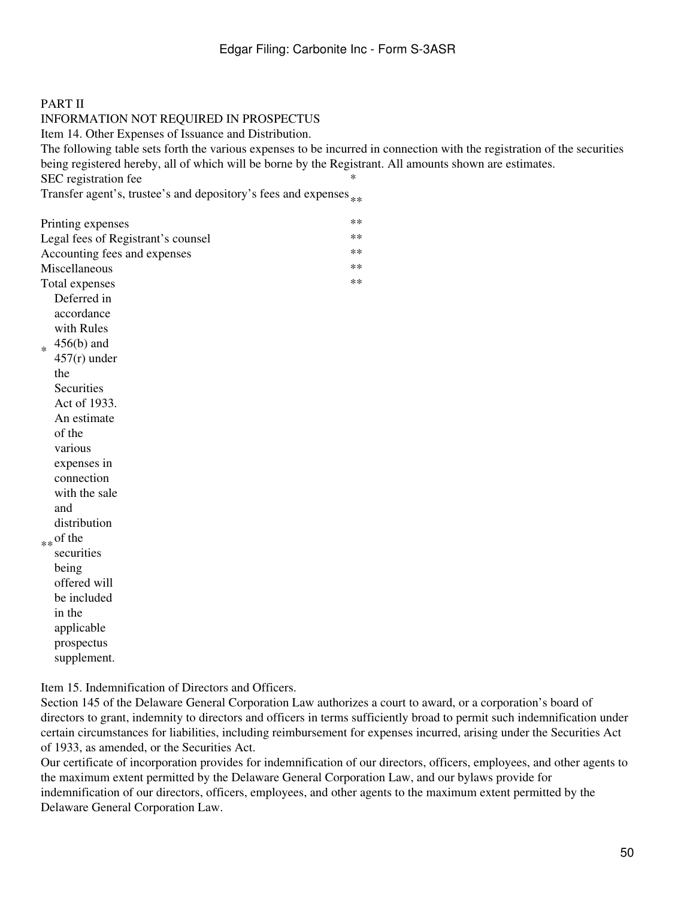PART II

INFORMATION NOT REQUIRED IN PROSPECTUS

Item 14. Other Expenses of Issuance and Distribution.

The following table sets forth the various expenses to be incurred in connection with the registration of the securities being registered hereby, all of which will be borne by the Registrant. All amounts shown are estimates.

| | |
|---|---|
| SEC registration fee | * |
| Transfer agent's, trustee's and depository's fees and expenses | ** |
| Printing expenses | ** |
| Legal fees of Registrant's counsel | ** |
| Accounting fees and expenses | ** |
| Miscellaneous | ** |
| Total expenses | ** |

* Deferred in accordance with Rules 456(b) and 457(r) under the Securities Act of 1933.

** An estimate of the various expenses in connection with the sale and distribution of the securities being offered will be included in the applicable prospectus supplement.

Item 15. Indemnification of Directors and Officers.

Section 145 of the Delaware General Corporation Law authorizes a court to award, or a corporation's board of directors to grant, indemnity to directors and officers in terms sufficiently broad to permit such indemnification under certain circumstances for liabilities, including reimbursement for expenses incurred, arising under the Securities Act of 1933, as amended, or the Securities Act.

Our certificate of incorporation provides for indemnification of our directors, officers, employees, and other agents to the maximum extent permitted by the Delaware General Corporation Law, and our bylaws provide for indemnification of our directors, officers, employees, and other agents to the maximum extent permitted by the Delaware General Corporation Law.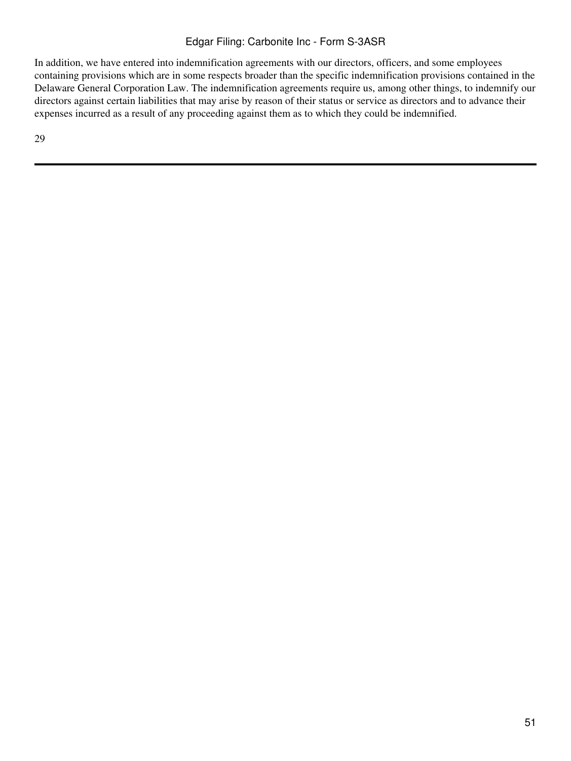In addition, we have entered into indemnification agreements with our directors, officers, and some employees containing provisions which are in some respects broader than the specific indemnification provisions contained in the Delaware General Corporation Law. The indemnification agreements require us, among other things, to indemnify our directors against certain liabilities that may arise by reason of their status or service as directors and to advance their expenses incurred as a result of any proceeding against them as to which they could be indemnified.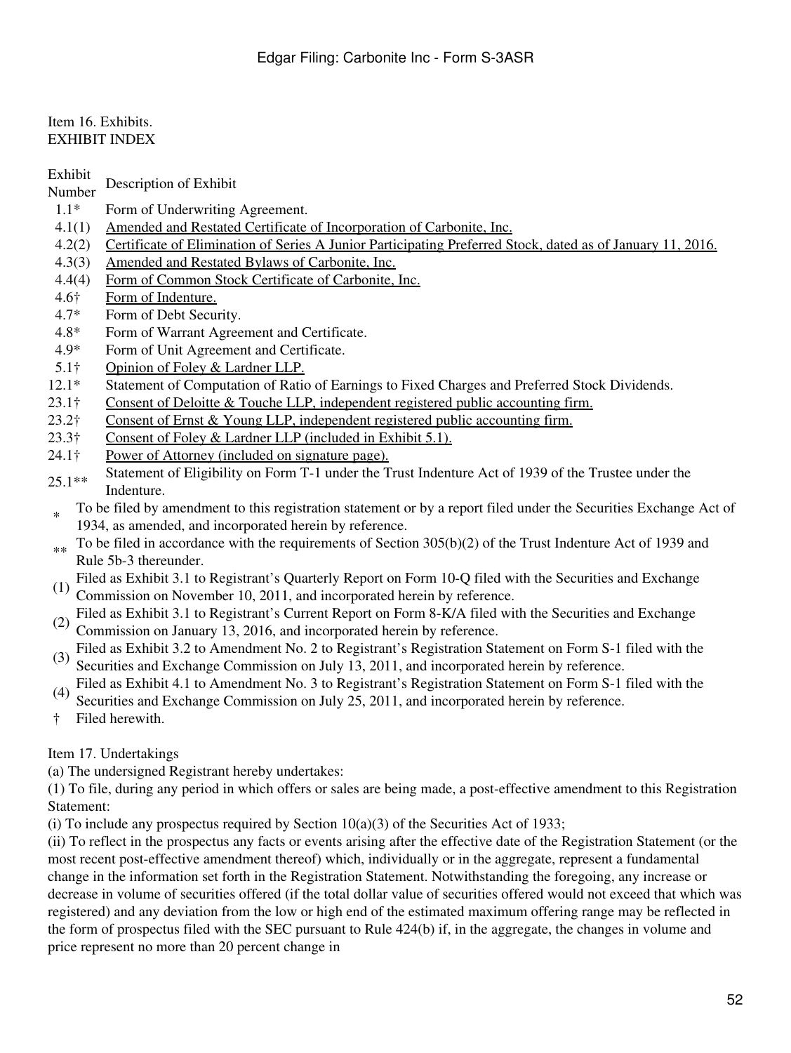Item 16. Exhibits.
EXHIBIT INDEX

| Exhibit Number | Description of Exhibit |
|---|---|
| 1.1* | Form of Underwriting Agreement. |
| 4.1(1) | Amended and Restated Certificate of Incorporation of Carbonite, Inc. |
| 4.2(2) | Certificate of Elimination of Series A Junior Participating Preferred Stock, dated as of January 11, 2016. |
| 4.3(3) | Amended and Restated Bylaws of Carbonite, Inc. |
| 4.4(4) | Form of Common Stock Certificate of Carbonite, Inc. |
| 4.6† | Form of Indenture. |
| 4.7* | Form of Debt Security. |
| 4.8* | Form of Warrant Agreement and Certificate. |
| 4.9* | Form of Unit Agreement and Certificate. |
| 5.1† | Opinion of Foley & Lardner LLP. |
| 12.1* | Statement of Computation of Ratio of Earnings to Fixed Charges and Preferred Stock Dividends. |
| 23.1† | Consent of Deloitte & Touche LLP, independent registered public accounting firm. |
| 23.2† | Consent of Ernst & Young LLP, independent registered public accounting firm. |
| 23.3† | Consent of Foley & Lardner LLP (included in Exhibit 5.1). |
| 24.1† | Power of Attorney (included on signature page). |
| 25.1** | Statement of Eligibility on Form T-1 under the Trust Indenture Act of 1939 of the Trustee under the Indenture. |

\* To be filed by amendment to this registration statement or by a report filed under the Securities Exchange Act of 1934, as amended, and incorporated herein by reference.

\*\* To be filed in accordance with the requirements of Section 305(b)(2) of the Trust Indenture Act of 1939 and Rule 5b-3 thereunder.

(1) Filed as Exhibit 3.1 to Registrant's Quarterly Report on Form 10-Q filed with the Securities and Exchange Commission on November 10, 2011, and incorporated herein by reference.

(2) Filed as Exhibit 3.1 to Registrant's Current Report on Form 8-K/A filed with the Securities and Exchange Commission on January 13, 2016, and incorporated herein by reference.

(3) Filed as Exhibit 3.2 to Amendment No. 2 to Registrant's Registration Statement on Form S-1 filed with the Securities and Exchange Commission on July 13, 2011, and incorporated herein by reference.

(4) Filed as Exhibit 4.1 to Amendment No. 3 to Registrant's Registration Statement on Form S-1 filed with the Securities and Exchange Commission on July 25, 2011, and incorporated herein by reference.

† Filed herewith.

Item 17. Undertakings

(a) The undersigned Registrant hereby undertakes:

(1) To file, during any period in which offers or sales are being made, a post-effective amendment to this Registration Statement:

(i) To include any prospectus required by Section 10(a)(3) of the Securities Act of 1933;

(ii) To reflect in the prospectus any facts or events arising after the effective date of the Registration Statement (or the most recent post-effective amendment thereof) which, individually or in the aggregate, represent a fundamental change in the information set forth in the Registration Statement. Notwithstanding the foregoing, any increase or decrease in volume of securities offered (if the total dollar value of securities offered would not exceed that which was registered) and any deviation from the low or high end of the estimated maximum offering range may be reflected in the form of prospectus filed with the SEC pursuant to Rule 424(b) if, in the aggregate, the changes in volume and price represent no more than 20 percent change in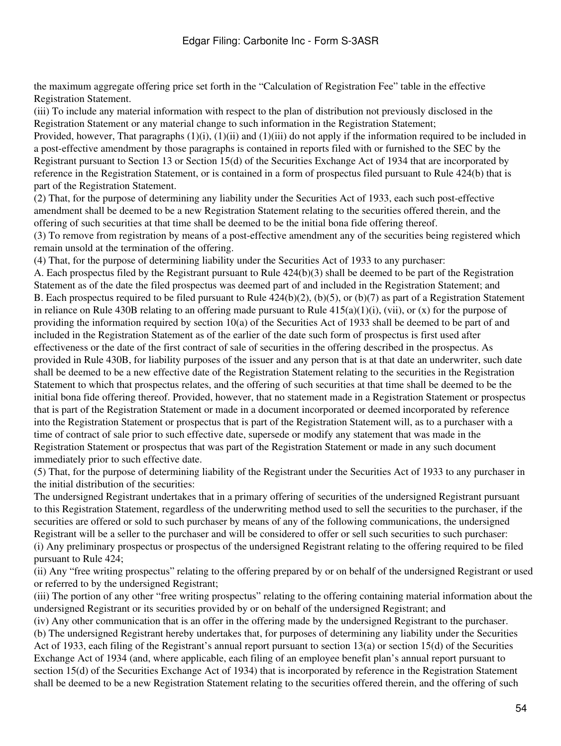the maximum aggregate offering price set forth in the "Calculation of Registration Fee" table in the effective Registration Statement.

(iii) To include any material information with respect to the plan of distribution not previously disclosed in the Registration Statement or any material change to such information in the Registration Statement;

Provided, however, That paragraphs (1)(i), (1)(ii) and (1)(iii) do not apply if the information required to be included in a post-effective amendment by those paragraphs is contained in reports filed with or furnished to the SEC by the Registrant pursuant to Section 13 or Section 15(d) of the Securities Exchange Act of 1934 that are incorporated by reference in the Registration Statement, or is contained in a form of prospectus filed pursuant to Rule 424(b) that is part of the Registration Statement.

(2) That, for the purpose of determining any liability under the Securities Act of 1933, each such post-effective amendment shall be deemed to be a new Registration Statement relating to the securities offered therein, and the offering of such securities at that time shall be deemed to be the initial bona fide offering thereof.

(3) To remove from registration by means of a post-effective amendment any of the securities being registered which remain unsold at the termination of the offering.

(4) That, for the purpose of determining liability under the Securities Act of 1933 to any purchaser:

A. Each prospectus filed by the Registrant pursuant to Rule 424(b)(3) shall be deemed to be part of the Registration Statement as of the date the filed prospectus was deemed part of and included in the Registration Statement; and

B. Each prospectus required to be filed pursuant to Rule 424(b)(2), (b)(5), or (b)(7) as part of a Registration Statement in reliance on Rule 430B relating to an offering made pursuant to Rule 415(a)(1)(i), (vii), or (x) for the purpose of providing the information required by section 10(a) of the Securities Act of 1933 shall be deemed to be part of and included in the Registration Statement as of the earlier of the date such form of prospectus is first used after effectiveness or the date of the first contract of sale of securities in the offering described in the prospectus. As provided in Rule 430B, for liability purposes of the issuer and any person that is at that date an underwriter, such date shall be deemed to be a new effective date of the Registration Statement relating to the securities in the Registration Statement to which that prospectus relates, and the offering of such securities at that time shall be deemed to be the initial bona fide offering thereof. Provided, however, that no statement made in a Registration Statement or prospectus that is part of the Registration Statement or made in a document incorporated or deemed incorporated by reference into the Registration Statement or prospectus that is part of the Registration Statement will, as to a purchaser with a time of contract of sale prior to such effective date, supersede or modify any statement that was made in the Registration Statement or prospectus that was part of the Registration Statement or made in any such document immediately prior to such effective date.

(5) That, for the purpose of determining liability of the Registrant under the Securities Act of 1933 to any purchaser in the initial distribution of the securities:

The undersigned Registrant undertakes that in a primary offering of securities of the undersigned Registrant pursuant to this Registration Statement, regardless of the underwriting method used to sell the securities to the purchaser, if the securities are offered or sold to such purchaser by means of any of the following communications, the undersigned Registrant will be a seller to the purchaser and will be considered to offer or sell such securities to such purchaser:

(i) Any preliminary prospectus or prospectus of the undersigned Registrant relating to the offering required to be filed pursuant to Rule 424;

(ii) Any "free writing prospectus" relating to the offering prepared by or on behalf of the undersigned Registrant or used or referred to by the undersigned Registrant;

(iii) The portion of any other "free writing prospectus" relating to the offering containing material information about the undersigned Registrant or its securities provided by or on behalf of the undersigned Registrant; and

(iv) Any other communication that is an offer in the offering made by the undersigned Registrant to the purchaser.

(b) The undersigned Registrant hereby undertakes that, for purposes of determining any liability under the Securities Act of 1933, each filing of the Registrant's annual report pursuant to section 13(a) or section 15(d) of the Securities Exchange Act of 1934 (and, where applicable, each filing of an employee benefit plan's annual report pursuant to section 15(d) of the Securities Exchange Act of 1934) that is incorporated by reference in the Registration Statement shall be deemed to be a new Registration Statement relating to the securities offered therein, and the offering of such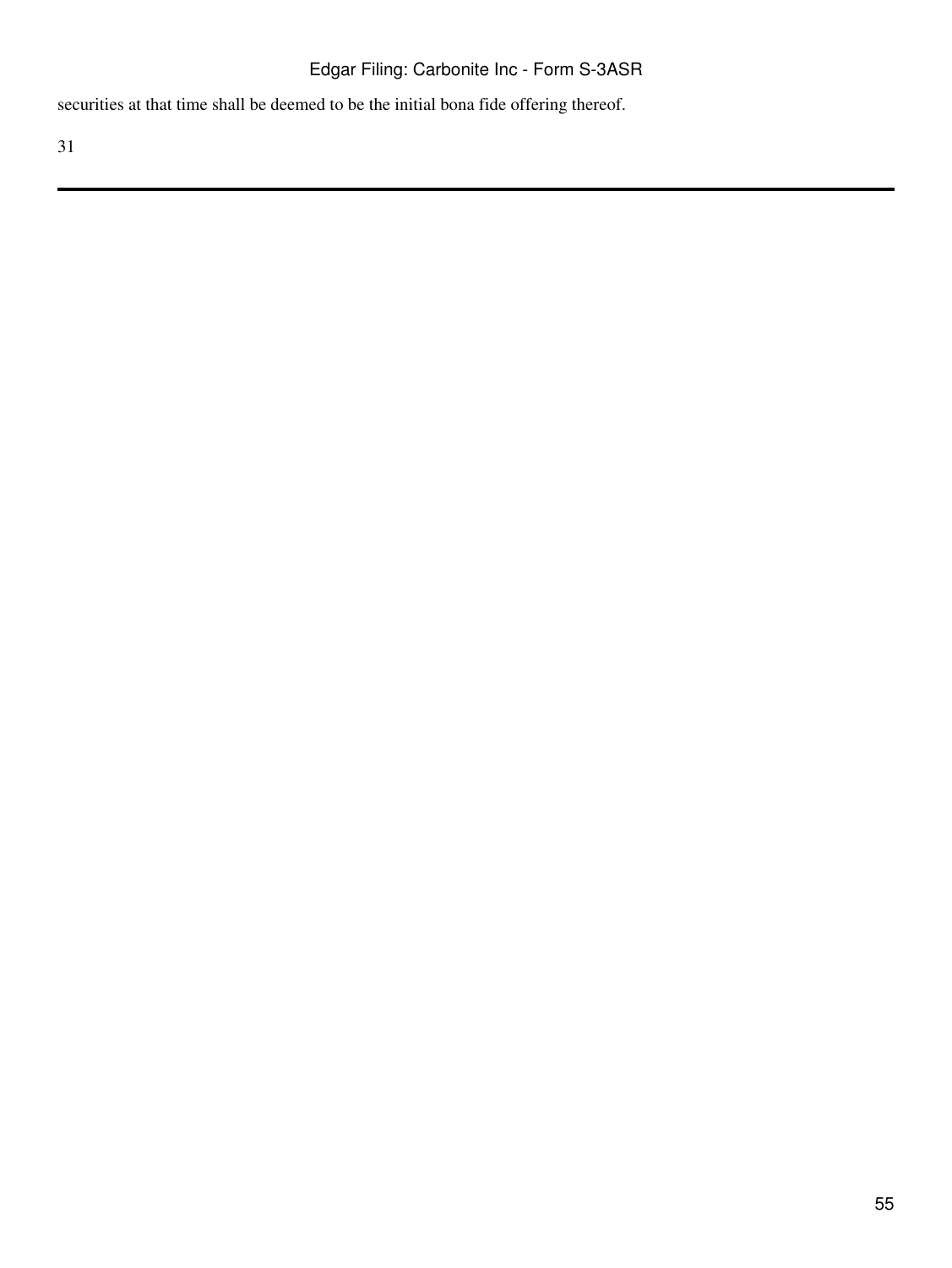securities at that time shall be deemed to be the initial bona fide offering thereof.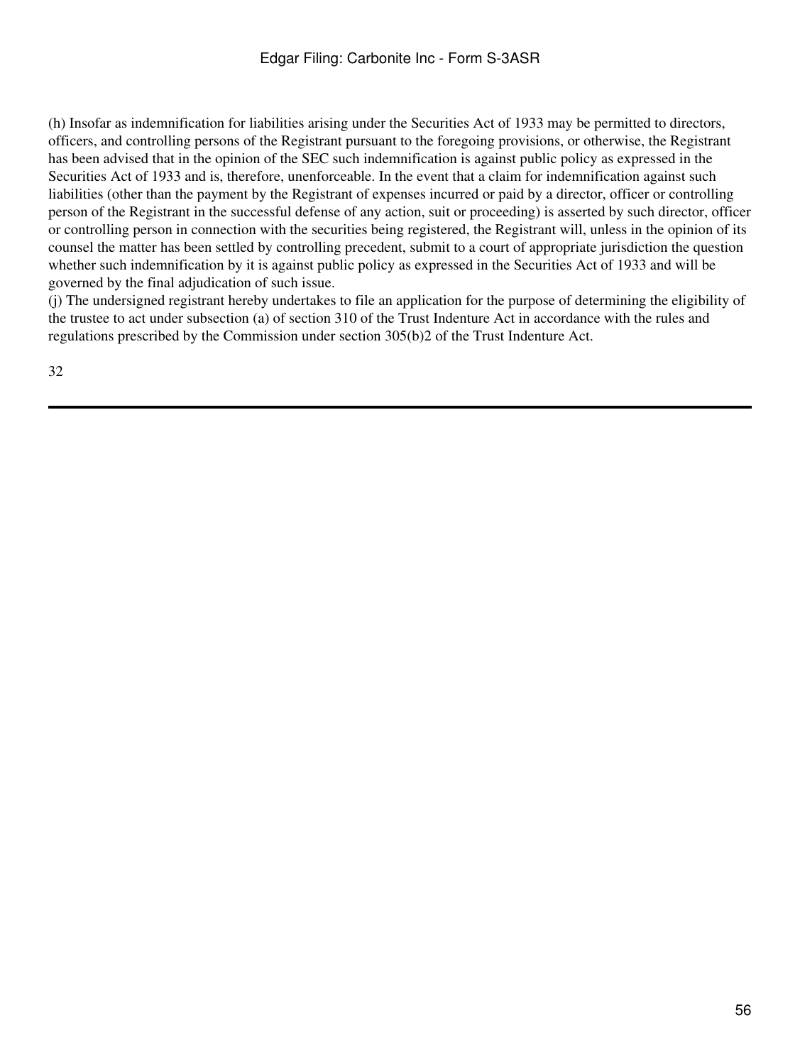(h) Insofar as indemnification for liabilities arising under the Securities Act of 1933 may be permitted to directors, officers, and controlling persons of the Registrant pursuant to the foregoing provisions, or otherwise, the Registrant has been advised that in the opinion of the SEC such indemnification is against public policy as expressed in the Securities Act of 1933 and is, therefore, unenforceable. In the event that a claim for indemnification against such liabilities (other than the payment by the Registrant of expenses incurred or paid by a director, officer or controlling person of the Registrant in the successful defense of any action, suit or proceeding) is asserted by such director, officer or controlling person in connection with the securities being registered, the Registrant will, unless in the opinion of its counsel the matter has been settled by controlling precedent, submit to a court of appropriate jurisdiction the question whether such indemnification by it is against public policy as expressed in the Securities Act of 1933 and will be governed by the final adjudication of such issue.

(j) The undersigned registrant hereby undertakes to file an application for the purpose of determining the eligibility of the trustee to act under subsection (a) of section 310 of the Trust Indenture Act in accordance with the rules and regulations prescribed by the Commission under section 305(b)2 of the Trust Indenture Act.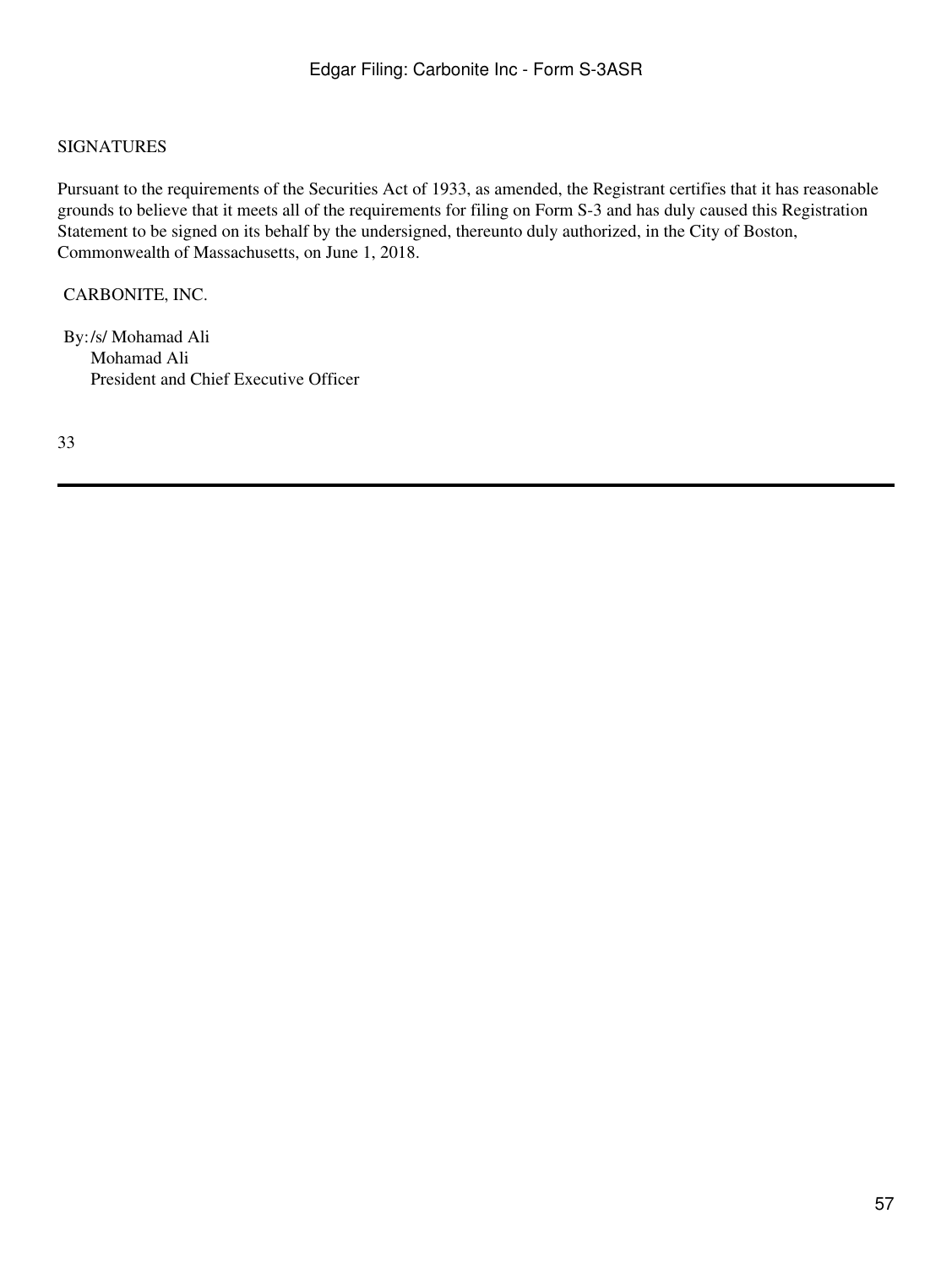SIGNATURES

Pursuant to the requirements of the Securities Act of 1933, as amended, the Registrant certifies that it has reasonable grounds to believe that it meets all of the requirements for filing on Form S-3 and has duly caused this Registration Statement to be signed on its behalf by the undersigned, thereunto duly authorized, in the City of Boston, Commonwealth of Massachusetts, on June 1, 2018.

CARBONITE, INC.

By: /s/ Mohamad Ali
Mohamad Ali
President and Chief Executive Officer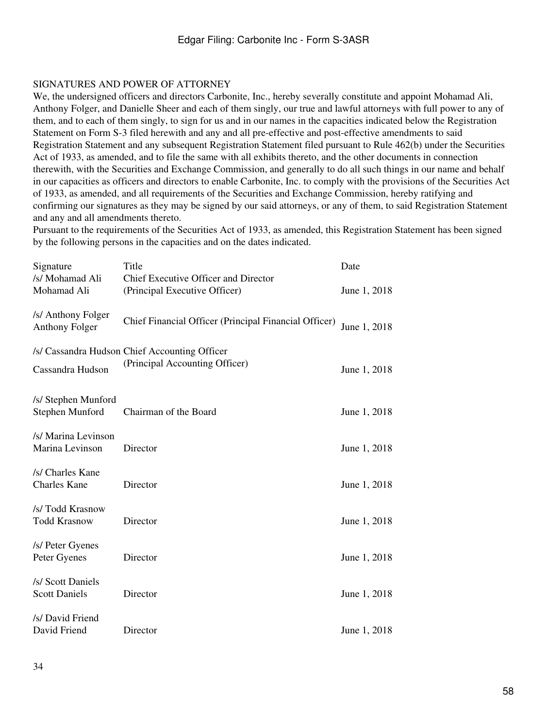SIGNATURES AND POWER OF ATTORNEY

We, the undersigned officers and directors Carbonite, Inc., hereby severally constitute and appoint Mohamad Ali, Anthony Folger, and Danielle Sheer and each of them singly, our true and lawful attorneys with full power to any of them, and to each of them singly, to sign for us and in our names in the capacities indicated below the Registration Statement on Form S-3 filed herewith and any and all pre-effective and post-effective amendments to said Registration Statement and any subsequent Registration Statement filed pursuant to Rule 462(b) under the Securities Act of 1933, as amended, and to file the same with all exhibits thereto, and the other documents in connection therewith, with the Securities and Exchange Commission, and generally to do all such things in our name and behalf in our capacities as officers and directors to enable Carbonite, Inc. to comply with the provisions of the Securities Act of 1933, as amended, and all requirements of the Securities and Exchange Commission, hereby ratifying and confirming our signatures as they may be signed by our said attorneys, or any of them, to said Registration Statement and any and all amendments thereto.

Pursuant to the requirements of the Securities Act of 1933, as amended, this Registration Statement has been signed by the following persons in the capacities and on the dates indicated.

| Signature | Title | Date |
|---|---|---|
| /s/ Mohamad Ali<br>Mohamad Ali | Chief Executive Officer and Director<br>(Principal Executive Officer) | June 1, 2018 |
| /s/ Anthony Folger<br>Anthony Folger | Chief Financial Officer (Principal Financial Officer) | June 1, 2018 |
| /s/ Cassandra Hudson<br>Cassandra Hudson | Chief Accounting Officer<br>(Principal Accounting Officer) | June 1, 2018 |
| /s/ Stephen Munford<br>Stephen Munford | Chairman of the Board | June 1, 2018 |
| /s/ Marina Levinson<br>Marina Levinson | Director | June 1, 2018 |
| /s/ Charles Kane<br>Charles Kane | Director | June 1, 2018 |
| /s/ Todd Krasnow<br>Todd Krasnow | Director | June 1, 2018 |
| /s/ Peter Gyenes<br>Peter Gyenes | Director | June 1, 2018 |
| /s/ Scott Daniels<br>Scott Daniels | Director | June 1, 2018 |
| /s/ David Friend<br>David Friend | Director | June 1, 2018 |